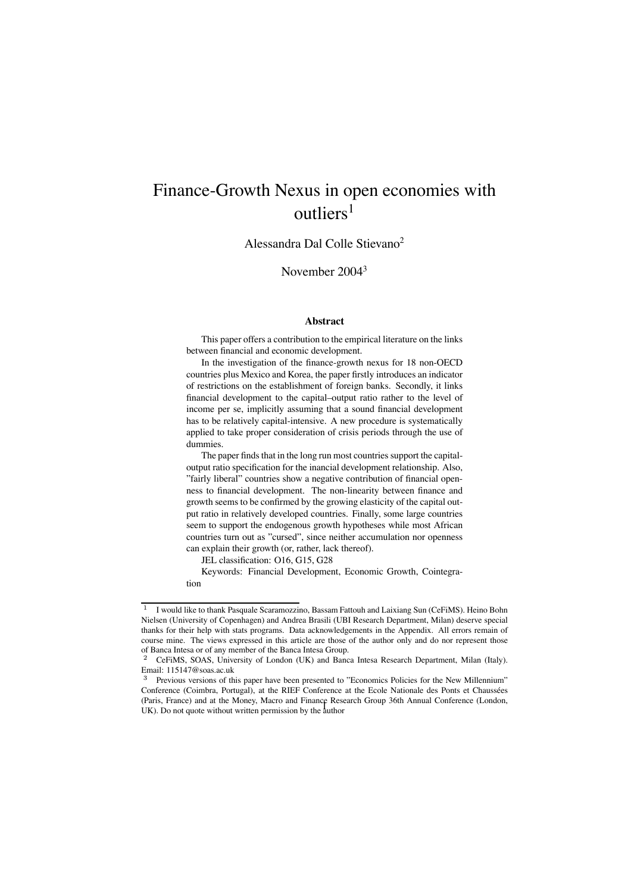# Finance-Growth Nexus in open economies with outliers[1]

Alessandra Dal Colle Stievano[2]

November 2004[3]

### Abstract

This paper offers a contribution to the empirical literature on the links between financial and economic development.

In the investigation of the finance-growth nexus for 18 non-OECD countries plus Mexico and Korea, the paper firstly introduces an indicator of restrictions on the establishment of foreign banks. Secondly, it links financial development to the capital–output ratio rather to the level of income per se, implicitly assuming that a sound financial development has to be relatively capital-intensive. A new procedure is systematically applied to take proper consideration of crisis periods through the use of dummies.

The paper finds that in the long run most countries support the capital-output ratio specification for the inancial development relationship. Also, "fairly liberal" countries show a negative contribution of financial openness to financial development. The non-linearity between finance and growth seems to be confirmed by the growing elasticity of the capital output ratio in relatively developed countries. Finally, some large countries seem to support the endogenous growth hypotheses while most African countries turn out as "cursed", since neither accumulation nor openness can explain their growth (or, rather, lack thereof).

JEL classification: O16, G15, G28

Keywords: Financial Development, Economic Growth, Cointegration

---

[1] I would like to thank Pasquale Scaramozzino, Bassam Fattouh and Laixiang Sun (CeFiMS). Heino Bohn Nielsen (University of Copenhagen) and Andrea Brasili (UBI Research Department, Milan) deserve special thanks for their help with stats programs. Data acknowledgements in the Appendix. All errors remain of course mine. The views expressed in this article are those of the author only and do nor represent those of Banca Intesa or of any member of the Banca Intesa Group.

[2] CeFiMS, SOAS, University of London (UK) and Banca Intesa Research Department, Milan (Italy). Email: 115147@soas.ac.uk

[3] Previous versions of this paper have been presented to "Economics Policies for the New Millennium" Conference (Coimbra, Portugal), at the RIEF Conference at the Ecole Nationale des Ponts et Chaussées (Paris, France) and at the Money, Macro and Finance Research Group 36th Annual Conference (London, UK). Do not quote without written permission by the author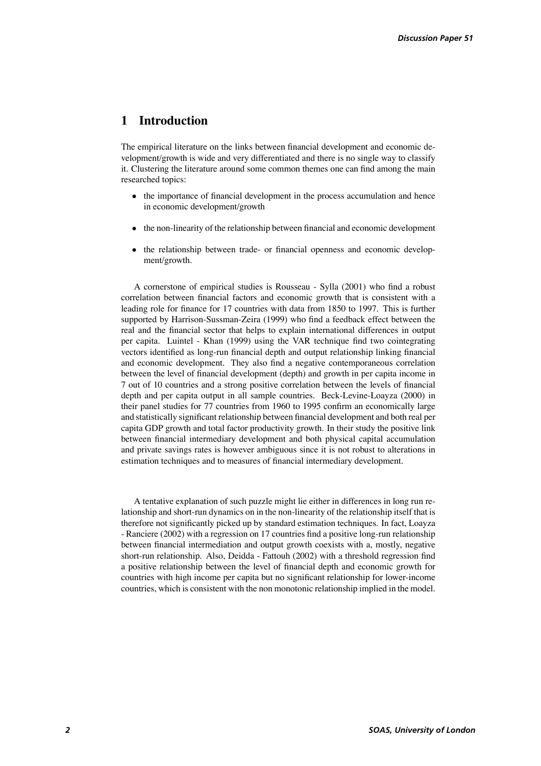# 1 Introduction

The empirical literature on the links between financial development and economic development/growth is wide and very differentiated and there is no single way to classify it. Clustering the literature around some common themes one can find among the main researched topics:

- the importance of financial development in the process accumulation and hence in economic development/growth
- the non-linearity of the relationship between financial and economic development
- the relationship between trade- or financial openness and economic development/growth.

A cornerstone of empirical studies is Rousseau - Sylla (2001) who find a robust correlation between financial factors and economic growth that is consistent with a leading role for finance for 17 countries with data from 1850 to 1997. This is further supported by Harrison-Sussman-Zeira (1999) who find a feedback effect between the real and the financial sector that helps to explain international differences in output per capita. Luintel - Khan (1999) using the VAR technique find two cointegrating vectors identified as long-run financial depth and output relationship linking financial and economic development. They also find a negative contemporaneous correlation between the level of financial development (depth) and growth in per capita income in 7 out of 10 countries and a strong positive correlation between the levels of financial depth and per capita output in all sample countries. Beck-Levine-Loayza (2000) in their panel studies for 77 countries from 1960 to 1995 confirm an economically large and statistically significant relationship between financial development and both real per capita GDP growth and total factor productivity growth. In their study the positive link between financial intermediary development and both physical capital accumulation and private savings rates is however ambiguous since it is not robust to alterations in estimation techniques and to measures of financial intermediary development.

A tentative explanation of such puzzle might lie either in differences in long run relationship and short-run dynamics on in the non-linearity of the relationship itself that is therefore not significantly picked up by standard estimation techniques. In fact, Loayza - Ranciere (2002) with a regression on 17 countries find a positive long-run relationship between financial intermediation and output growth coexists with a, mostly, negative short-run relationship. Also, Deidda - Fattouh (2002) with a threshold regression find a positive relationship between the level of financial depth and economic growth for countries with high income per capita but no significant relationship for lower-income countries, which is consistent with the non monotonic relationship implied in the model.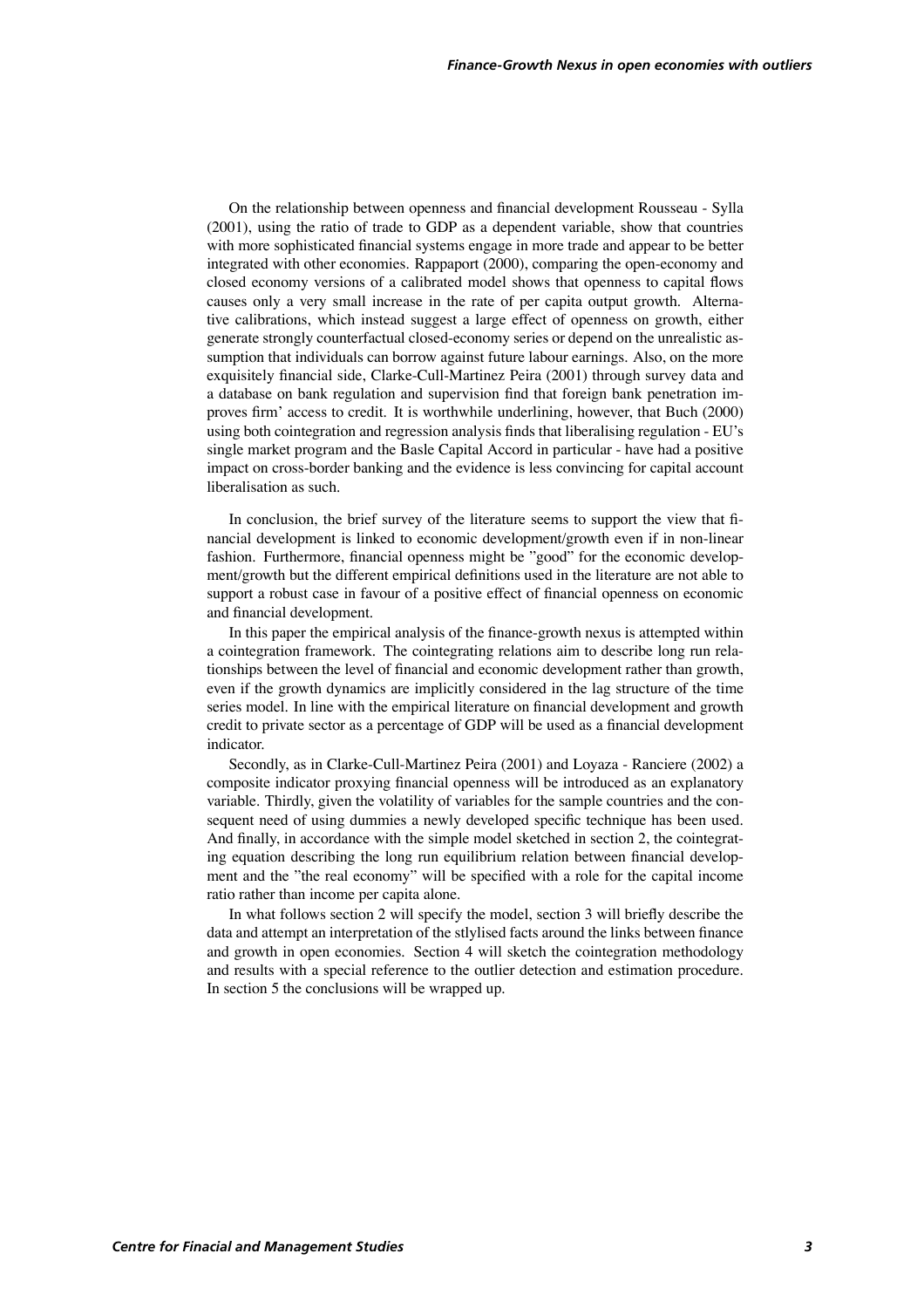On the relationship between openness and financial development Rousseau - Sylla (2001), using the ratio of trade to GDP as a dependent variable, show that countries with more sophisticated financial systems engage in more trade and appear to be better integrated with other economies. Rappaport (2000), comparing the open-economy and closed economy versions of a calibrated model shows that openness to capital flows causes only a very small increase in the rate of per capita output growth. Alternative calibrations, which instead suggest a large effect of openness on growth, either generate strongly counterfactual closed-economy series or depend on the unrealistic assumption that individuals can borrow against future labour earnings. Also, on the more exquisitely financial side, Clarke-Cull-Martinez Peira (2001) through survey data and a database on bank regulation and supervision find that foreign bank penetration improves firm' access to credit. It is worthwhile underlining, however, that Buch (2000) using both cointegration and regression analysis finds that liberalising regulation - EU's single market program and the Basle Capital Accord in particular - have had a positive impact on cross-border banking and the evidence is less convincing for capital account liberalisation as such.

In conclusion, the brief survey of the literature seems to support the view that financial development is linked to economic development/growth even if in non-linear fashion. Furthermore, financial openness might be "good" for the economic development/growth but the different empirical definitions used in the literature are not able to support a robust case in favour of a positive effect of financial openness on economic and financial development.

In this paper the empirical analysis of the finance-growth nexus is attempted within a cointegration framework. The cointegrating relations aim to describe long run relationships between the level of financial and economic development rather than growth, even if the growth dynamics are implicitly considered in the lag structure of the time series model. In line with the empirical literature on financial development and growth credit to private sector as a percentage of GDP will be used as a financial development indicator.

Secondly, as in Clarke-Cull-Martinez Peira (2001) and Loyaza - Ranciere (2002) a composite indicator proxying financial openness will be introduced as an explanatory variable. Thirdly, given the volatility of variables for the sample countries and the consequent need of using dummies a newly developed specific technique has been used. And finally, in accordance with the simple model sketched in section 2, the cointegrating equation describing the long run equilibrium relation between financial development and the "the real economy" will be specified with a role for the capital income ratio rather than income per capita alone.

In what follows section 2 will specify the model, section 3 will briefly describe the data and attempt an interpretation of the stlylised facts around the links between finance and growth in open economies. Section 4 will sketch the cointegration methodology and results with a special reference to the outlier detection and estimation procedure. In section 5 the conclusions will be wrapped up.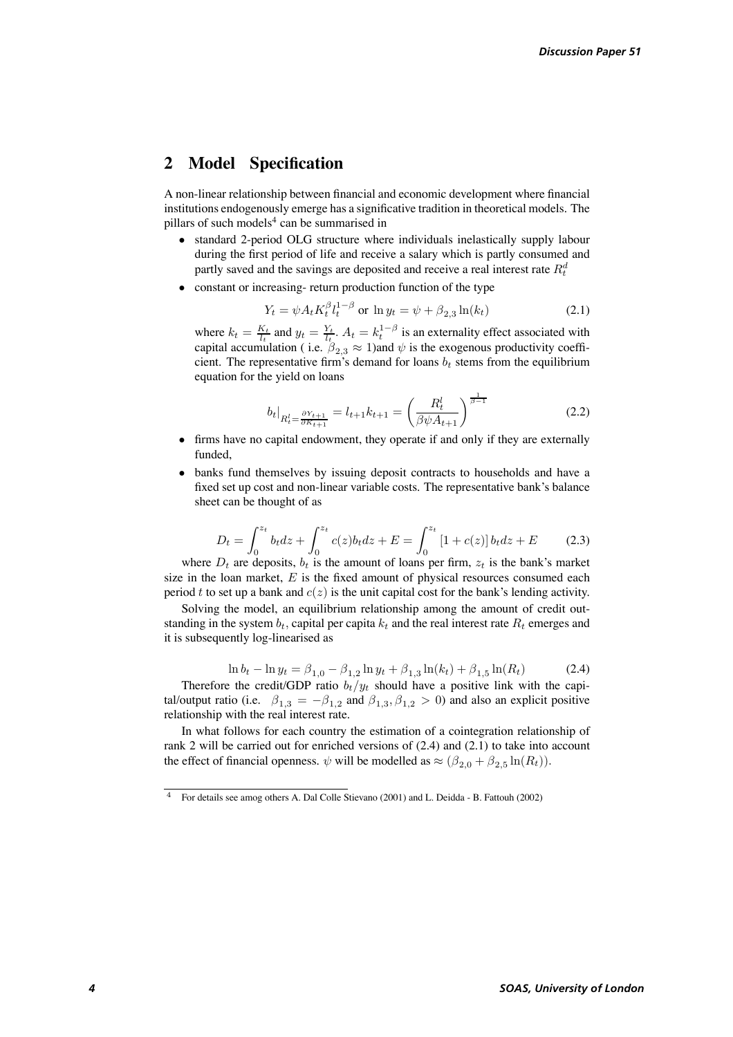## 2 Model Specification

A non-linear relationship between financial and economic development where financial institutions endogenously emerge has a significative tradition in theoretical models. The pillars of such models[4] can be summarised in

- standard 2-period OLG structure where individuals inelastically supply labour during the first period of life and receive a salary which is partly consumed and partly saved and the savings are deposited and receive a real interest rate $R_t^d$
- constant or increasing- return production function of the type

$$Y_t = \psi A_t K_t^{\beta} l_t^{1-\beta} \text{ or } \ln y_t = \psi + \beta_{2,3} \ln(k_t) \tag{2.1}$$

where $k_t = \frac{K_t}{l_t}$ and $y_t = \frac{Y_t}{l_t}$. $A_t = k_t^{1-\beta}$ is an externality effect associated with capital accumulation ( i.e. $\beta_{2,3} \approx 1$)and $\psi$ is the exogenous productivity coefficient. The representative firm's demand for loans $b_t$ stems from the equilibrium equation for the yield on loans

$$b_t|_{R_t^l = \frac{\partial Y_{t+1}}{\partial K_{t+1}}} = l_{t+1} k_{t+1} = \left( \frac{R_t^l}{\beta \psi A_{t+1}} \right)^{\frac{1}{\beta - 1}} \tag{2.2}$$

- firms have no capital endowment, they operate if and only if they are externally funded,
- banks fund themselves by issuing deposit contracts to households and have a fixed set up cost and non-linear variable costs. The representative bank's balance sheet can be thought of as

$$D_t = \int_0^{z_t} b_t dz + \int_0^{z_t} c(z) b_t dz + E = \int_0^{z_t} \left[1 + c(z)\right] b_t dz + E \tag{2.3}$$

where $D_t$ are deposits, $b_t$ is the amount of loans per firm, $z_t$ is the bank's market size in the loan market, $E$ is the fixed amount of physical resources consumed each period $t$ to set up a bank and $c(z)$ is the unit capital cost for the bank's lending activity.

Solving the model, an equilibrium relationship among the amount of credit outstanding in the system $b_t$, capital per capita $k_t$ and the real interest rate $R_t$ emerges and it is subsequently log-linearised as

$$\ln b_t - \ln y_t = \beta_{1,0} - \beta_{1,2} \ln y_t + \beta_{1,3} \ln(k_t) + \beta_{1,5} \ln(R_t) \tag{2.4}$$

Therefore the credit/GDP ratio $b_t/y_t$ should have a positive link with the capital/output ratio (i.e. $\beta_{1,3} = -\beta_{1,2}$ and $\beta_{1,3}, \beta_{1,2} > 0$) and also an explicit positive relationship with the real interest rate.

In what follows for each country the estimation of a cointegration relationship of rank 2 will be carried out for enriched versions of (2.4) and (2.1) to take into account the effect of financial openness. $\psi$ will be modelled as $\approx (\beta_{2,0} + \beta_{2,5} \ln(R_t))$.

---

[4] For details see amog others A. Dal Colle Stievano (2001) and L. Deidda - B. Fattouh (2002)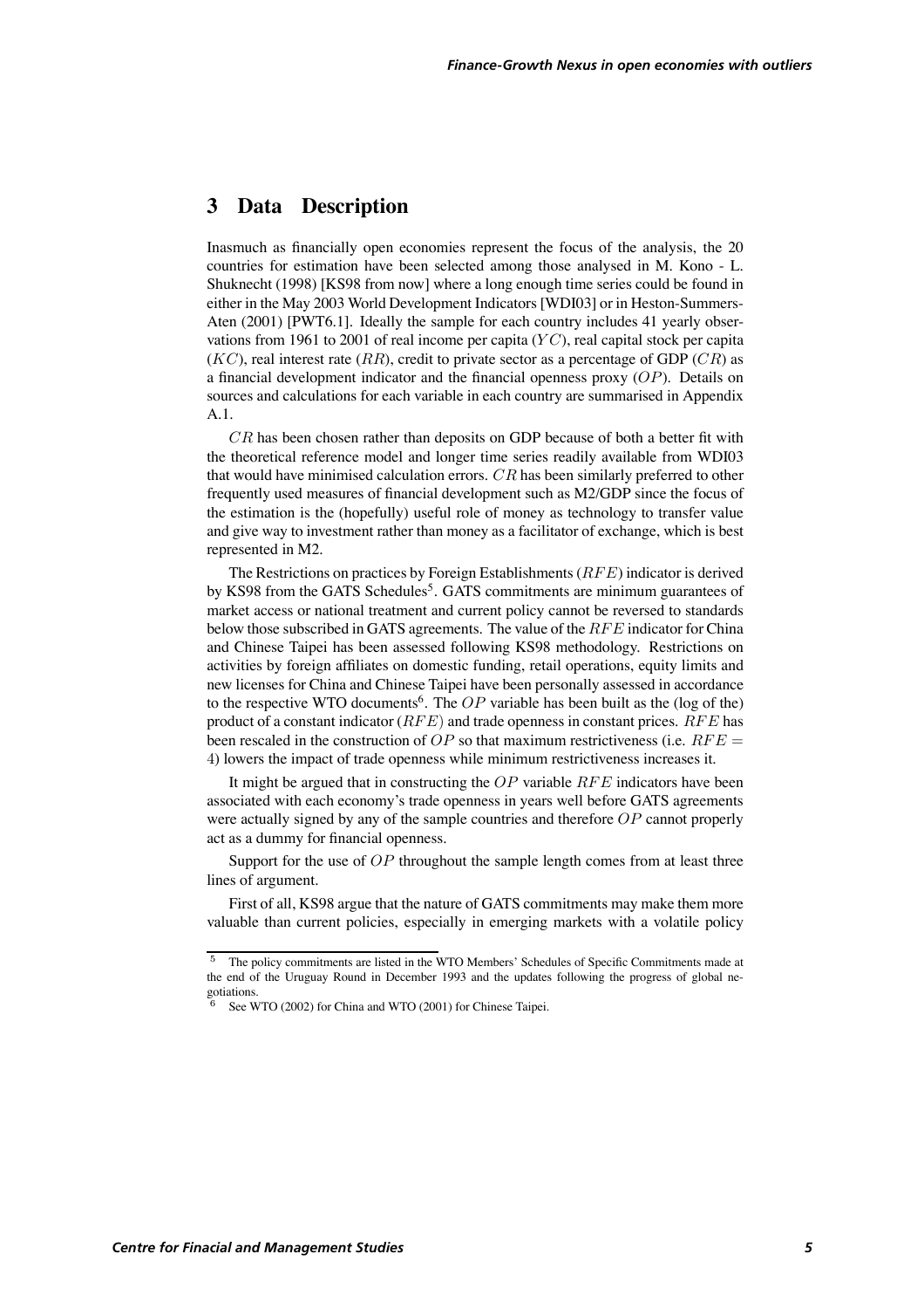## 3 Data Description

Inasmuch as financially open economies represent the focus of the analysis, the 20 countries for estimation have been selected among those analysed in M. Kono - L. Shuknecht (1998) [KS98 from now] where a long enough time series could be found in either in the May 2003 World Development Indicators [WDI03] or in Heston-Summers-Aten (2001) [PWT6.1]. Ideally the sample for each country includes 41 yearly observations from 1961 to 2001 of real income per capita ($YC$), real capital stock per capita ($KC$), real interest rate ($RR$), credit to private sector as a percentage of GDP ($CR$) as a financial development indicator and the financial openness proxy ($OP$). Details on sources and calculations for each variable in each country are summarised in Appendix A.1.

$CR$ has been chosen rather than deposits on GDP because of both a better fit with the theoretical reference model and longer time series readily available from WDI03 that would have minimised calculation errors. $CR$ has been similarly preferred to other frequently used measures of financial development such as M2/GDP since the focus of the estimation is the (hopefully) useful role of money as technology to transfer value and give way to investment rather than money as a facilitator of exchange, which is best represented in M2.

The Restrictions on practices by Foreign Establishments ($RFE$) indicator is derived by KS98 from the GATS Schedules[5]. GATS commitments are minimum guarantees of market access or national treatment and current policy cannot be reversed to standards below those subscribed in GATS agreements. The value of the $RFE$ indicator for China and Chinese Taipei has been assessed following KS98 methodology. Restrictions on activities by foreign affiliates on domestic funding, retail operations, equity limits and new licenses for China and Chinese Taipei have been personally assessed in accordance to the respective WTO documents[6]. The $OP$ variable has been built as the (log of the) product of a constant indicator ($RFE$) and trade openness in constant prices. $RFE$ has been rescaled in the construction of $OP$ so that maximum restrictiveness (i.e. $RFE = 4$) lowers the impact of trade openness while minimum restrictiveness increases it.

It might be argued that in constructing the $OP$ variable $RFE$ indicators have been associated with each economy's trade openness in years well before GATS agreements were actually signed by any of the sample countries and therefore $OP$ cannot properly act as a dummy for financial openness.

Support for the use of $OP$ throughout the sample length comes from at least three lines of argument.

First of all, KS98 argue that the nature of GATS commitments may make them more valuable than current policies, especially in emerging markets with a volatile policy

---

[5] The policy commitments are listed in the WTO Members' Schedules of Specific Commitments made at the end of the Uruguay Round in December 1993 and the updates following the progress of global negotiations.

[6] See WTO (2002) for China and WTO (2001) for Chinese Taipei.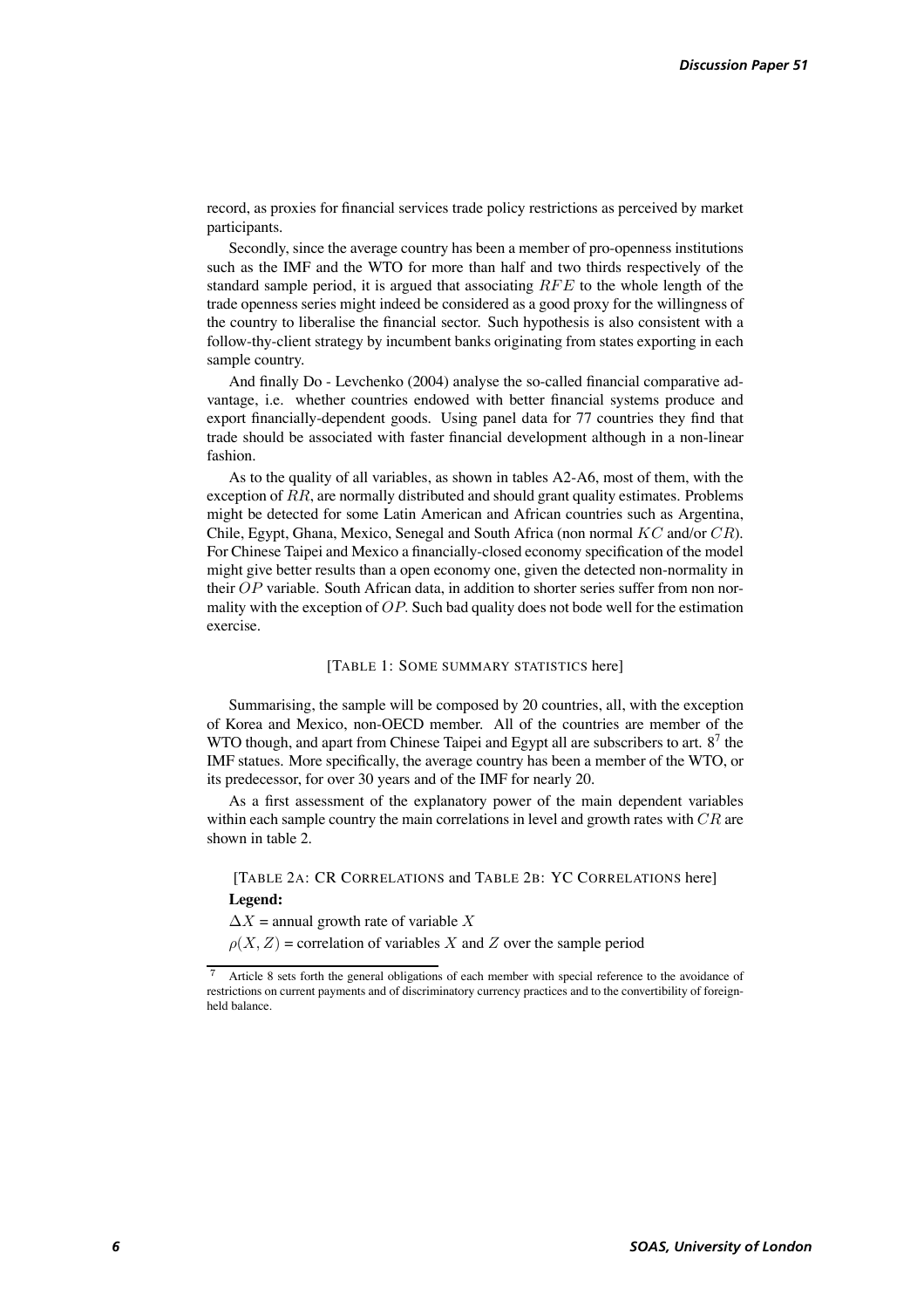record, as proxies for financial services trade policy restrictions as perceived by market participants.

Secondly, since the average country has been a member of pro-openness institutions such as the IMF and the WTO for more than half and two thirds respectively of the standard sample period, it is argued that associating $RFE$ to the whole length of the trade openness series might indeed be considered as a good proxy for the willingness of the country to liberalise the financial sector. Such hypothesis is also consistent with a follow-thy-client strategy by incumbent banks originating from states exporting in each sample country.

And finally Do - Levchenko (2004) analyse the so-called financial comparative advantage, i.e. whether countries endowed with better financial systems produce and export financially-dependent goods. Using panel data for 77 countries they find that trade should be associated with faster financial development although in a non-linear fashion.

As to the quality of all variables, as shown in tables A2-A6, most of them, with the exception of $RR$, are normally distributed and should grant quality estimates. Problems might be detected for some Latin American and African countries such as Argentina, Chile, Egypt, Ghana, Mexico, Senegal and South Africa (non normal $KC$ and/or $CR$). For Chinese Taipei and Mexico a financially-closed economy specification of the model might give better results than a open economy one, given the detected non-normality in their $OP$ variable. South African data, in addition to shorter series suffer from non normality with the exception of $OP$. Such bad quality does not bode well for the estimation exercise.

[TABLE 1: SOME SUMMARY STATISTICS here]

Summarising, the sample will be composed by 20 countries, all, with the exception of Korea and Mexico, non-OECD member. All of the countries are member of the WTO though, and apart from Chinese Taipei and Egypt all are subscribers to art. 8[7] the IMF statues. More specifically, the average country has been a member of the WTO, or its predecessor, for over 30 years and of the IMF for nearly 20.

As a first assessment of the explanatory power of the main dependent variables within each sample country the main correlations in level and growth rates with $CR$ are shown in table 2.

[TABLE 2A: CR CORRELATIONS and TABLE 2B: YC CORRELATIONS here]

**Legend:**

$\Delta X$ = annual growth rate of variable $X$

$\rho(X, Z)$ = correlation of variables $X$ and $Z$ over the sample period

[7] Article 8 sets forth the general obligations of each member with special reference to the avoidance of restrictions on current payments and of discriminatory currency practices and to the convertibility of foreign-held balance.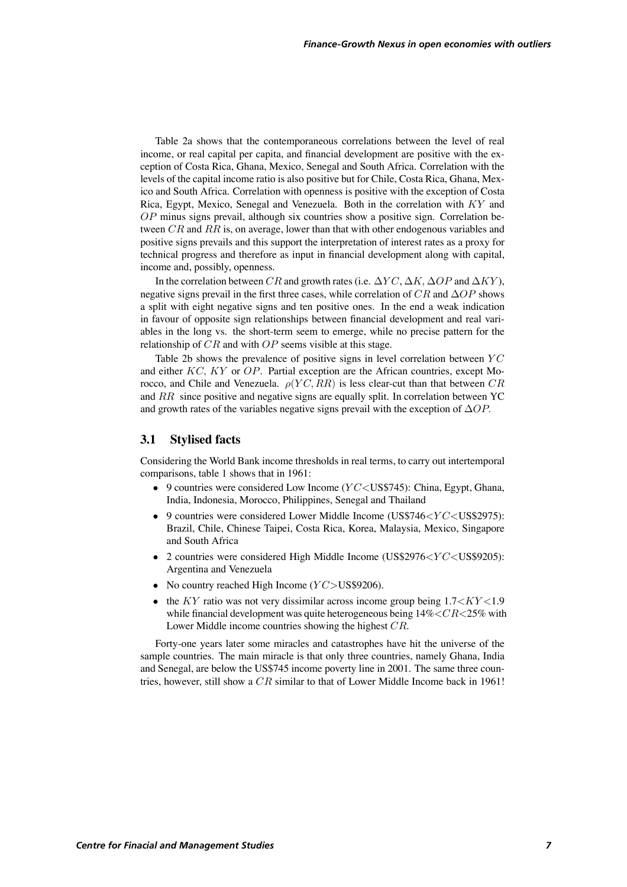Table 2a shows that the contemporaneous correlations between the level of real income, or real capital per capita, and financial development are positive with the exception of Costa Rica, Ghana, Mexico, Senegal and South Africa. Correlation with the levels of the capital income ratio is also positive but for Chile, Costa Rica, Ghana, Mexico and South Africa. Correlation with openness is positive with the exception of Costa Rica, Egypt, Mexico, Senegal and Venezuela. Both in the correlation with $KY$ and $OP$ minus signs prevail, although six countries show a positive sign. Correlation between $CR$ and $RR$ is, on average, lower than that with other endogenous variables and positive signs prevails and this support the interpretation of interest rates as a proxy for technical progress and therefore as input in financial development along with capital, income and, possibly, openness.

In the correlation between $CR$ and growth rates (i.e. $\Delta YC$, $\Delta K$, $\Delta OP$ and $\Delta KY$), negative signs prevail in the first three cases, while correlation of $CR$ and $\Delta OP$ shows a split with eight negative signs and ten positive ones. In the end a weak indication in favour of opposite sign relationships between financial development and real variables in the long vs. the short-term seem to emerge, while no precise pattern for the relationship of $CR$ and with $OP$ seems visible at this stage.

Table 2b shows the prevalence of positive signs in level correlation between $YC$ and either $KC$, $KY$ or $OP$. Partial exception are the African countries, except Morocco, and Chile and Venezuela. $\rho(YC, RR)$ is less clear-cut than that between $CR$ and $RR$ since positive and negative signs are equally split. In correlation between YC and growth rates of the variables negative signs prevail with the exception of $\Delta OP$.

### 3.1 Stylised facts

Considering the World Bank income thresholds in real terms, to carry out intertemporal comparisons, table 1 shows that in 1961:

- 9 countries were considered Low Income ($YC<$US\$745): China, Egypt, Ghana, India, Indonesia, Morocco, Philippines, Senegal and Thailand
- 9 countries were considered Lower Middle Income (US\$746$<YC<$US\$2975): Brazil, Chile, Chinese Taipei, Costa Rica, Korea, Malaysia, Mexico, Singapore and South Africa
- 2 countries were considered High Middle Income (US\$2976$<YC<$US\$9205): Argentina and Venezuela
- No country reached High Income ($YC>$US\$9206).
- the $KY$ ratio was not very dissimilar across income group being $1.7<KY<1.9$ while financial development was quite heterogeneous being $14\%<CR<25\%$ with Lower Middle income countries showing the highest $CR$.

Forty-one years later some miracles and catastrophes have hit the universe of the sample countries. The main miracle is that only three countries, namely Ghana, India and Senegal, are below the US\$745 income poverty line in 2001. The same three countries, however, still show a $CR$ similar to that of Lower Middle Income back in 1961!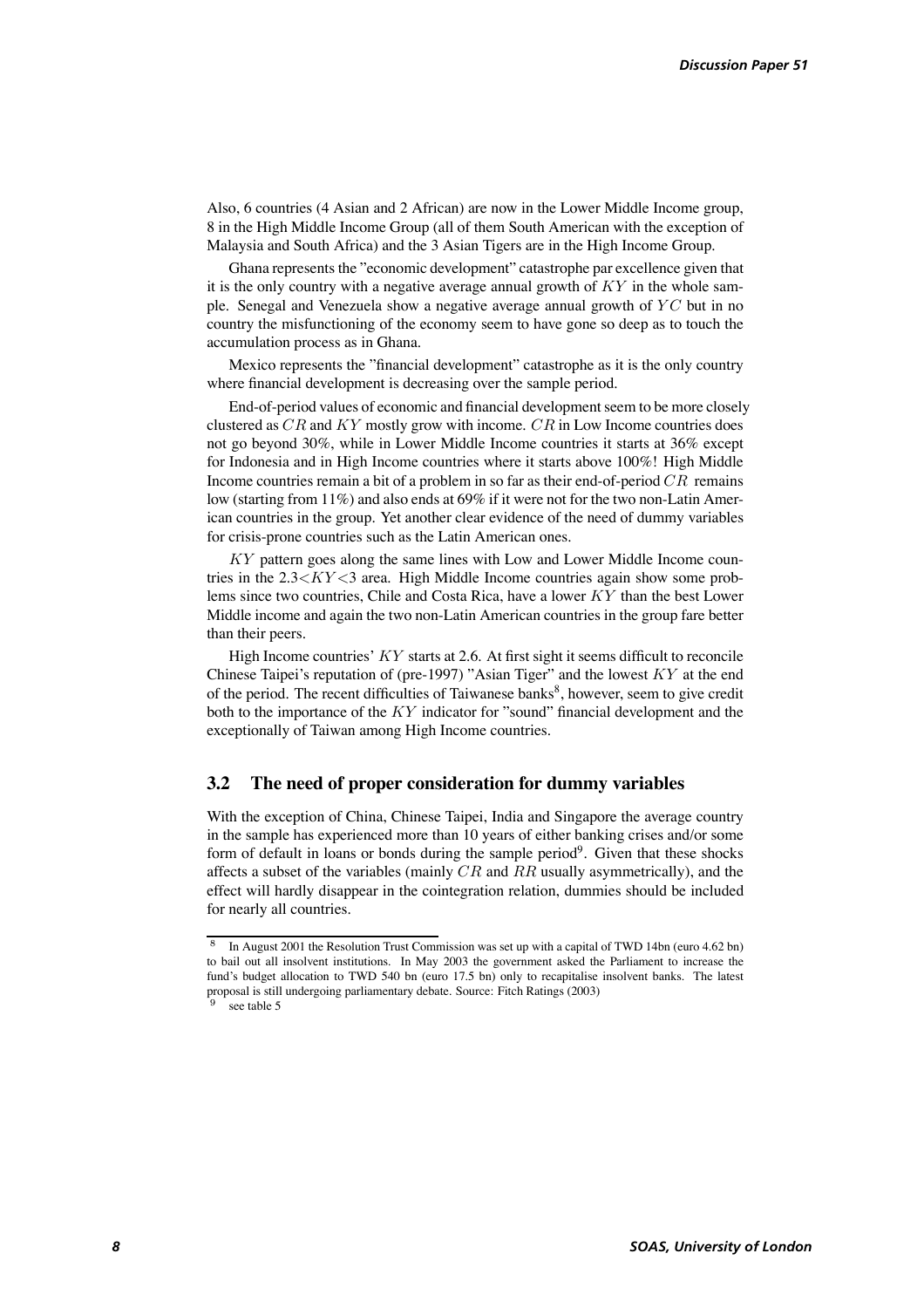Also, 6 countries (4 Asian and 2 African) are now in the Lower Middle Income group, 8 in the High Middle Income Group (all of them South American with the exception of Malaysia and South Africa) and the 3 Asian Tigers are in the High Income Group.

Ghana represents the "economic development" catastrophe par excellence given that it is the only country with a negative average annual growth of $KY$ in the whole sample. Senegal and Venezuela show a negative average annual growth of $YC$ but in no country the misfunctioning of the economy seem to have gone so deep as to touch the accumulation process as in Ghana.

Mexico represents the "financial development" catastrophe as it is the only country where financial development is decreasing over the sample period.

End-of-period values of economic and financial development seem to be more closely clustered as $CR$ and $KY$ mostly grow with income. $CR$ in Low Income countries does not go beyond 30%, while in Lower Middle Income countries it starts at 36% except for Indonesia and in High Income countries where it starts above 100%! High Middle Income countries remain a bit of a problem in so far as their end-of-period $CR$ remains low (starting from 11%) and also ends at 69% if it were not for the two non-Latin American countries in the group. Yet another clear evidence of the need of dummy variables for crisis-prone countries such as the Latin American ones.

$KY$ pattern goes along the same lines with Low and Lower Middle Income countries in the $2.3 < KY < 3$ area. High Middle Income countries again show some problems since two countries, Chile and Costa Rica, have a lower $KY$ than the best Lower Middle income and again the two non-Latin American countries in the group fare better than their peers.

High Income countries' $KY$ starts at 2.6. At first sight it seems difficult to reconcile Chinese Taipei's reputation of (pre-1997) "Asian Tiger" and the lowest $KY$ at the end of the period. The recent difficulties of Taiwanese banks[8], however, seem to give credit both to the importance of the $KY$ indicator for "sound" financial development and the exceptionally of Taiwan among High Income countries.

### 3.2 The need of proper consideration for dummy variables

With the exception of China, Chinese Taipei, India and Singapore the average country in the sample has experienced more than 10 years of either banking crises and/or some form of default in loans or bonds during the sample period[9]. Given that these shocks affects a subset of the variables (mainly $CR$ and $RR$ usually asymmetrically), and the effect will hardly disappear in the cointegration relation, dummies should be included for nearly all countries.

[8] In August 2001 the Resolution Trust Commission was set up with a capital of TWD 14bn (euro 4.62 bn) to bail out all insolvent institutions. In May 2003 the government asked the Parliament to increase the fund's budget allocation to TWD 540 bn (euro 17.5 bn) only to recapitalise insolvent banks. The latest proposal is still undergoing parliamentary debate. Source: Fitch Ratings (2003)

[9] see table 5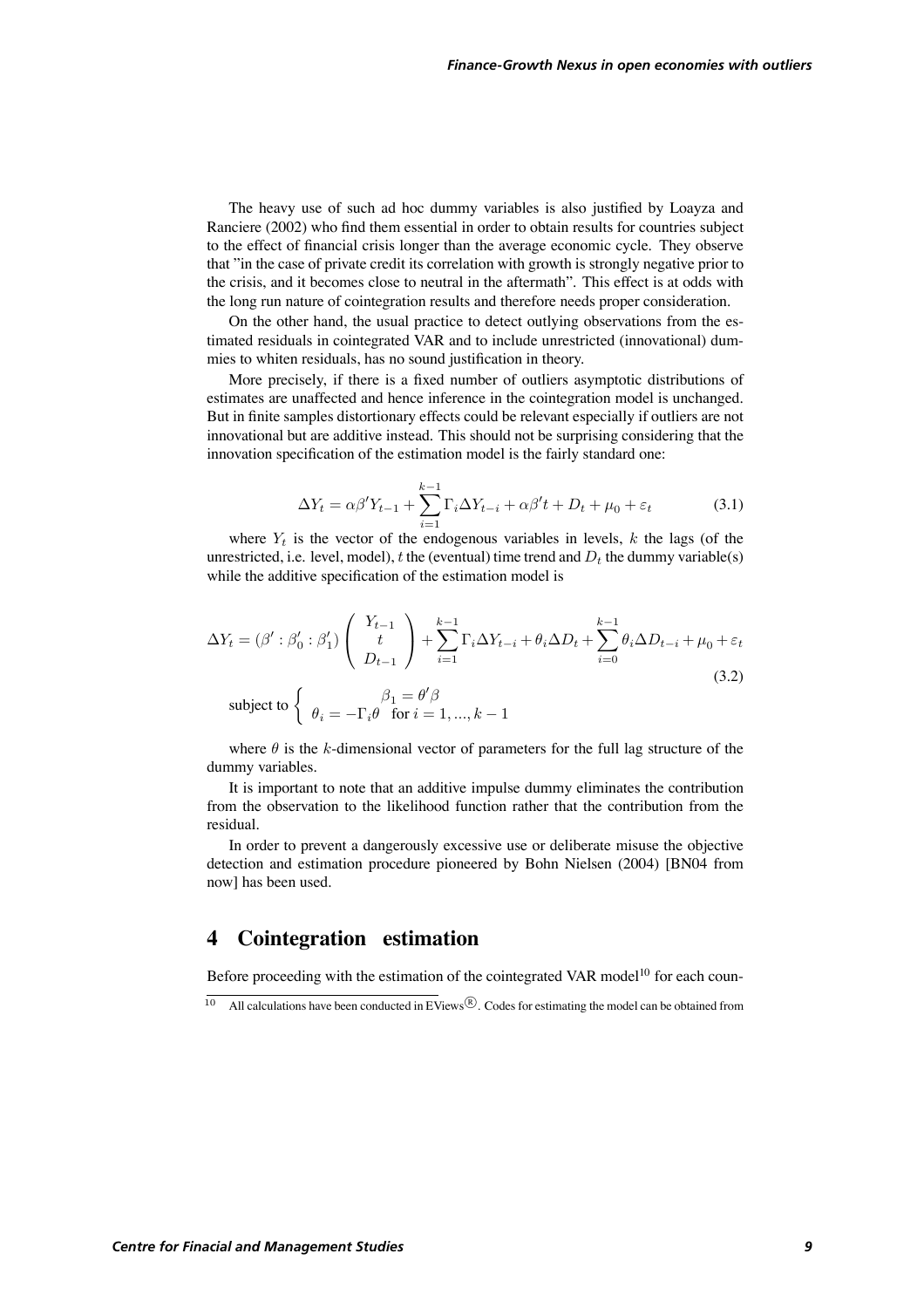The heavy use of such ad hoc dummy variables is also justified by Loayza and Ranciere (2002) who find them essential in order to obtain results for countries subject to the effect of financial crisis longer than the average economic cycle. They observe that "in the case of private credit its correlation with growth is strongly negative prior to the crisis, and it becomes close to neutral in the aftermath". This effect is at odds with the long run nature of cointegration results and therefore needs proper consideration.

On the other hand, the usual practice to detect outlying observations from the estimated residuals in cointegrated VAR and to include unrestricted (innovational) dummies to whiten residuals, has no sound justification in theory.

More precisely, if there is a fixed number of outliers asymptotic distributions of estimates are unaffected and hence inference in the cointegration model is unchanged. But in finite samples distortionary effects could be relevant especially if outliers are not innovational but are additive instead. This should not be surprising considering that the innovation specification of the estimation model is the fairly standard one:

$$\Delta Y_t = \alpha\beta' Y_{t-1} + \sum_{i=1}^{k-1} \Gamma_i \Delta Y_{t-i} + \alpha\beta' t + D_t + \mu_0 + \varepsilon_t \tag{3.1}$$

where $Y_t$ is the vector of the endogenous variables in levels, $k$ the lags (of the unrestricted, i.e. level, model), $t$ the (eventual) time trend and $D_t$ the dummy variable(s) while the additive specification of the estimation model is

$$\Delta Y_t = (\beta' : \beta_0' : \beta_1') \begin{pmatrix} Y_{t-1} \\ t \\ D_{t-1} \end{pmatrix} + \sum_{i=1}^{k-1} \Gamma_i \Delta Y_{t-i} + \theta_i \Delta D_t + \sum_{i=0}^{k-1} \theta_i \Delta D_{t-i} + \mu_0 + \varepsilon_t \tag{3.2}$$

$$\text{subject to } \begin{cases} \beta_1 = \theta' \beta \\ \theta_i = -\Gamma_i \theta \quad \text{for } i = 1, ..., k-1 \end{cases}$$

where $\theta$ is the $k$-dimensional vector of parameters for the full lag structure of the dummy variables.

It is important to note that an additive impulse dummy eliminates the contribution from the observation to the likelihood function rather that the contribution from the residual.

In order to prevent a dangerously excessive use or deliberate misuse the objective detection and estimation procedure pioneered by Bohn Nielsen (2004) [BN04 from now] has been used.

# 4 Cointegration estimation

Before proceeding with the estimation of the cointegrated VAR model[10] for each coun-

[10] All calculations have been conducted in EViews®. Codes for estimating the model can be obtained from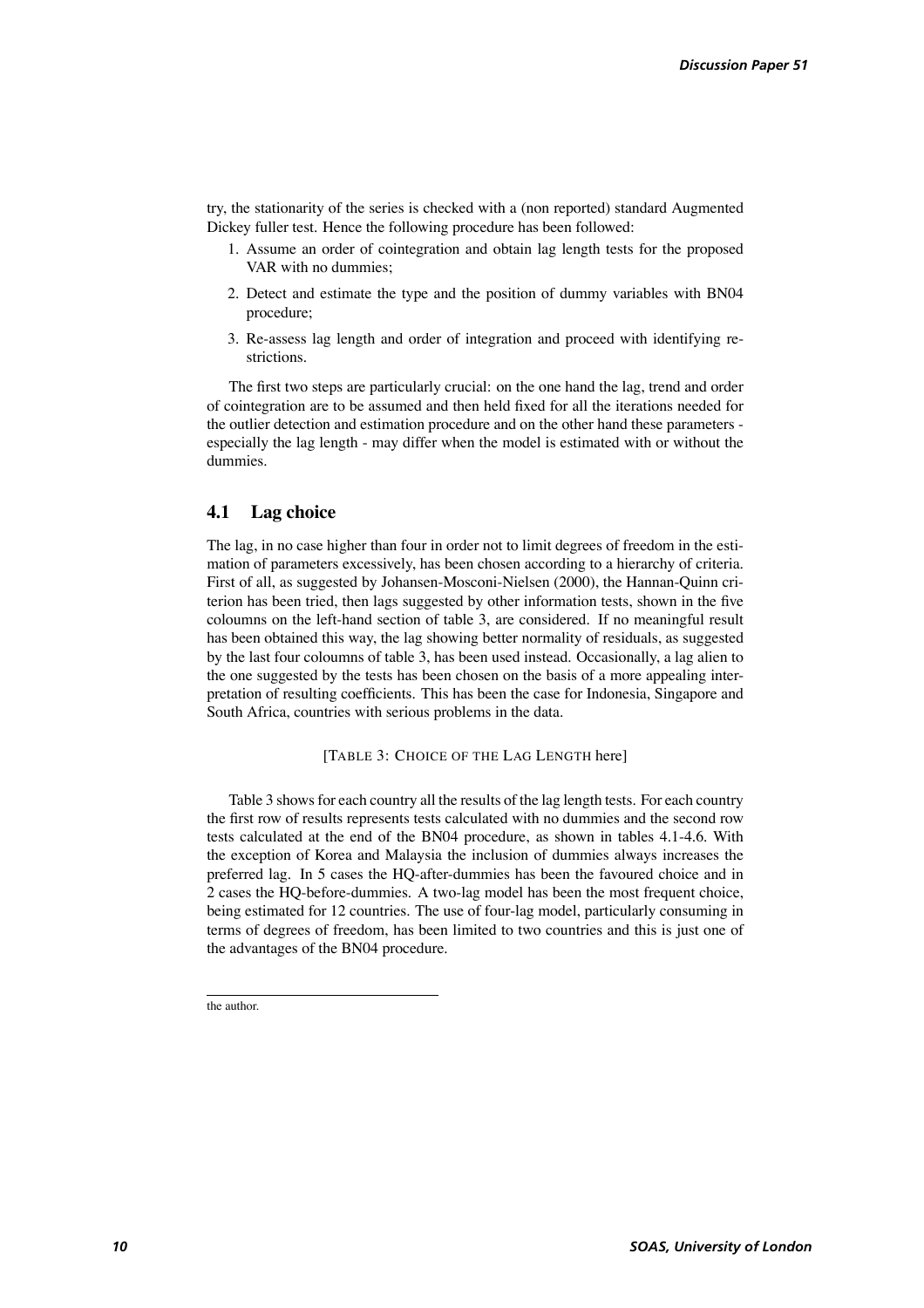try, the stationarity of the series is checked with a (non reported) standard Augmented Dickey fuller test. Hence the following procedure has been followed:

1. Assume an order of cointegration and obtain lag length tests for the proposed VAR with no dummies;
2. Detect and estimate the type and the position of dummy variables with BN04 procedure;
3. Re-assess lag length and order of integration and proceed with identifying restrictions.

The first two steps are particularly crucial: on the one hand the lag, trend and order of cointegration are to be assumed and then held fixed for all the iterations needed for the outlier detection and estimation procedure and on the other hand these parameters - especially the lag length - may differ when the model is estimated with or without the dummies.

## 4.1 Lag choice

The lag, in no case higher than four in order not to limit degrees of freedom in the estimation of parameters excessively, has been chosen according to a hierarchy of criteria. First of all, as suggested by Johansen-Mosconi-Nielsen (2000), the Hannan-Quinn criterion has been tried, then lags suggested by other information tests, shown in the five coloumns on the left-hand section of table 3, are considered. If no meaningful result has been obtained this way, the lag showing better normality of residuals, as suggested by the last four coloumns of table 3, has been used instead. Occasionally, a lag alien to the one suggested by the tests has been chosen on the basis of a more appealing interpretation of resulting coefficients. This has been the case for Indonesia, Singapore and South Africa, countries with serious problems in the data.

[TABLE 3: CHOICE OF THE LAG LENGTH here]

Table 3 shows for each country all the results of the lag length tests. For each country the first row of results represents tests calculated with no dummies and the second row tests calculated at the end of the BN04 procedure, as shown in tables 4.1-4.6. With the exception of Korea and Malaysia the inclusion of dummies always increases the preferred lag. In 5 cases the HQ-after-dummies has been the favoured choice and in 2 cases the HQ-before-dummies. A two-lag model has been the most frequent choice, being estimated for 12 countries. The use of four-lag model, particularly consuming in terms of degrees of freedom, has been limited to two countries and this is just one of the advantages of the BN04 procedure.

---

the author.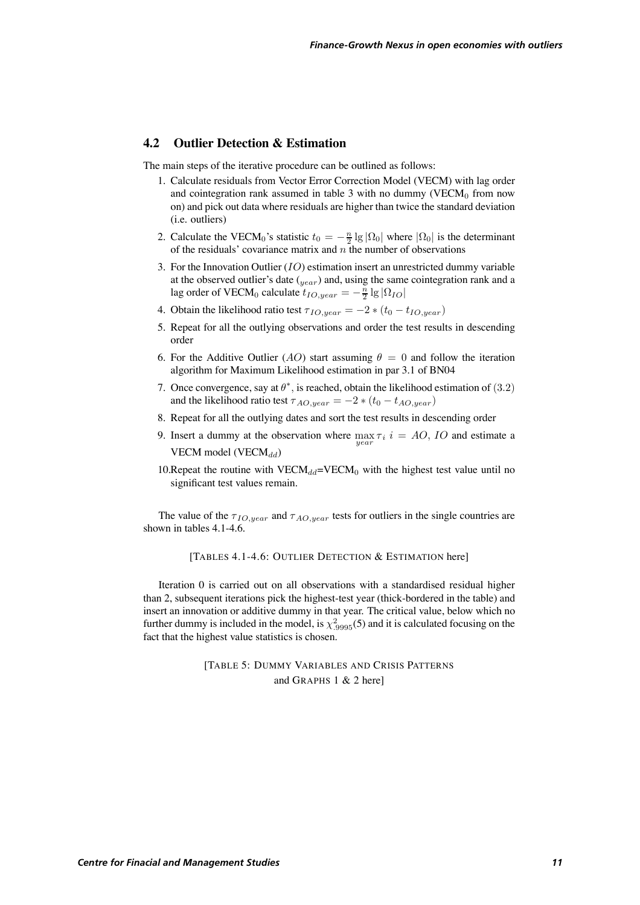## 4.2 Outlier Detection & Estimation

The main steps of the iterative procedure can be outlined as follows:

1. Calculate residuals from Vector Error Correction Model (VECM) with lag order and cointegration rank assumed in table 3 with no dummy ($\text{VECM}_0$ from now on) and pick out data where residuals are higher than twice the standard deviation (i.e. outliers)
2. Calculate the $\text{VECM}_0$'s statistic $t_0 = -\frac{n}{2} \lg |\Omega_0|$ where $|\Omega_0|$ is the determinant of the residuals' covariance matrix and $n$ the number of observations
3. For the Innovation Outlier ($IO$) estimation insert an unrestricted dummy variable at the observed outlier's date ($_{year}$) and, using the same cointegration rank and a lag order of $\text{VECM}_0$ calculate $t_{IO,year} = -\frac{n}{2} \lg |\Omega_{IO}|$
4. Obtain the likelihood ratio test $\tau_{IO,year} = -2 * (t_0 - t_{IO,year})$
5. Repeat for all the outlying observations and order the test results in descending order
6. For the Additive Outlier ($AO$) start assuming $\theta = 0$ and follow the iteration algorithm for Maximum Likelihood estimation in par 3.1 of BN04
7. Once convergence, say at $\theta^*$, is reached, obtain the likelihood estimation of $(3.2)$ and the likelihood ratio test $\tau_{AO,year} = -2 * (t_0 - t_{AO,year})$
8. Repeat for all the outlying dates and sort the test results in descending order
9. Insert a dummy at the observation where $\max_{year} \tau_i \; i = AO, IO$ and estimate a VECM model ($\text{VECM}_{dd}$)
10. Repeat the routine with $\text{VECM}_{dd}$=$\text{VECM}_0$ with the highest test value until no significant test values remain.

The value of the $\tau_{IO,year}$ and $\tau_{AO,year}$ tests for outliers in the single countries are shown in tables 4.1-4.6.

[TABLES 4.1-4.6: OUTLIER DETECTION & ESTIMATION here]

Iteration 0 is carried out on all observations with a standardised residual higher than 2, subsequent iterations pick the highest-test year (thick-bordered in the table) and insert an innovation or additive dummy in that year. The critical value, below which no further dummy is included in the model, is $\chi^2_{.9995}(5)$ and it is calculated focusing on the fact that the highest value statistics is chosen.

[TABLE 5: DUMMY VARIABLES AND CRISIS PATTERNS
and GRAPHS 1 & 2 here]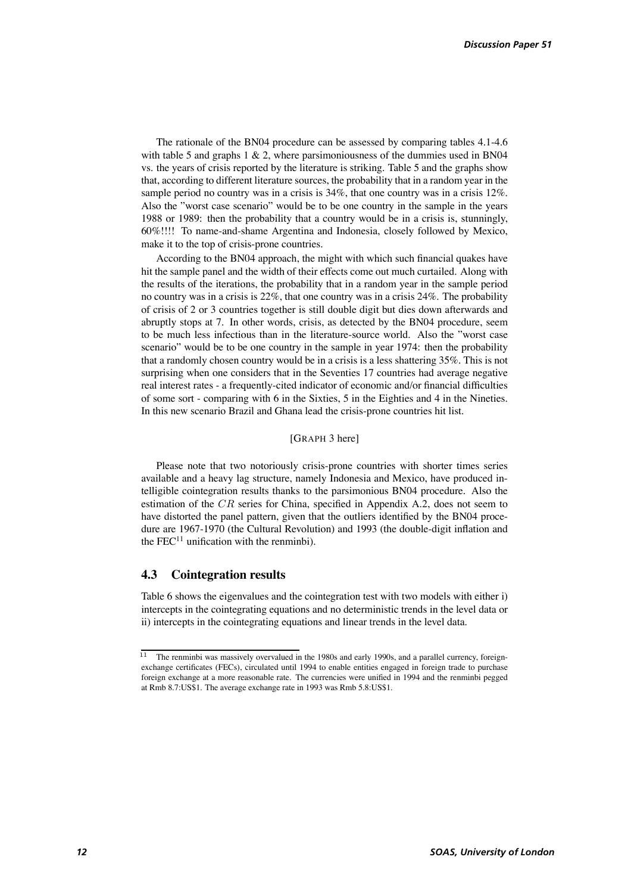The rationale of the BN04 procedure can be assessed by comparing tables 4.1-4.6 with table 5 and graphs 1 & 2, where parsimoniousness of the dummies used in BN04 vs. the years of crisis reported by the literature is striking. Table 5 and the graphs show that, according to different literature sources, the probability that in a random year in the sample period no country was in a crisis is 34%, that one country was in a crisis 12%. Also the "worst case scenario" would be to be one country in the sample in the years 1988 or 1989: then the probability that a country would be in a crisis is, stunningly, 60%!!!! To name-and-shame Argentina and Indonesia, closely followed by Mexico, make it to the top of crisis-prone countries.

According to the BN04 approach, the might with which such financial quakes have hit the sample panel and the width of their effects come out much curtailed. Along with the results of the iterations, the probability that in a random year in the sample period no country was in a crisis is 22%, that one country was in a crisis 24%. The probability of crisis of 2 or 3 countries together is still double digit but dies down afterwards and abruptly stops at 7. In other words, crisis, as detected by the BN04 procedure, seem to be much less infectious than in the literature-source world. Also the "worst case scenario" would be to be one country in the sample in year 1974: then the probability that a randomly chosen country would be in a crisis is a less shattering 35%. This is not surprising when one considers that in the Seventies 17 countries had average negative real interest rates - a frequently-cited indicator of economic and/or financial difficulties of some sort - comparing with 6 in the Sixties, 5 in the Eighties and 4 in the Nineties. In this new scenario Brazil and Ghana lead the crisis-prone countries hit list.

[GRAPH 3 here]

Please note that two notoriously crisis-prone countries with shorter times series available and a heavy lag structure, namely Indonesia and Mexico, have produced intelligible cointegration results thanks to the parsimonious BN04 procedure. Also the estimation of the $CR$ series for China, specified in Appendix A.2, does not seem to have distorted the panel pattern, given that the outliers identified by the BN04 procedure are 1967-1970 (the Cultural Revolution) and 1993 (the double-digit inflation and the FEC[11] unification with the renminbi).

### 4.3 Cointegration results

Table 6 shows the eigenvalues and the cointegration test with two models with either i) intercepts in the cointegrating equations and no deterministic trends in the level data or ii) intercepts in the cointegrating equations and linear trends in the level data.

[11] The renminbi was massively overvalued in the 1980s and early 1990s, and a parallel currency, foreign-exchange certificates (FECs), circulated until 1994 to enable entities engaged in foreign trade to purchase foreign exchange at a more reasonable rate. The currencies were unified in 1994 and the renminbi pegged at Rmb 8.7:US$1. The average exchange rate in 1993 was Rmb 5.8:US$1.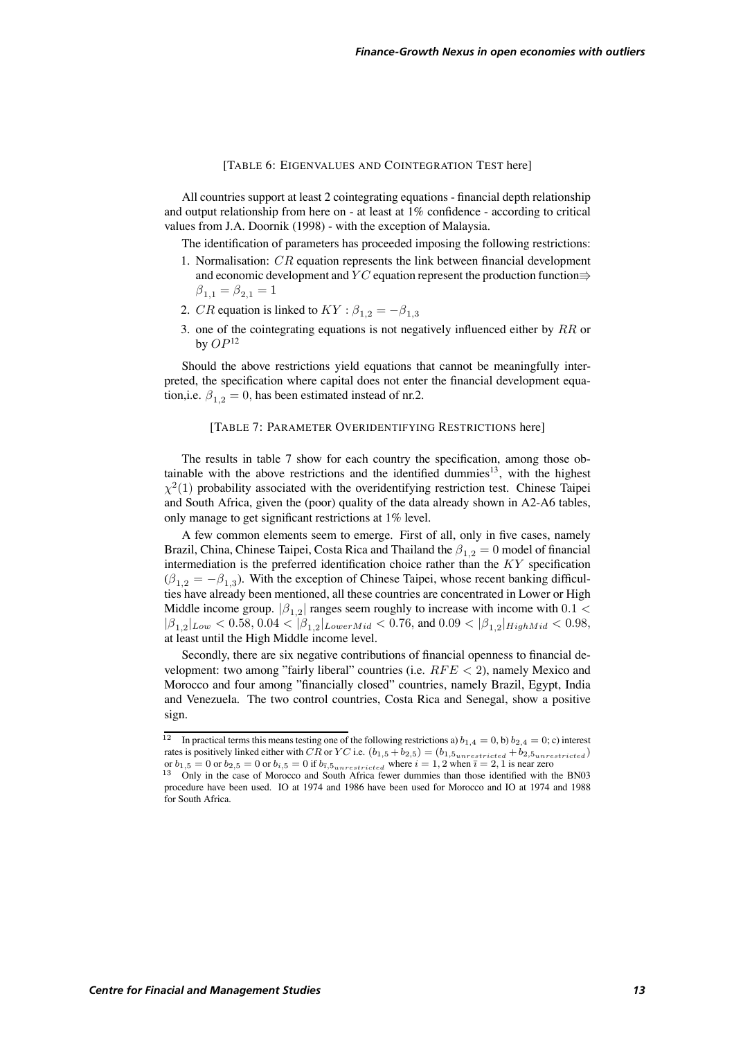[TABLE 6: EIGENVALUES AND COINTEGRATION TEST here]

All countries support at least 2 cointegrating equations - financial depth relationship and output relationship from here on - at least at 1% confidence - according to critical values from J.A. Doornik (1998) - with the exception of Malaysia.

The identification of parameters has proceeded imposing the following restrictions:

1. Normalisation: $CR$ equation represents the link between financial development and economic development and $YC$ equation represent the production function$\Rightarrow$ $\beta_{1,1} = \beta_{2,1} = 1$
2. $CR$ equation is linked to $KY$ : $\beta_{1,2} = -\beta_{1,3}$
3. one of the cointegrating equations is not negatively influenced either by $RR$ or by $OP$[12]

Should the above restrictions yield equations that cannot be meaningfully interpreted, the specification where capital does not enter the financial development equation,i.e. $\beta_{1,2} = 0$, has been estimated instead of nr.2.

[TABLE 7: PARAMETER OVERIDENTIFYING RESTRICTIONS here]

The results in table 7 show for each country the specification, among those obtainable with the above restrictions and the identified dummies[13], with the highest $\chi^2(1)$ probability associated with the overidentifying restriction test. Chinese Taipei and South Africa, given the (poor) quality of the data already shown in A2-A6 tables, only manage to get significant restrictions at 1% level.

A few common elements seem to emerge. First of all, only in five cases, namely Brazil, China, Chinese Taipei, Costa Rica and Thailand the $\beta_{1,2} = 0$ model of financial intermediation is the preferred identification choice rather than the $KY$ specification ($\beta_{1,2} = -\beta_{1,3}$). With the exception of Chinese Taipei, whose recent banking difficulties have already been mentioned, all these countries are concentrated in Lower or High Middle income group. $|\beta_{1,2}|$ ranges seem roughly to increase with income with $0.1 < |\beta_{1,2}|_{Low} < 0.58$, $0.04 < |\beta_{1,2}|_{LowerMid} < 0.76$, and $0.09 < |\beta_{1,2}|_{HighMid} < 0.98$, at least until the High Middle income level.

Secondly, there are six negative contributions of financial openness to financial development: two among "fairly liberal" countries (i.e. $RFE < 2$), namely Mexico and Morocco and four among "financially closed" countries, namely Brazil, Egypt, India and Venezuela. The two control countries, Costa Rica and Senegal, show a positive sign.

---

[12] In practical terms this means testing one of the following restrictions a) $b_{1,4} = 0$, b) $b_{2,4} = 0$; c) interest rates is positively linked either with $CR$ or $YC$ i.e. $(b_{1,5} + b_{2,5}) = (b_{1,5_{unrestricted}} + b_{2,5_{unrestricted}})$ or $b_{1,5} = 0$ or $b_{2,5} = 0$ or $b_{i,5} = 0$ if $b_{\bar{i},5_{unrestricted}}$ where $i = 1, 2$ when $\bar{i} = 2, 1$ is near zero

[13] Only in the case of Morocco and South Africa fewer dummies than those identified with the BN03 procedure have been used. IO at 1974 and 1986 have been used for Morocco and IO at 1974 and 1988 for South Africa.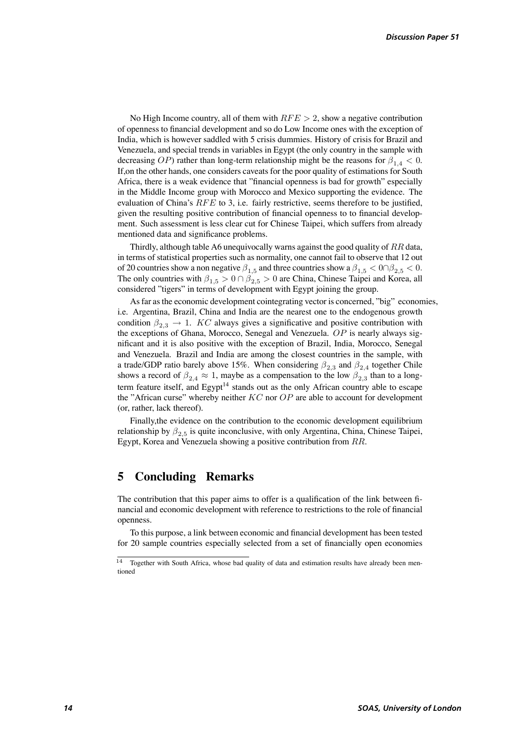No High Income country, all of them with $RFE > 2$, show a negative contribution of openness to financial development and so do Low Income ones with the exception of India, which is however saddled with 5 crisis dummies. History of crisis for Brazil and Venezuela, and special trends in variables in Egypt (the only country in the sample with decreasing $OP$) rather than long-term relationship might be the reasons for $\beta_{1,4} < 0$. If,on the other hands, one considers caveats for the poor quality of estimations for South Africa, there is a weak evidence that "financial openness is bad for growth" especially in the Middle Income group with Morocco and Mexico supporting the evidence. The evaluation of China's $RFE$ to 3, i.e. fairly restrictive, seems therefore to be justified, given the resulting positive contribution of financial openness to to financial development. Such assessment is less clear cut for Chinese Taipei, which suffers from already mentioned data and significance problems.

Thirdly, although table A6 unequivocally warns against the good quality of $RR$ data, in terms of statistical properties such as normality, one cannot fail to observe that 12 out of 20 countries show a non negative $\beta_{1,5}$ and three countries show a $\beta_{1,5} < 0 \cap \beta_{2,5} < 0$. The only countries with $\beta_{1,5} > 0 \cap \beta_{2,5} > 0$ are China, Chinese Taipei and Korea, all considered "tigers" in terms of development with Egypt joining the group.

As far as the economic development cointegrating vector is concerned, "big" economies, i.e. Argentina, Brazil, China and India are the nearest one to the endogenous growth condition $\beta_{2,3} \rightarrow 1$. $KC$ always gives a significative and positive contribution with the exceptions of Ghana, Morocco, Senegal and Venezuela. $OP$ is nearly always significant and it is also positive with the exception of Brazil, India, Morocco, Senegal and Venezuela. Brazil and India are among the closest countries in the sample, with a trade/GDP ratio barely above 15%. When considering $\beta_{2,3}$ and $\beta_{2,4}$ together Chile shows a record of $\beta_{2,4} \approx 1$, maybe as a compensation to the low $\beta_{2,3}$ than to a long-term feature itself, and Egypt[14] stands out as the only African country able to escape the "African curse" whereby neither $KC$ nor $OP$ are able to account for development (or, rather, lack thereof).

Finally,the evidence on the contribution to the economic development equilibrium relationship by $\beta_{2,5}$ is quite inconclusive, with only Argentina, China, Chinese Taipei, Egypt, Korea and Venezuela showing a positive contribution from $RR$.

# 5 Concluding Remarks

The contribution that this paper aims to offer is a qualification of the link between financial and economic development with reference to restrictions to the role of financial openness.

To this purpose, a link between economic and financial development has been tested for 20 sample countries especially selected from a set of financially open economies

[14] Together with South Africa, whose bad quality of data and estimation results have already been mentioned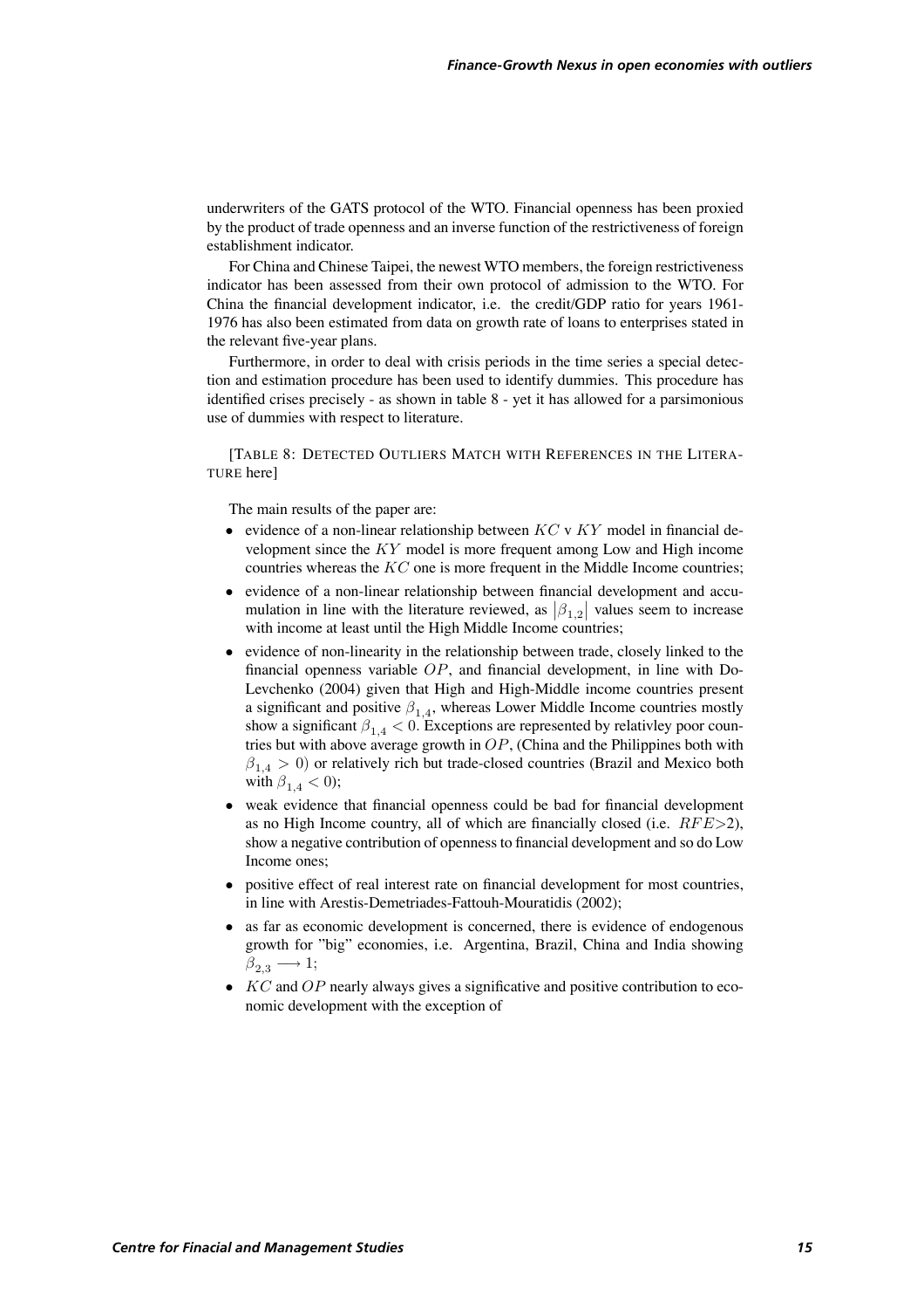underwriters of the GATS protocol of the WTO. Financial openness has been proxied by the product of trade openness and an inverse function of the restrictiveness of foreign establishment indicator.

For China and Chinese Taipei, the newest WTO members, the foreign restrictiveness indicator has been assessed from their own protocol of admission to the WTO. For China the financial development indicator, i.e. the credit/GDP ratio for years 1961-1976 has also been estimated from data on growth rate of loans to enterprises stated in the relevant five-year plans.

Furthermore, in order to deal with crisis periods in the time series a special detection and estimation procedure has been used to identify dummies. This procedure has identified crises precisely - as shown in table 8 - yet it has allowed for a parsimonious use of dummies with respect to literature.

[TABLE 8: DETECTED OUTLIERS MATCH WITH REFERENCES IN THE LITERATURE here]

The main results of the paper are:

- evidence of a non-linear relationship between $KC$ v $KY$ model in financial development since the $KY$ model is more frequent among Low and High income countries whereas the $KC$ one is more frequent in the Middle Income countries;
- evidence of a non-linear relationship between financial development and accumulation in line with the literature reviewed, as $|\beta_{1,2}|$ values seem to increase with income at least until the High Middle Income countries;
- evidence of non-linearity in the relationship between trade, closely linked to the financial openness variable $OP$, and financial development, in line with Do-Levchenko (2004) given that High and High-Middle income countries present a significant and positive $\beta_{1,4}$, whereas Lower Middle Income countries mostly show a significant $\beta_{1,4} < 0$. Exceptions are represented by relativley poor countries but with above average growth in $OP$, (China and the Philippines both with $\beta_{1,4} > 0$) or relatively rich but trade-closed countries (Brazil and Mexico both with $\beta_{1,4} < 0$);
- weak evidence that financial openness could be bad for financial development as no High Income country, all of which are financially closed (i.e. $RFE$>2), show a negative contribution of openness to financial development and so do Low Income ones;
- positive effect of real interest rate on financial development for most countries, in line with Arestis-Demetriades-Fattouh-Mouratidis (2002);
- as far as economic development is concerned, there is evidence of endogenous growth for "big" economies, i.e. Argentina, Brazil, China and India showing $\beta_{2,3} \longrightarrow 1$;
- $KC$ and $OP$ nearly always gives a significative and positive contribution to economic development with the exception of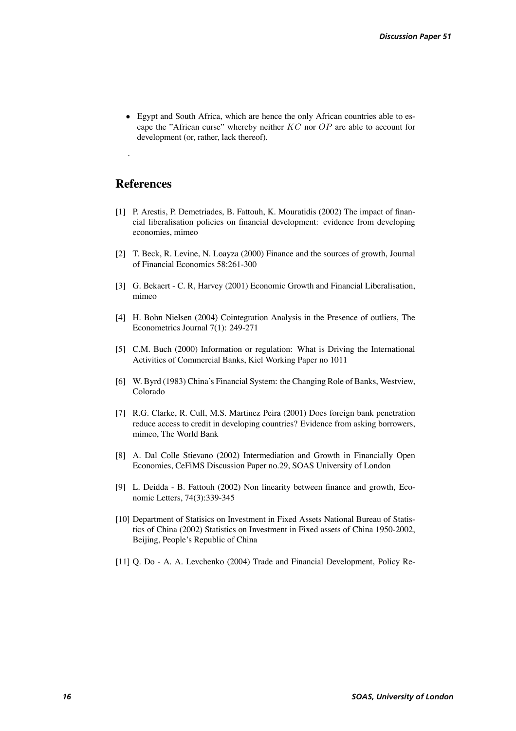- Egypt and South Africa, which are hence the only African countries able to escape the "African curse" whereby neither $KC$ nor $OP$ are able to account for development (or, rather, lack thereof).

.

## References

[1] P. Arestis, P. Demetriades, B. Fattouh, K. Mouratidis (2002) The impact of financial liberalisation policies on financial development: evidence from developing economies, mimeo

[2] T. Beck, R. Levine, N. Loayza (2000) Finance and the sources of growth, Journal of Financial Economics 58:261-300

[3] G. Bekaert - C. R, Harvey (2001) Economic Growth and Financial Liberalisation, mimeo

[4] H. Bohn Nielsen (2004) Cointegration Analysis in the Presence of outliers, The Econometrics Journal 7(1): 249-271

[5] C.M. Buch (2000) Information or regulation: What is Driving the International Activities of Commercial Banks, Kiel Working Paper no 1011

[6] W. Byrd (1983) China's Financial System: the Changing Role of Banks, Westview, Colorado

[7] R.G. Clarke, R. Cull, M.S. Martinez Peira (2001) Does foreign bank penetration reduce access to credit in developing countries? Evidence from asking borrowers, mimeo, The World Bank

[8] A. Dal Colle Stievano (2002) Intermediation and Growth in Financially Open Economies, CeFiMS Discussion Paper no.29, SOAS University of London

[9] L. Deidda - B. Fattouh (2002) Non linearity between finance and growth, Economic Letters, 74(3):339-345

[10] Department of Statisics on Investment in Fixed Assets National Bureau of Statistics of China (2002) Statistics on Investment in Fixed assets of China 1950-2002, Beijing, People's Republic of China

[11] Q. Do - A. A. Levchenko (2004) Trade and Financial Development, Policy Re-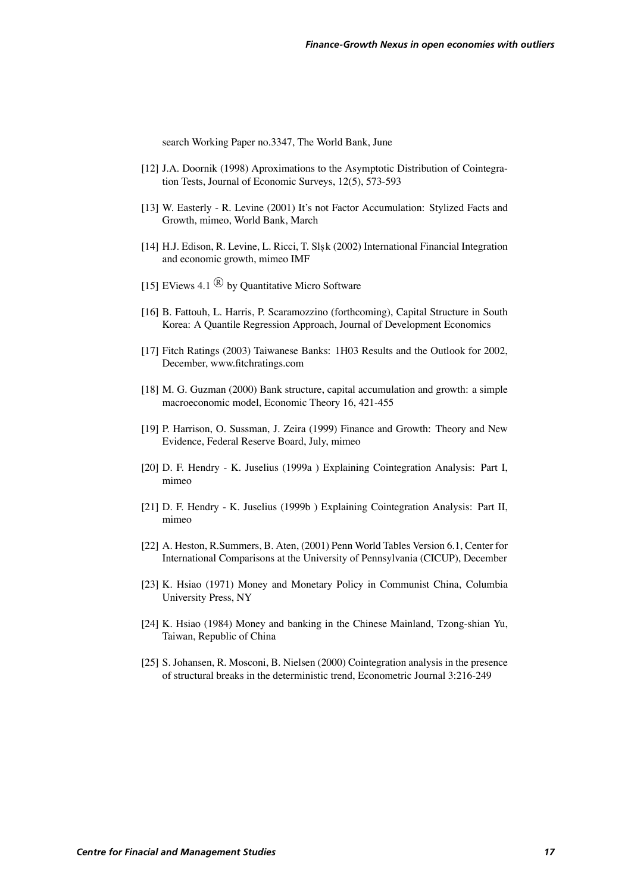search Working Paper no.3347, The World Bank, June

[12] J.A. Doornik (1998) Aproximations to the Asymptotic Distribution of Cointegration Tests, Journal of Economic Surveys, 12(5), 573-593

[13] W. Easterly - R. Levine (2001) It's not Factor Accumulation: Stylized Facts and Growth, mimeo, World Bank, March

[14] H.J. Edison, R. Levine, L. Ricci, T. Slşk (2002) International Financial Integration and economic growth, mimeo IMF

[15] EViews 4.1 ® by Quantitative Micro Software

[16] B. Fattouh, L. Harris, P. Scaramozzino (forthcoming), Capital Structure in South Korea: A Quantile Regression Approach, Journal of Development Economics

[17] Fitch Ratings (2003) Taiwanese Banks: 1H03 Results and the Outlook for 2002, December, www.fitchratings.com

[18] M. G. Guzman (2000) Bank structure, capital accumulation and growth: a simple macroeconomic model, Economic Theory 16, 421-455

[19] P. Harrison, O. Sussman, J. Zeira (1999) Finance and Growth: Theory and New Evidence, Federal Reserve Board, July, mimeo

[20] D. F. Hendry - K. Juselius (1999a ) Explaining Cointegration Analysis: Part I, mimeo

[21] D. F. Hendry - K. Juselius (1999b ) Explaining Cointegration Analysis: Part II, mimeo

[22] A. Heston, R.Summers, B. Aten, (2001) Penn World Tables Version 6.1, Center for International Comparisons at the University of Pennsylvania (CICUP), December

[23] K. Hsiao (1971) Money and Monetary Policy in Communist China, Columbia University Press, NY

[24] K. Hsiao (1984) Money and banking in the Chinese Mainland, Tzong-shian Yu, Taiwan, Republic of China

[25] S. Johansen, R. Mosconi, B. Nielsen (2000) Cointegration analysis in the presence of structural breaks in the deterministic trend, Econometric Journal 3:216-249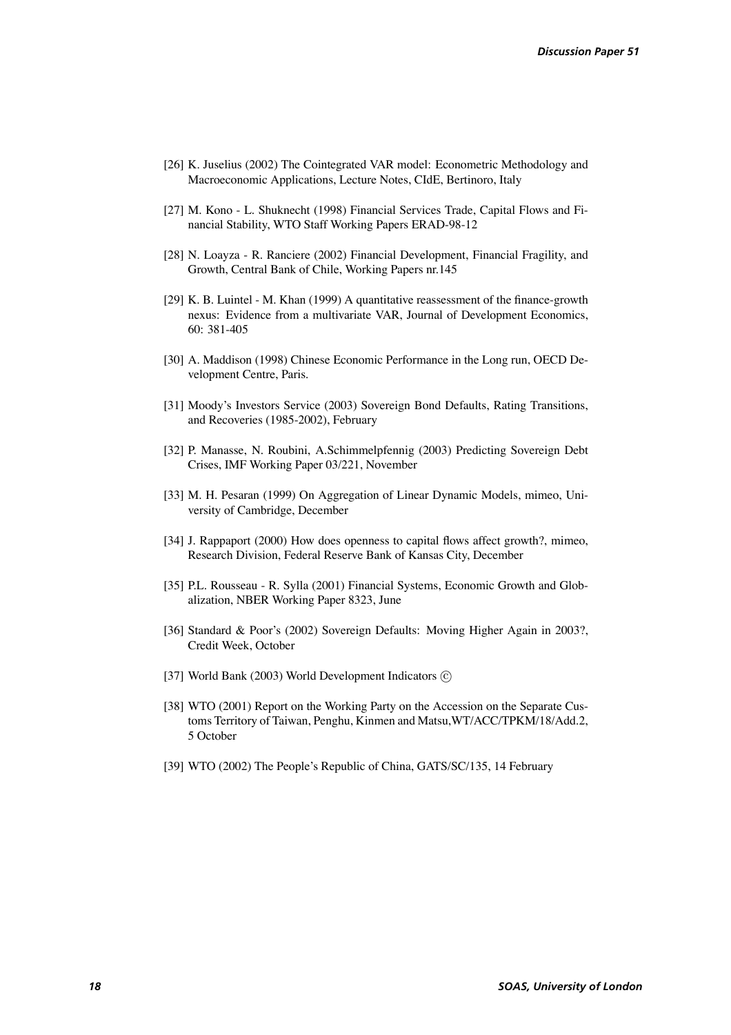[26] K. Juselius (2002) The Cointegrated VAR model: Econometric Methodology and Macroeconomic Applications, Lecture Notes, CIdE, Bertinoro, Italy

[27] M. Kono - L. Shuknecht (1998) Financial Services Trade, Capital Flows and Financial Stability, WTO Staff Working Papers ERAD-98-12

[28] N. Loayza - R. Ranciere (2002) Financial Development, Financial Fragility, and Growth, Central Bank of Chile, Working Papers nr.145

[29] K. B. Luintel - M. Khan (1999) A quantitative reassessment of the finance-growth nexus: Evidence from a multivariate VAR, Journal of Development Economics, 60: 381-405

[30] A. Maddison (1998) Chinese Economic Performance in the Long run, OECD Development Centre, Paris.

[31] Moody's Investors Service (2003) Sovereign Bond Defaults, Rating Transitions, and Recoveries (1985-2002), February

[32] P. Manasse, N. Roubini, A.Schimmelpfennig (2003) Predicting Sovereign Debt Crises, IMF Working Paper 03/221, November

[33] M. H. Pesaran (1999) On Aggregation of Linear Dynamic Models, mimeo, University of Cambridge, December

[34] J. Rappaport (2000) How does openness to capital flows affect growth?, mimeo, Research Division, Federal Reserve Bank of Kansas City, December

[35] P.L. Rousseau - R. Sylla (2001) Financial Systems, Economic Growth and Globalization, NBER Working Paper 8323, June

[36] Standard & Poor's (2002) Sovereign Defaults: Moving Higher Again in 2003?, Credit Week, October

[37] World Bank (2003) World Development Indicators ©

[38] WTO (2001) Report on the Working Party on the Accession on the Separate Customs Territory of Taiwan, Penghu, Kinmen and Matsu,WT/ACC/TPKM/18/Add.2, 5 October

[39] WTO (2002) The People's Republic of China, GATS/SC/135, 14 February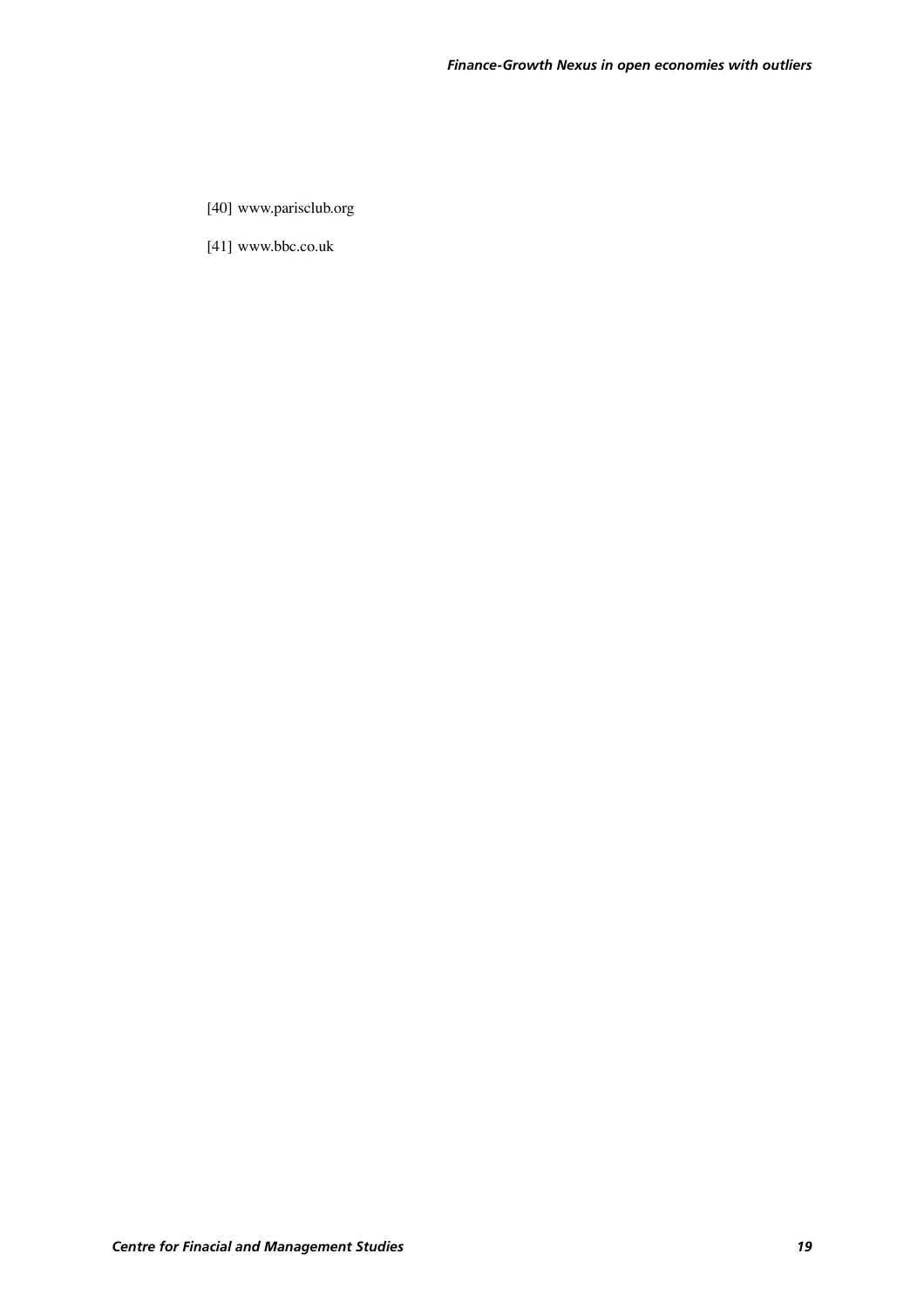[40] www.parisclub.org

[41] www.bbc.co.uk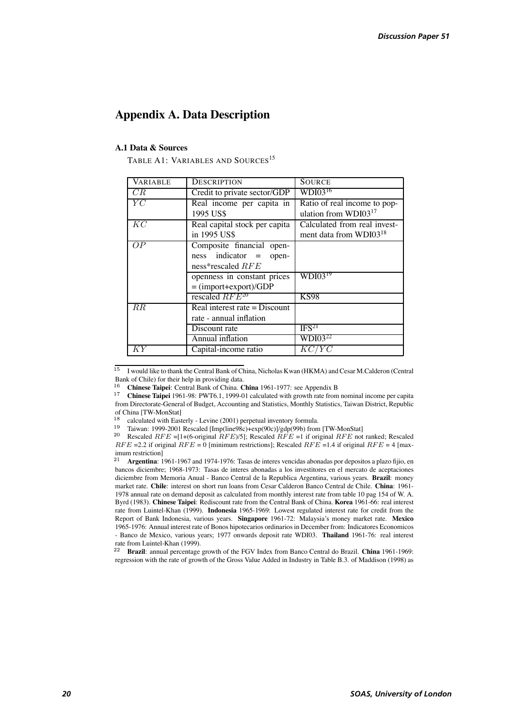# Appendix A. Data Description

### A.1 Data & Sources

TABLE A1: VARIABLES AND SOURCES[15]

| VARIABLE | DESCRIPTION | SOURCE |
|---|---|---|
| $CR$ | Credit to private sector/GDP | WDI03[16] |
| $YC$ | Real income per capita in 1995 US$ | Ratio of real income to population from WDI03[17] |
| $KC$ | Real capital stock per capita in 1995 US$ | Calculated from real investment data from WDI03[18] |
| $OP$ | Composite financial openness indicator = openness*rescaled $RFE$ | |
| | openness in constant prices = (import+export)/GDP | WDI03[19] |
| | rescaled $RFE$[20] | KS98 |
| $RR$ | Real interest rate = Discount rate - annual inflation | |
| | Discount rate | IFS[21] |
| | Annual inflation | WDI03[22] |
| $KY$ | Capital-income ratio | $KC/YC$ |

[15] I would like to thank the Central Bank of China, Nicholas Kwan (HKMA) and Cesar M.Calderon (Central Bank of Chile) for their help in providing data.

[16] **Chinese Taipei**: Central Bank of China. **China** 1961-1977: see Appendix B

[17] **Chinese Taipei** 1961-98: PWT6.1, 1999-01 calculated with growth rate from nominal income per capita from Directorate-General of Budget, Accounting and Statistics, Monthly Statistics, Taiwan District, Republic of China [TW-MonStat]

[18] calculated with Easterly - Levine (2001) perpetual inventory formula.

[19] Taiwan: 1999-2001 Rescaled [Imp(line98c)+exp(90c)]/gdp(99b) from [TW-MonStat]

[20] Rescaled $RFE$ =[1+(6-original $RFE$)/5]; Rescaled $RFE$ =1 if original $RFE$ not ranked; Rescaled $RFE$ =2.2 if original $RFE$ = 0 [minimum restrictions]; Rescaled $RFE$ =1.4 if original $RFE$ = 4 [maximum restriction]

[21] **Argentina**: 1961-1967 and 1974-1976: Tasas de interes vencidas abonadas por depositos a plazo fijio, en bancos diciembre; 1968-1973: Tasas de interes abonadas a los investitores en el mercato de aceptaciones diciembre from Memoria Anual - Banco Central de la Republica Argentina, various years. **Brazil**: money market rate. **Chile**: interest on short run loans from Cesar Calderon Banco Central de Chile. **China**: 1961-1978 annual rate on demand deposit as calculated from monthly interest rate from table 10 pag 154 of W. A. Byrd (1983). **Chinese Taipei**: Rediscount rate from the Central Bank of China. **Korea** 1961-66: real interest rate from Luintel-Khan (1999). **Indonesia** 1965-1969: Lowest regulated interest rate for credit from the Report of Bank Indonesia, various years. **Singapore** 1961-72: Malaysia's money market rate. **Mexico** 1965-1976: Annual interest rate of Bonos hipotecarios ordinarios in December from: Indicatores Economicos - Banco de Mexico, various years; 1977 onwards deposit rate WDI03. **Thailand** 1961-76: real interest rate from Luintel-Khan (1999).

[22] **Brazil**: annual percentage growth of the FGV Index from Banco Central do Brazil. **China** 1961-1969: regression with the rate of growth of the Gross Value Added in Industry in Table B.3. of Maddison (1998) as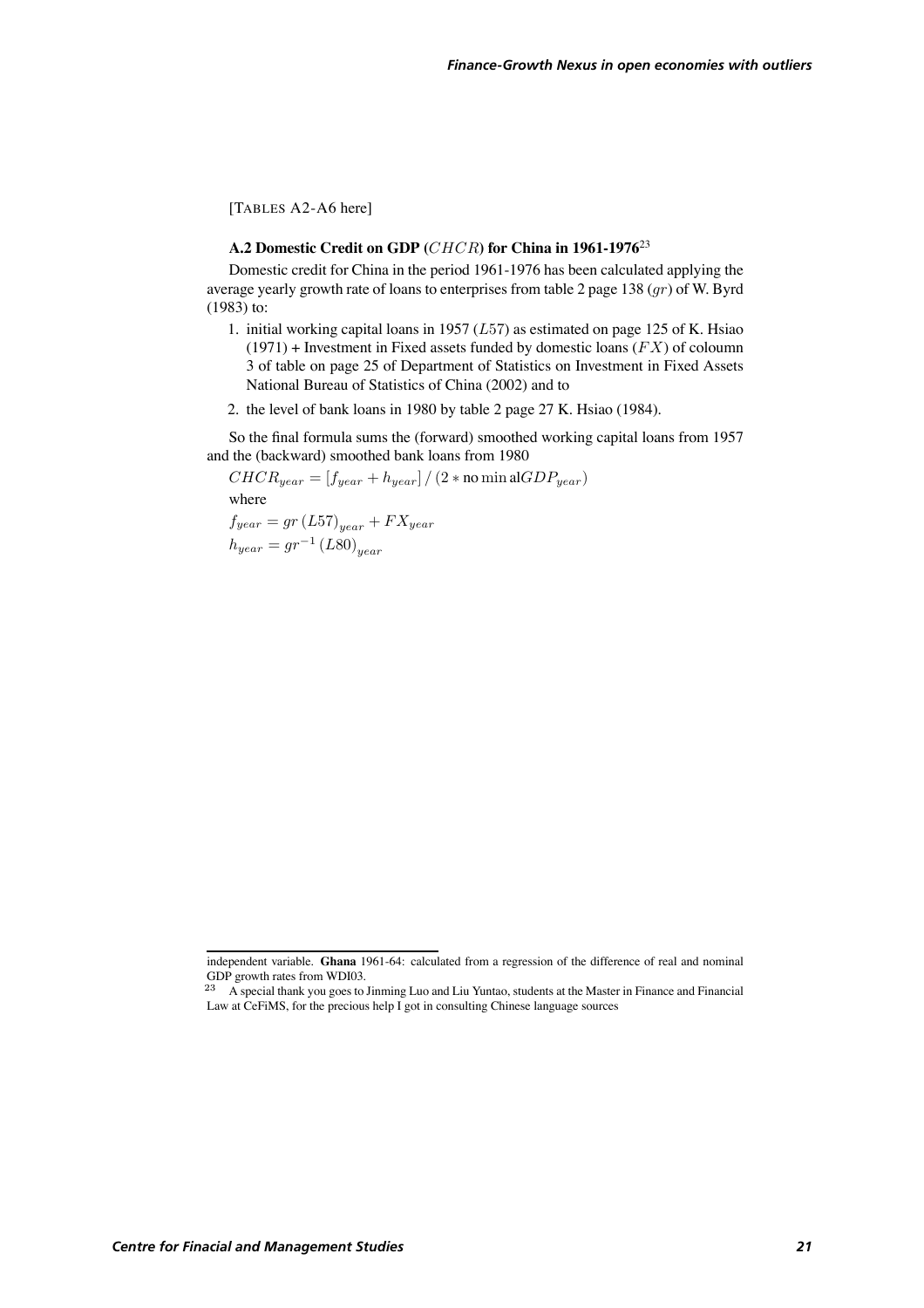[TABLES A2-A6 here]

### A.2 Domestic Credit on GDP ($CHCR$) for China in 1961-1976[23]

Domestic credit for China in the period 1961-1976 has been calculated applying the average yearly growth rate of loans to enterprises from table 2 page 138 ($gr$) of W. Byrd (1983) to:

1. initial working capital loans in 1957 ($L57$) as estimated on page 125 of K. Hsiao (1971) + Investment in Fixed assets funded by domestic loans ($FX$) of coloumn 3 of table on page 25 of Department of Statistics on Investment in Fixed Assets National Bureau of Statistics of China (2002) and to
2. the level of bank loans in 1980 by table 2 page 27 K. Hsiao (1984).

So the final formula sums the (forward) smoothed working capital loans from 1957 and the (backward) smoothed bank loans from 1980

$CHCR_{year} = [f_{year} + h_{year}] / (2 * \text{no}\min\text{al}GDP_{year})$

where

$f_{year} = gr\,(L57)_{year} + FX_{year}$

$h_{year} = gr^{-1}\,(L80)_{year}$

---

independent variable. **Ghana** 1961-64: calculated from a regression of the difference of real and nominal GDP growth rates from WDI03.

[23] A special thank you goes to Jinming Luo and Liu Yuntao, students at the Master in Finance and Financial Law at CeFiMS, for the precious help I got in consulting Chinese language sources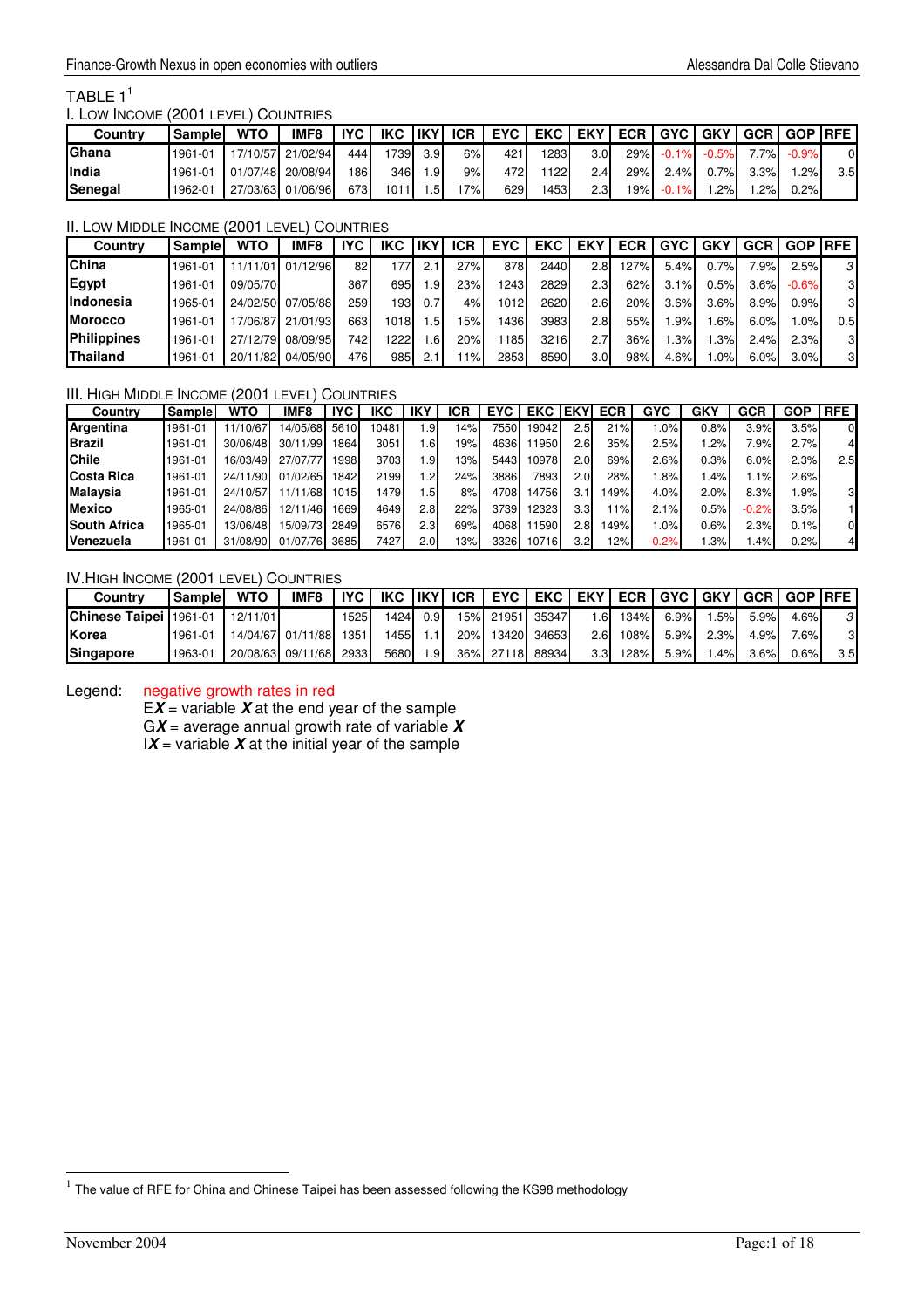TABLE 1[1]

I. LOW INCOME (2001 LEVEL) COUNTRIES

| Country | Sample | WTO | IMF8 | IYC | IKC | IKY | ICR | EYC | EKC | EKY | ECR | GYC | GKY | GCR | GOP | RFE |
|---|---|---|---|---|---|---|---|---|---|---|---|---|---|---|---|---|
| **Ghana** | 1961-01 | 17/10/57 | 21/02/94 | 444 | 1739 | 3.9 | 6% | 421 | 1283 | 3.0 | 29% | -0.1% | -0.5% | 7.7% | -0.9% | 0 |
| **India** | 1961-01 | 01/07/48 | 20/08/94 | 186 | 346 | 1.9 | 9% | 472 | 1122 | 2.4 | 29% | 2.4% | 0.7% | 3.3% | 1.2% | 3.5 |
| **Senegal** | 1962-01 | 27/03/63 | 01/06/96 | 673 | 1011 | 1.5 | 17% | 629 | 1453 | 2.3 | 19% | -0.1% | 1.2% | 1.2% | 0.2% | |

II. LOW MIDDLE INCOME (2001 LEVEL) COUNTRIES

| Country | Sample | WTO | IMF8 | IYC | IKC | IKY | ICR | EYC | EKC | EKY | ECR | GYC | GKY | GCR | GOP | RFE |
|---|---|---|---|---|---|---|---|---|---|---|---|---|---|---|---|---|
| **China** | 1961-01 | 11/11/01 | 01/12/96 | 82 | 177 | 2.1 | 27% | 878 | 2440 | 2.8 | 127% | 5.4% | 0.7% | 7.9% | 2.5% | 3 |
| **Egypt** | 1961-01 | 09/05/70 | | 367 | 695 | 1.9 | 23% | 1243 | 2829 | 2.3 | 62% | 3.1% | 0.5% | 3.6% | -0.6% | 3 |
| **Indonesia** | 1965-01 | 24/02/50 | 07/05/88 | 259 | 193 | 0.7 | 4% | 1012 | 2620 | 2.6 | 20% | 3.6% | 3.6% | 8.9% | 0.9% | 3 |
| **Morocco** | 1961-01 | 17/06/87 | 21/01/93 | 663 | 1018 | 1.5 | 15% | 1436 | 3983 | 2.8 | 55% | 1.9% | 1.6% | 6.0% | 1.0% | 0.5 |
| **Philippines** | 1961-01 | 27/12/79 | 08/09/95 | 742 | 1222 | 1.6 | 20% | 1185 | 3216 | 2.7 | 36% | 1.3% | 1.3% | 2.4% | 2.3% | 3 |
| **Thailand** | 1961-01 | 20/11/82 | 04/05/90 | 476 | 985 | 2.1 | 11% | 2853 | 8590 | 3.0 | 98% | 4.6% | 1.0% | 6.0% | 3.0% | 3 |

III. HIGH MIDDLE INCOME (2001 LEVEL) COUNTRIES

| Country | Sample | WTO | IMF8 | IYC | IKC | IKY | ICR | EYC | EKC | EKY | ECR | GYC | GKY | GCR | GOP | RFE |
|---|---|---|---|---|---|---|---|---|---|---|---|---|---|---|---|---|
| **Argentina** | 1961-01 | 11/10/67 | 14/05/68 | 5610 | 10481 | 1.9 | 14% | 7550 | 19042 | 2.5 | 21% | 1.0% | 0.8% | 3.9% | 3.5% | 0 |
| **Brazil** | 1961-01 | 30/06/48 | 30/11/99 | 1864 | 3051 | 1.6 | 19% | 4636 | 11950 | 2.6 | 35% | 2.5% | 1.2% | 7.9% | 2.7% | 4 |
| **Chile** | 1961-01 | 16/03/49 | 27/07/77 | 1998 | 3703 | 1.9 | 13% | 5443 | 10978 | 2.0 | 69% | 2.6% | 0.3% | 6.0% | 2.3% | 2.5 |
| **Costa Rica** | 1961-01 | 24/11/90 | 01/02/65 | 1842 | 2199 | 1.2 | 24% | 3886 | 7893 | 2.0 | 28% | 1.8% | 1.4% | 1.1% | 2.6% | |
| **Malaysia** | 1961-01 | 24/10/57 | 11/11/68 | 1015 | 1479 | 1.5 | 8% | 4708 | 14756 | 3.1 | 149% | 4.0% | 2.0% | 8.3% | 1.9% | 3 |
| **Mexico** | 1965-01 | 24/08/86 | 12/11/46 | 1669 | 4649 | 2.8 | 22% | 3739 | 12323 | 3.3 | 11% | 2.1% | 0.5% | -0.2% | 3.5% | 1 |
| **South Africa** | 1965-01 | 13/06/48 | 15/09/73 | 2849 | 6576 | 2.3 | 69% | 4068 | 11590 | 2.8 | 149% | 1.0% | 0.6% | 2.3% | 0.1% | 0 |
| **Venezuela** | 1961-01 | 31/08/90 | 01/07/76 | 3685 | 7427 | 2.0 | 13% | 3326 | 10716 | 3.2 | 12% | -0.2% | 1.3% | 1.4% | 0.2% | 4 |

IV. HIGH INCOME (2001 LEVEL) COUNTRIES

| Country | Sample | WTO | IMF8 | IYC | IKC | IKY | ICR | EYC | EKC | EKY | ECR | GYC | GKY | GCR | GOP | RFE |
|---|---|---|---|---|---|---|---|---|---|---|---|---|---|---|---|---|
| **Chinese Taipei** | 1961-01 | 12/11/01 | | 1525 | 1424 | 0.9 | 15% | 21951 | 35347 | 1.6 | 134% | 6.9% | 1.5% | 5.9% | 4.6% | 3 |
| **Korea** | 1961-01 | 14/04/67 | 01/11/88 | 1351 | 1455 | 1.1 | 20% | 13420 | 34653 | 2.6 | 108% | 5.9% | 2.3% | 4.9% | 7.6% | 3 |
| **Singapore** | 1963-01 | 20/08/63 | 09/11/68 | 2933 | 5680 | 1.9 | 36% | 27118 | 88934 | 3.3 | 128% | 5.9% | 1.4% | 3.6% | 0.6% | 3.5 |

Legend: negative growth rates in red

E***X*** = variable ***X*** at the end year of the sample

G***X*** = average annual growth rate of variable ***X***

I***X*** = variable ***X*** at the initial year of the sample

[1] The value of RFE for China and Chinese Taipei has been assessed following the KS98 methodology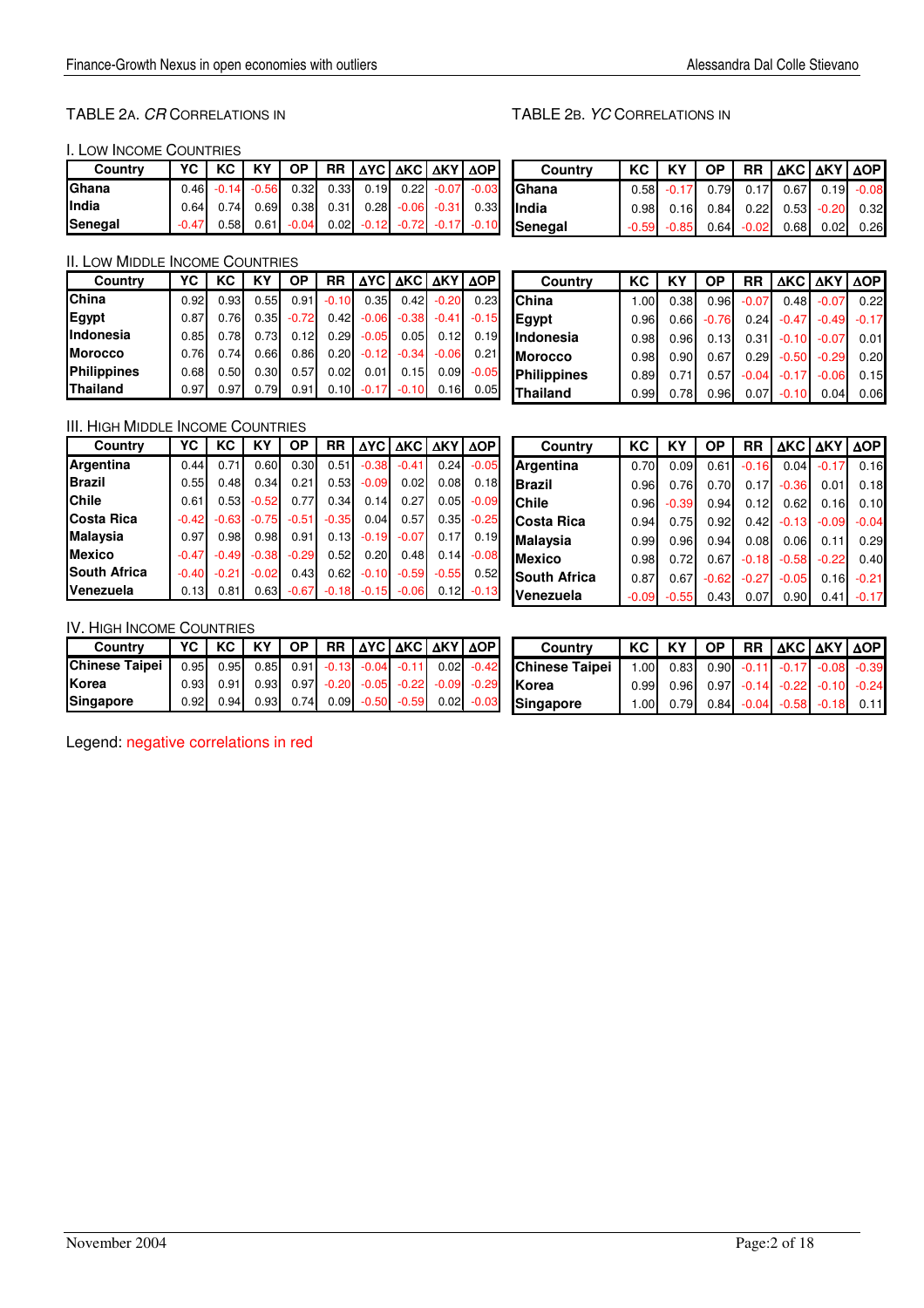TABLE 2A. *CR* CORRELATIONS IN

TABLE 2B. *YC* CORRELATIONS IN

I. LOW INCOME COUNTRIES

| Country | YC | KC | KY | OP | RR | ΔYC | ΔKC | ΔKY | ΔOP |
|---|---|---|---|---|---|---|---|---|---|
| Ghana | 0.46 | -0.14 | -0.56 | 0.32 | 0.33 | 0.19 | 0.22 | -0.07 | -0.03 |
| India | 0.64 | 0.74 | 0.69 | 0.38 | 0.31 | 0.28 | -0.06 | -0.31 | 0.33 |
| Senegal | -0.47 | 0.58 | 0.61 | -0.04 | 0.02 | -0.12 | -0.72 | -0.17 | -0.10 |

| Country | KC | KY | OP | RR | ΔKC | ΔKY | ΔOP |
|---|---|---|---|---|---|---|---|
| Ghana | 0.58 | -0.17 | 0.79 | 0.17 | 0.67 | 0.19 | -0.08 |
| India | 0.98 | 0.16 | 0.84 | 0.22 | 0.53 | -0.20 | 0.32 |
| Senegal | -0.59 | -0.85 | 0.64 | -0.02 | 0.68 | 0.02 | 0.26 |

II. LOW MIDDLE INCOME COUNTRIES

| Country | YC | KC | KY | OP | RR | ΔYC | ΔKC | ΔKY | ΔOP |
|---|---|---|---|---|---|---|---|---|---|
| China | 0.92 | 0.93 | 0.55 | 0.91 | -0.10 | 0.35 | 0.42 | -0.20 | 0.23 |
| Egypt | 0.87 | 0.76 | 0.35 | -0.72 | 0.42 | -0.06 | -0.38 | -0.41 | -0.15 |
| Indonesia | 0.85 | 0.78 | 0.73 | 0.12 | 0.29 | -0.05 | 0.05 | 0.12 | 0.19 |
| Morocco | 0.76 | 0.74 | 0.66 | 0.86 | 0.20 | -0.12 | -0.34 | -0.06 | 0.21 |
| Philippines | 0.68 | 0.50 | 0.30 | 0.57 | 0.02 | 0.01 | 0.15 | 0.09 | -0.05 |
| Thailand | 0.97 | 0.97 | 0.79 | 0.91 | 0.10 | -0.17 | -0.10 | 0.16 | 0.05 |

| Country | KC | KY | OP | RR | ΔKC | ΔKY | ΔOP |
|---|---|---|---|---|---|---|---|
| China | 1.00 | 0.38 | 0.96 | -0.07 | 0.48 | -0.07 | 0.22 |
| Egypt | 0.96 | 0.66 | -0.76 | 0.24 | -0.47 | -0.49 | -0.17 |
| Indonesia | 0.98 | 0.96 | 0.13 | 0.31 | -0.10 | -0.07 | 0.01 |
| Morocco | 0.98 | 0.90 | 0.67 | 0.29 | -0.50 | -0.29 | 0.20 |
| Philippines | 0.89 | 0.71 | 0.57 | -0.04 | -0.17 | -0.06 | 0.15 |
| Thailand | 0.99 | 0.78 | 0.96 | 0.07 | -0.10 | 0.04 | 0.06 |

III. HIGH MIDDLE INCOME COUNTRIES

| Country | YC | KC | KY | OP | RR | ΔYC | ΔKC | ΔKY | ΔOP |
|---|---|---|---|---|---|---|---|---|---|
| Argentina | 0.44 | 0.71 | 0.60 | 0.30 | 0.51 | -0.38 | -0.41 | 0.24 | -0.05 |
| Brazil | 0.55 | 0.48 | 0.34 | 0.21 | 0.53 | -0.09 | 0.02 | 0.08 | 0.18 |
| Chile | 0.61 | 0.53 | -0.52 | 0.77 | 0.34 | 0.14 | 0.27 | 0.05 | -0.09 |
| Costa Rica | -0.42 | -0.63 | -0.75 | -0.51 | -0.35 | 0.04 | 0.57 | 0.35 | -0.25 |
| Malaysia | 0.97 | 0.98 | 0.98 | 0.91 | 0.13 | -0.19 | -0.07 | 0.17 | 0.19 |
| Mexico | -0.47 | -0.49 | -0.38 | -0.29 | 0.52 | 0.20 | 0.48 | 0.14 | -0.08 |
| South Africa | -0.40 | -0.21 | -0.02 | 0.43 | 0.62 | -0.10 | -0.59 | -0.55 | 0.52 |
| Venezuela | 0.13 | 0.81 | 0.63 | -0.67 | -0.18 | -0.15 | -0.06 | 0.12 | -0.13 |

| Country | KC | KY | OP | RR | ΔKC | ΔKY | ΔOP |
|---|---|---|---|---|---|---|---|
| Argentina | 0.70 | 0.09 | 0.61 | -0.16 | 0.04 | -0.17 | 0.16 |
| Brazil | 0.96 | 0.76 | 0.70 | 0.17 | -0.36 | 0.01 | 0.18 |
| Chile | 0.96 | -0.39 | 0.94 | 0.12 | 0.62 | 0.16 | 0.10 |
| Costa Rica | 0.94 | 0.75 | 0.92 | 0.42 | -0.13 | -0.09 | -0.04 |
| Malaysia | 0.99 | 0.96 | 0.94 | 0.08 | 0.06 | 0.11 | 0.29 |
| Mexico | 0.98 | 0.72 | 0.67 | -0.18 | -0.58 | -0.22 | 0.40 |
| South Africa | 0.87 | 0.67 | -0.62 | -0.27 | -0.05 | 0.16 | -0.21 |
| Venezuela | -0.09 | -0.55 | 0.43 | 0.07 | 0.90 | 0.41 | -0.17 |

IV. HIGH INCOME COUNTRIES

| Country | YC | KC | KY | OP | RR | ΔYC | ΔKC | ΔKY | ΔOP |
|---|---|---|---|---|---|---|---|---|---|
| Chinese Taipei | 0.95 | 0.95 | 0.85 | 0.91 | -0.13 | -0.04 | -0.11 | 0.02 | -0.42 |
| Korea | 0.93 | 0.91 | 0.93 | 0.97 | -0.20 | -0.05 | -0.22 | -0.09 | -0.29 |
| Singapore | 0.92 | 0.94 | 0.93 | 0.74 | 0.09 | -0.50 | -0.59 | 0.02 | -0.03 |

| Country | KC | KY | OP | RR | ΔKC | ΔKY | ΔOP |
|---|---|---|---|---|---|---|---|
| Chinese Taipei | 1.00 | 0.83 | 0.90 | -0.11 | -0.17 | -0.08 | -0.39 |
| Korea | 0.99 | 0.96 | 0.97 | -0.14 | -0.22 | -0.10 | -0.24 |
| Singapore | 1.00 | 0.79 | 0.84 | -0.04 | -0.58 | -0.18 | 0.11 |

Legend: negative correlations in red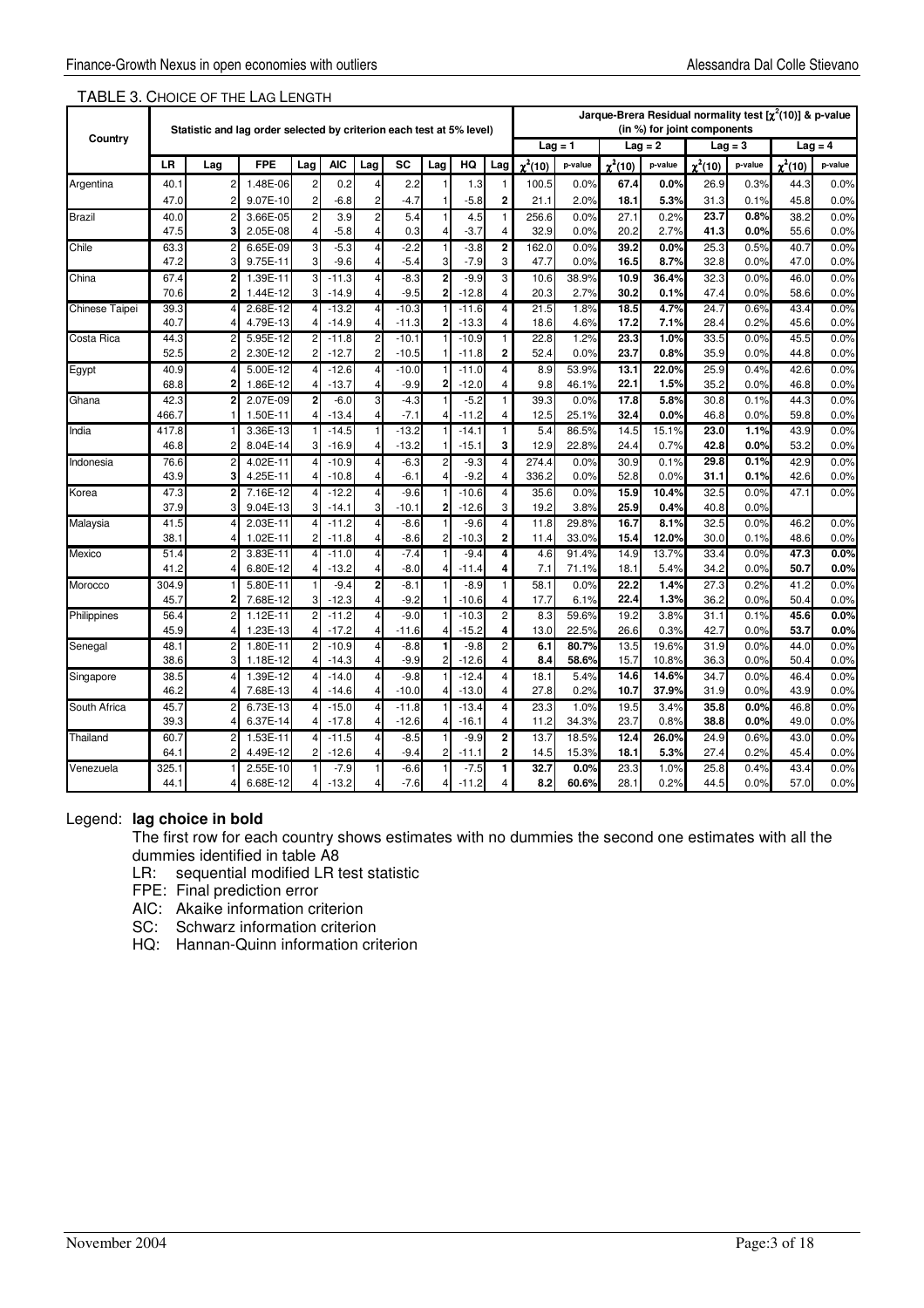TABLE 3. CHOICE OF THE LAG LENGTH

| Country | Statistic and lag order selected by criterion each test at 5% level) | | | | | | | | | | Jarque-Brera Residual normality test [$\chi^2(10)$] & p-value (in %) for joint components | | | | | | | |
|---|---|---|---|---|---|---|---|---|---|---|---|---|---|---|---|---|---|---|
| | | | | | | | | | | | Lag = 1 | | Lag = 2 | | Lag = 3 | | Lag = 4 | |
| | LR | Lag | FPE | Lag | AIC | Lag | SC | Lag | HQ | Lag | $\chi^2(10)$ | p-value | $\chi^2(10)$ | p-value | $\chi^2(10)$ | p-value | $\chi^2(10)$ | p-value |
| Argentina | 40.1 | 2 | 1.48E-06 | 2 | 0.2 | 4 | 2.2 | 1 | 1.3 | 1 | 100.5 | 0.0% | **67.4** | **0.0%** | 26.9 | 0.3% | 44.3 | 0.0% |
| | 47.0 | 2 | 9.07E-10 | 2 | -6.8 | 2 | -4.7 | 1 | -5.8 | **2** | 21.1 | 2.0% | **18.1** | **5.3%** | 31.3 | 0.1% | 45.8 | 0.0% |
| Brazil | 40.0 | 2 | 3.66E-05 | 2 | 3.9 | 2 | 5.4 | 1 | 4.5 | 1 | 256.6 | 0.0% | 27.1 | 0.2% | **23.7** | **0.8%** | 38.2 | 0.0% |
| | 47.5 | **3** | 2.05E-08 | 4 | -5.8 | 4 | 0.3 | 4 | -3.7 | 4 | 32.9 | 0.0% | 20.2 | 2.7% | **41.3** | **0.0%** | 55.6 | 0.0% |
| Chile | 63.3 | 2 | 6.65E-09 | 3 | -5.3 | 4 | -2.2 | 1 | -3.8 | **2** | 162.0 | 0.0% | **39.2** | **0.0%** | 25.3 | 0.5% | 40.7 | 0.0% |
| | 47.2 | 3 | 9.75E-11 | 3 | -9.6 | 4 | -5.4 | 3 | -7.9 | 3 | 47.7 | 0.0% | **16.5** | **8.7%** | 32.8 | 0.0% | 47.0 | 0.0% |
| China | 67.4 | **2** | 1.39E-11 | 3 | -11.3 | 4 | -8.3 | **2** | -9.9 | 3 | 10.6 | 38.9% | **10.9** | **36.4%** | 32.3 | 0.0% | 46.0 | 0.0% |
| | 70.6 | **2** | 1.44E-12 | 3 | -14.9 | 4 | -9.5 | **2** | -12.8 | 4 | 20.3 | 2.7% | **30.2** | **0.1%** | 47.4 | 0.0% | 58.6 | 0.0% |
| Chinese Taipei | 39.3 | 4 | 2.68E-12 | 4 | -13.2 | 4 | -10.3 | 1 | -11.6 | 4 | 21.5 | 1.8% | **18.5** | **4.7%** | 24.7 | 0.6% | 43.4 | 0.0% |
| | 40.7 | 4 | 4.79E-13 | 4 | -14.9 | 4 | -11.3 | **2** | -13.3 | 4 | 18.6 | 4.6% | **17.2** | **7.1%** | 28.4 | 0.2% | 45.6 | 0.0% |
| Costa Rica | 44.3 | 2 | 5.95E-12 | 2 | -11.8 | 2 | -10.1 | 1 | -10.9 | 1 | 22.8 | 1.2% | **23.3** | **1.0%** | 33.5 | 0.0% | 45.5 | 0.0% |
| | 52.5 | 2 | 2.30E-12 | 2 | -12.7 | 2 | -10.5 | 1 | -11.8 | **2** | 52.4 | 0.0% | **23.7** | **0.8%** | 35.9 | 0.0% | 44.8 | 0.0% |
| Egypt | 40.9 | 4 | 5.00E-12 | 4 | -12.6 | 4 | -10.0 | 1 | -11.0 | 4 | 8.9 | 53.9% | **13.1** | **22.0%** | 25.9 | 0.4% | 42.6 | 0.0% |
| | 68.8 | **2** | 1.86E-12 | 4 | -13.7 | 4 | -9.9 | **2** | -12.0 | 4 | 9.8 | 46.1% | **22.1** | **1.5%** | 35.2 | 0.0% | 46.8 | 0.0% |
| Ghana | 42.3 | **2** | 2.07E-09 | **2** | -6.0 | 3 | -4.3 | 1 | -5.2 | 1 | 39.3 | 0.0% | **17.8** | **5.8%** | 30.8 | 0.1% | 44.3 | 0.0% |
| | 466.7 | 1 | 1.50E-11 | 4 | -13.4 | 4 | -7.1 | 4 | -11.2 | 4 | 12.5 | 25.1% | **32.4** | **0.0%** | 46.8 | 0.0% | 59.8 | 0.0% |
| India | 417.8 | 1 | 3.36E-13 | 1 | -14.5 | 1 | -13.2 | 1 | -14.1 | 1 | 5.4 | 86.5% | 14.5 | 15.1% | **23.0** | **1.1%** | 43.9 | 0.0% |
| | 46.8 | 2 | 8.04E-14 | 3 | -16.9 | 4 | -13.2 | 1 | -15.1 | **3** | 12.9 | 22.8% | 24.4 | 0.7% | **42.8** | **0.0%** | 53.2 | 0.0% |
| Indonesia | 76.6 | 2 | 4.02E-11 | 4 | -10.9 | 4 | -6.3 | 2 | -9.3 | 4 | 274.4 | 0.0% | 30.9 | 0.1% | **29.8** | **0.1%** | 42.9 | 0.0% |
| | 43.9 | **3** | 4.25E-11 | 4 | -10.8 | 4 | -6.1 | 4 | -9.2 | 4 | 336.2 | 0.0% | 52.8 | 0.0% | **31.1** | **0.1%** | 42.6 | 0.0% |
| Korea | 47.3 | **2** | 7.16E-12 | 4 | -12.2 | 4 | -9.6 | 1 | -10.6 | 4 | 35.6 | 0.0% | **15.9** | **10.4%** | 32.5 | 0.0% | 47.1 | 0.0% |
| | 37.9 | 3 | 9.04E-13 | 3 | -14.1 | 3 | -10.1 | **2** | -12.6 | 3 | 19.2 | 3.8% | **25.9** | **0.4%** | 40.8 | 0.0% | | |
| Malaysia | 41.5 | 4 | 2.03E-11 | 4 | -11.2 | 4 | -8.6 | 1 | -9.6 | 4 | 11.8 | 29.8% | **16.7** | **8.1%** | 32.5 | 0.0% | 46.2 | 0.0% |
| | 38.1 | 4 | 1.02E-11 | 2 | -11.8 | 4 | -8.6 | 2 | -10.3 | **2** | 11.4 | 33.0% | **15.4** | **12.0%** | 30.0 | 0.1% | 48.6 | 0.0% |
| Mexico | 51.4 | 2 | 3.83E-11 | 4 | -11.0 | 4 | -7.4 | 1 | -9.4 | **4** | 4.6 | 91.4% | 14.9 | 13.7% | 33.4 | 0.0% | **47.3** | **0.0%** |
| | 41.2 | 4 | 6.80E-12 | 4 | -13.2 | 4 | -8.0 | 4 | -11.4 | **4** | 7.1 | 71.1% | 18.1 | 5.4% | 34.2 | 0.0% | **50.7** | **0.0%** |
| Morocco | 304.9 | 1 | 5.80E-11 | 1 | -9.4 | **2** | -8.1 | 1 | -8.9 | 1 | 58.1 | 0.0% | **22.2** | **1.4%** | 27.3 | 0.2% | 41.2 | 0.0% |
| | 45.7 | **2** | 7.68E-12 | 3 | -12.3 | 4 | -9.2 | 1 | -10.6 | 4 | 17.7 | 6.1% | **22.4** | **1.3%** | 36.2 | 0.0% | 50.4 | 0.0% |
| Philippines | 56.4 | 2 | 1.12E-11 | 2 | -11.2 | 4 | -9.0 | 1 | -10.3 | 2 | 8.3 | 59.6% | 19.2 | 3.8% | 31.1 | 0.1% | **45.6** | **0.0%** |
| | 45.9 | 4 | 1.23E-13 | 4 | -17.2 | 4 | -11.6 | 4 | -15.2 | **4** | 13.0 | 22.5% | 26.6 | 0.3% | 42.7 | 0.0% | **53.7** | **0.0%** |
| Senegal | 48.1 | 2 | 1.80E-11 | 2 | -10.9 | 4 | -8.8 | **1** | -9.8 | 2 | **6.1** | **80.7%** | 13.5 | 19.6% | 31.9 | 0.0% | 44.0 | 0.0% |
| | 38.6 | 3 | 1.18E-12 | 4 | -14.3 | 4 | -9.9 | 2 | -12.6 | 4 | **8.4** | **58.6%** | 15.7 | 10.8% | 36.3 | 0.0% | 50.4 | 0.0% |
| Singapore | 38.5 | 4 | 1.39E-12 | 4 | -14.0 | 4 | -9.8 | 1 | -12.4 | 4 | 18.1 | 5.4% | **14.6** | **14.6%** | 34.7 | 0.0% | 46.4 | 0.0% |
| | 46.2 | 4 | 7.68E-13 | 4 | -14.6 | 4 | -10.0 | 4 | -13.0 | 4 | 27.8 | 0.2% | **10.7** | **37.9%** | 31.9 | 0.0% | 43.9 | 0.0% |
| South Africa | 45.7 | 2 | 6.73E-13 | 4 | -15.0 | 4 | -11.8 | 1 | -13.4 | 4 | 23.3 | 1.0% | 19.5 | 3.4% | **35.8** | **0.0%** | 46.8 | 0.0% |
| | 39.3 | 4 | 6.37E-14 | 4 | -17.8 | 4 | -12.6 | 4 | -16.1 | 4 | 11.2 | 34.3% | 23.7 | 0.8% | **38.8** | **0.0%** | 49.0 | 0.0% |
| Thailand | 60.7 | 2 | 1.53E-11 | 4 | -11.5 | 4 | -8.5 | 1 | -9.9 | **2** | 13.7 | 18.5% | **12.4** | **26.0%** | 24.9 | 0.6% | 43.0 | 0.0% |
| | 64.1 | 2 | 4.49E-12 | 2 | -12.6 | 4 | -9.4 | 2 | -11.1 | **2** | 14.5 | 15.3% | **18.1** | **5.3%** | 27.4 | 0.2% | 45.4 | 0.0% |
| Venezuela | 325.1 | 1 | 2.55E-10 | 1 | -7.9 | 1 | -6.6 | 1 | -7.5 | **1** | **32.7** | **0.0%** | 23.3 | 1.0% | 25.8 | 0.4% | 43.4 | 0.0% |
| | 44.1 | 4 | 6.68E-12 | 4 | -13.2 | 4 | -7.6 | 4 | -11.2 | 4 | **8.2** | **60.6%** | 28.1 | 0.2% | 44.5 | 0.0% | 57.0 | 0.0% |

Legend: **lag choice in bold**

The first row for each country shows estimates with no dummies the second one estimates with all the dummies identified in table A8

- LR: sequential modified LR test statistic
- FPE: Final prediction error
- AIC: Akaike information criterion
- SC: Schwarz information criterion
- HQ: Hannan-Quinn information criterion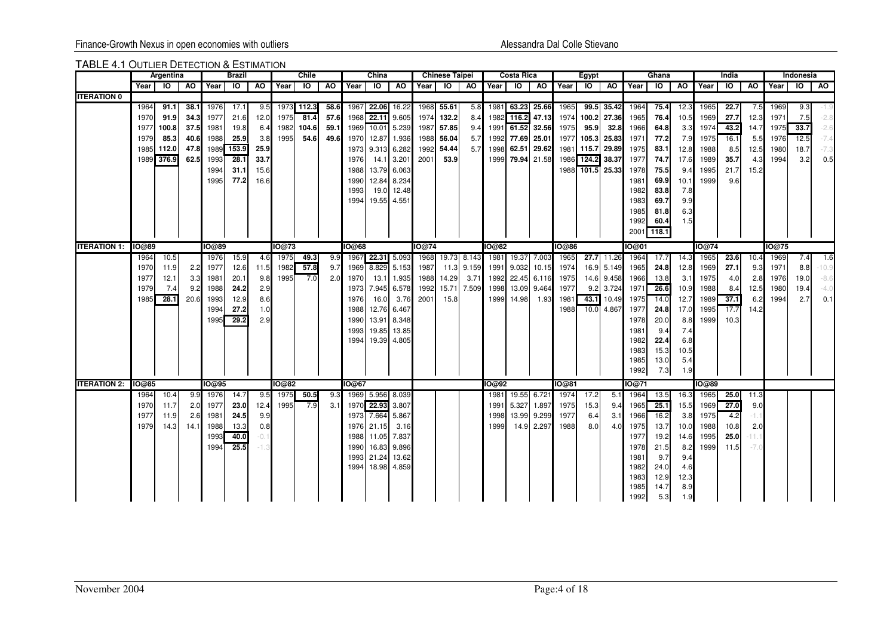TABLE 4.1 OUTLIER DETECTION & ESTIMATION

| | Argentina | | | Brazil | | | Chile | | | China | | | Chinese Taipei | | | Costa Rica | | | Egypt | | | Ghana | | | India | | | Indonesia | | |
|---|---|---|---|---|---|---|---|---|---|---|---|---|---|---|---|---|---|---|---|---|---|---|---|---|---|---|---|---|---|---|---|---|---|
| | Year | IO | AO | Year | IO | AO | Year | IO | AO | Year | IO | AO | Year | IO | AO | Year | IO | AO | Year | IO | AO | Year | IO | AO | Year | IO | AO | Year | IO | AO |
| ITERATION 0 | | | | | | | | | | | | | | | | | | | | | | | | | | | | | | | | | |
| | 1964 | 91.1 | 38.1 | 1976 | 17.1 | 9.5 | 1973 | 112.3 | 58.6 | 1967 | 22.06 | 16.22 | 1968 | 55.61 | 5.8 | 1981 | 63.23 | 25.66 | 1965 | 99.5 | 35.42 | 1964 | 75.4 | 12.3 | 1965 | 22.7 | 7.5 | 1969 | 9.3 | -1.9 |
| | 1970 | 91.9 | 34.3 | 1977 | 21.6 | 12.0 | 1975 | 81.4 | 57.6 | 1968 | 22.11 | 9.605 | 1974 | 132.2 | 8.4 | 1982 | 116.2 | 47.13 | 1974 | 100.2 | 27.36 | 1965 | 76.4 | 10.5 | 1969 | 27.7 | 12.3 | 1971 | 7.5 | -2.8 |
| | 1977 | 100.8 | 37.5 | 1981 | 19.8 | 6.4 | 1982 | 104.6 | 59.1 | 1969 | 10.01 | 5.239 | 1987 | 57.85 | 9.4 | 1991 | 61.52 | 32.56 | 1975 | 95.9 | 32.8 | 1966 | 64.8 | 3.3 | 1974 | 43.2 | 14.7 | 1975 | 33.7 | -2.6 |
| | 1979 | 85.3 | 40.6 | 1988 | 25.9 | 3.8 | 1995 | 54.6 | 49.6 | 1970 | 12.87 | 1.936 | 1988 | 56.04 | 5.7 | 1992 | 77.69 | 25.01 | 1977 | 105.3 | 25.83 | 1971 | 77.2 | 7.9 | 1975 | 16.1 | 5.5 | 1976 | 12.5 | -7.4 |
| | 1985 | 112.0 | 47.8 | 1989 | 153.9 | 25.9 | | | | 1973 | 9.313 | 6.282 | 1992 | 54.44 | 5.7 | 1998 | 62.51 | 29.62 | 1981 | 115.7 | 29.89 | 1975 | 83.1 | 12.8 | 1988 | 8.5 | 12.5 | 1980 | 18.7 | -7.3 |
| | 1989 | 376.9 | 62.5 | 1993 | 28.1 | 33.7 | | | | 1976 | 14.1 | 3.201 | 2001 | 53.9 | | 1999 | 79.94 | 21.58 | 1986 | 124.2 | 38.37 | 1977 | 74.7 | 17.6 | 1989 | 35.7 | 4.3 | 1994 | 3.2 | 0.5 |
| | | | | 1994 | 31.1 | 15.6 | | | | 1988 | 13.79 | 6.063 | | | | | | | 1988 | 101.5 | 25.33 | 1978 | 75.5 | 9.4 | 1995 | 21.7 | 15.2 | | | |
| | | | | 1995 | 77.2 | 16.6 | | | | 1990 | 12.84 | 8.234 | | | | | | | | | | 1981 | 69.9 | 10.1 | 1999 | 9.6 | | | | |
| | | | | | | | | | | 1993 | 19.0 | 12.48 | | | | | | | | | | 1982 | 83.8 | 7.8 | | | | | | |
| | | | | | | | | | | 1994 | 19.55 | 4.551 | | | | | | | | | | 1983 | 69.7 | 9.9 | | | | | | |
| | | | | | | | | | | | | | | | | | | | | | | 1985 | 81.8 | 6.3 | | | | | | |
| | | | | | | | | | | | | | | | | | | | | | | 1992 | 60.4 | 1.5 | | | | | | |
| | | | | | | | | | | | | | | | | | | | | | | 2001 | 118.1 | | | | | | | |
| ITERATION 1: | IO@89 | | | IO@89 | | | IO@73 | | | IO@68 | | | IO@74 | | | IO@82 | | | IO@86 | | | IO@01 | | | IO@74 | | | IO@75 | | |
| | 1964 | 10.5 | | 1976 | 15.9 | 4.6 | 1973 | 49.3 | 9.9 | 1967 | 22.31 | 5.093 | 1968 | 19.73 | 8.143 | 1981 | 19.37 | 7.003 | 1965 | 27.7 | 11.26 | 1964 | 17.7 | 14.3 | 1965 | 23.6 | 10.4 | 1969 | 7.4 | 1.6 |
| | 1970 | 11.9 | 2.2 | 1977 | 12.6 | 11.5 | 1982 | 57.8 | 9.7 | 1969 | 8.829 | 5.153 | 1987 | 11.3 | 9.159 | 1991 | 9.032 | 10.15 | 1974 | 16.9 | 5.149 | 1965 | 24.8 | 12.8 | 1969 | 27.1 | 9.3 | 1971 | 8.8 | -10.9 |
| | 1977 | 12.1 | 3.3 | 1981 | 20.1 | 9.8 | 1995 | 7.0 | 2.0 | 1970 | 13.1 | 1.935 | 1988 | 14.29 | 3.71 | 1992 | 22.45 | 6.116 | 1975 | 14.6 | 9.458 | 1966 | 13.8 | 3.1 | 1975 | 4.0 | 2.8 | 1976 | 19.0 | -8.6 |
| | 1979 | 7.4 | 9.2 | 1988 | 24.2 | 2.9 | | | | 1973 | 7.945 | 6.578 | 1992 | 15.71 | 7.509 | 1998 | 13.09 | 9.464 | 1977 | 9.2 | 3.724 | 1971 | 26.6 | 10.9 | 1988 | 8.4 | 12.5 | 1980 | 19.4 | -4.0 |
| | 1985 | 28.1 | 20.6 | 1993 | 12.9 | 8.6 | | | | 1976 | 16.0 | 3.76 | 2001 | 15.8 | | 1999 | 14.98 | 1.93 | 1981 | 43.1 | 10.49 | 1975 | 14.0 | 12.7 | 1989 | 37.1 | 6.2 | 1994 | 2.7 | 0.1 |
| | | | | 1994 | 27.2 | 1.0 | | | | 1988 | 12.76 | 6.467 | | | | | | | 1988 | 10.0 | 4.867 | 1977 | 24.8 | 17.0 | 1995 | 17.7 | 14.2 | | | |
| | | | | 1995 | 29.2 | 2.9 | | | | 1990 | 13.91 | 8.348 | | | | | | | | | | 1978 | 20.0 | 8.8 | 1999 | 10.3 | | | | |
| | | | | | | | | | | 1993 | 19.85 | 13.85 | | | | | | | | | | 1981 | 9.4 | 7.4 | | | | | | |
| | | | | | | | | | | 1994 | 19.39 | 4.805 | | | | | | | | | | 1982 | 22.4 | 6.8 | | | | | | |
| | | | | | | | | | | | | | | | | | | | | | | 1983 | 15.3 | 10.5 | | | | | | |
| | | | | | | | | | | | | | | | | | | | | | | 1985 | 13.0 | 5.4 | | | | | | |
| | | | | | | | | | | | | | | | | | | | | | | 1992 | 7.3 | 1.9 | | | | | | |
| ITERATION 2: | IO@85 | | | IO@95 | | | IO@82 | | | IO@67 | | | | | | IO@92 | | | IO@81 | | | IO@71 | | | IO@89 | | | | | |
| | 1964 | 10.4 | 9.9 | 1976 | 14.7 | 9.5 | 1975 | 50.5 | 9.3 | 1969 | 5.956 | 8.039 | | | | 1981 | 19.55 | 6.721 | 1974 | 17.2 | 5.1 | 1964 | 13.5 | 16.3 | 1965 | 25.0 | 11.3 | | | |
| | 1970 | 11.7 | 2.0 | 1977 | 23.0 | 12.4 | 1995 | 7.9 | 3.1 | 1970 | 22.93 | 3.807 | | | | 1991 | 5.327 | 1.897 | 1975 | 15.3 | 9.4 | 1965 | 25.1 | 15.5 | 1969 | 27.0 | 9.0 | | | |
| | 1977 | 11.9 | 2.6 | 1981 | 24.5 | 9.9 | | | | 1973 | 7.664 | 5.867 | | | | 1998 | 13.99 | 9.299 | 1977 | 6.4 | 3.1 | 1966 | 16.2 | 3.8 | 1975 | 4.2 | -1.1 | | | |
| | 1979 | 14.3 | 14.1 | 1988 | 13.3 | 0.8 | | | | 1976 | 21.15 | 3.16 | | | | 1999 | 14.9 | 2.297 | 1988 | 8.0 | 4.0 | 1975 | 13.7 | 10.0 | 1988 | 10.8 | 2.0 | | | |
| | | | | 1993 | 40.0 | -0.1 | | | | 1988 | 11.05 | 7.837 | | | | | | | | | | 1977 | 19.2 | 14.6 | 1995 | 25.0 | -11.1 | | | |
| | | | | 1994 | 25.5 | -1.3 | | | | 1990 | 16.83 | 9.896 | | | | | | | | | | 1978 | 21.5 | 8.2 | 1999 | 11.5 | -7.0 | | | |
| | | | | | | | | | | 1993 | 21.24 | 13.62 | | | | | | | | | | 1981 | 9.7 | 9.4 | | | | | | |
| | | | | | | | | | | 1994 | 18.98 | 4.859 | | | | | | | | | | 1982 | 24.0 | 4.6 | | | | | | |
| | | | | | | | | | | | | | | | | | | | | | | 1983 | 12.9 | 12.3 | | | | | | |
| | | | | | | | | | | | | | | | | | | | | | | 1985 | 14.7 | 8.9 | | | | | | |
| | | | | | | | | | | | | | | | | | | | | | | 1992 | 5.3 | 1.9 | | | | | | |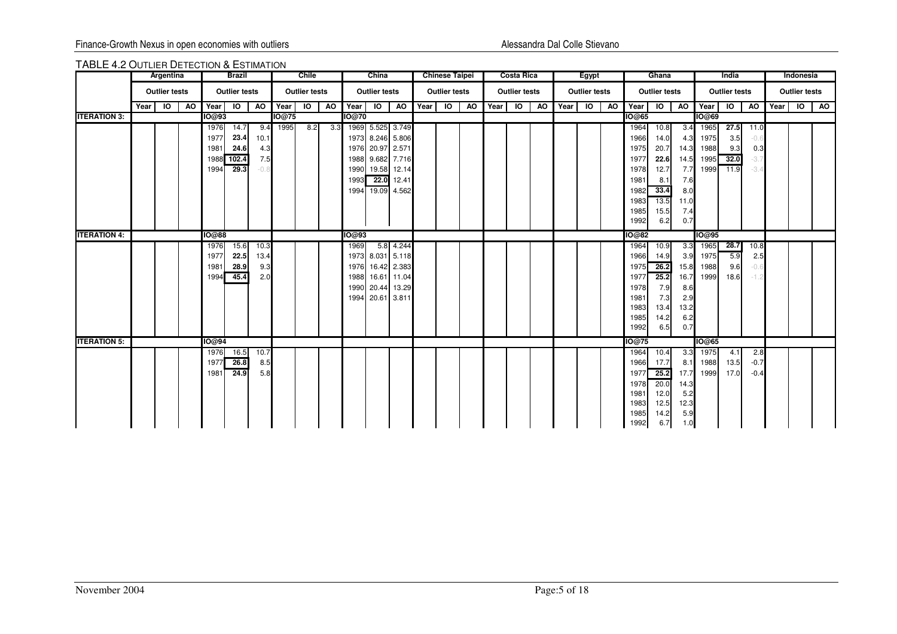TABLE 4.2 OUTLIER DETECTION & ESTIMATION

| | Argentina | | | Brazil | | | Chile | | | China | | | Chinese Taipei | | | Costa Rica | | | Egypt | | | Ghana | | | India | | | Indonesia | | |
|---|---|---|---|---|---|---|---|---|---|---|---|---|---|---|---|---|---|---|---|---|---|---|---|---|---|---|---|---|---|---|
| | Outlier tests | | | Outlier tests | | | Outlier tests | | | Outlier tests | | | Outlier tests | | | Outlier tests | | | Outlier tests | | | Outlier tests | | | Outlier tests | | | Outlier tests | | |
| | Year | IO | AO | Year | IO | AO | Year | IO | AO | Year | IO | AO | Year | IO | AO | Year | IO | AO | Year | IO | AO | Year | IO | AO | Year | IO | AO | Year | IO | AO |
| **ITERATION 3:** | | | | IO@93 | | | IO@75 | | | IO@70 | | | | | | | | | | | | IO@65 | | | IO@69 | | | | | |
| | | | | 1976 | 14.7 | 9.4 | 1995 | 8.2 | 3.3 | 1969 | 5.525 | 3.749 | | | | | | | | | | 1964 | 10.8 | 3.4 | 1965 | **27.5** | 11.0 | | | |
| | | | | 1977 | **23.4** | 10.1 | | | | 1973 | 8.246 | 5.806 | | | | | | | | | | 1966 | 14.0 | 4.3 | 1975 | 3.5 | -0.6 | | | |
| | | | | 1981 | **24.6** | 4.3 | | | | 1976 | 20.97 | 2.571 | | | | | | | | | | 1975 | 20.7 | 14.3 | 1988 | 9.3 | 0.3 | | | |
| | | | | 1988 | **102.4** | 7.5 | | | | 1988 | 9.682 | 7.716 | | | | | | | | | | 1977 | **22.6** | 14.5 | 1995 | **32.0** | -3.7 | | | |
| | | | | 1994 | **29.3** | -0.8 | | | | 1990 | 19.58 | 12.14 | | | | | | | | | | 1978 | 12.7 | 7.7 | 1999 | 11.9 | -3.4 | | | |
| | | | | | | | | | | 1993 | **22.0** | 12.41 | | | | | | | | | | 1981 | 8.1 | 7.6 | | | | | | |
| | | | | | | | | | | 1994 | 19.09 | 4.562 | | | | | | | | | | 1982 | **33.4** | 8.0 | | | | | | |
| | | | | | | | | | | | | | | | | | | | | | | 1983 | 13.5 | 11.0 | | | | | | |
| | | | | | | | | | | | | | | | | | | | | | | 1985 | 15.5 | 7.4 | | | | | | |
| | | | | | | | | | | | | | | | | | | | | | | 1992 | 6.2 | 0.7 | | | | | | |
| **ITERATION 4:** | | | | IO@88 | | | | | | IO@93 | | | | | | | | | | | | IO@82 | | | IO@95 | | | | | |
| | | | | 1976 | 15.6 | 10.3 | | | | 1969 | 5.8 | 4.244 | | | | | | | | | | 1964 | 10.9 | 3.3 | 1965 | **28.7** | 10.8 | | | |
| | | | | 1977 | **22.5** | 13.4 | | | | 1973 | 8.031 | 5.118 | | | | | | | | | | 1966 | 14.9 | 3.9 | 1975 | 5.9 | 2.5 | | | |
| | | | | 1981 | **28.9** | 9.3 | | | | 1976 | 16.42 | 2.383 | | | | | | | | | | 1975 | **26.2** | 15.8 | 1988 | 9.6 | -0.6 | | | |
| | | | | 1994 | **45.4** | 2.0 | | | | 1988 | 16.61 | 11.04 | | | | | | | | | | 1977 | **25.2** | 16.7 | 1999 | 18.6 | -1.2 | | | |
| | | | | | | | | | | 1990 | 20.44 | 13.29 | | | | | | | | | | 1978 | 7.9 | 8.6 | | | | | | |
| | | | | | | | | | | 1994 | 20.61 | 3.811 | | | | | | | | | | 1981 | 7.3 | 2.9 | | | | | | |
| | | | | | | | | | | | | | | | | | | | | | | 1983 | 13.4 | 13.2 | | | | | | |
| | | | | | | | | | | | | | | | | | | | | | | 1985 | 14.2 | 6.2 | | | | | | |
| | | | | | | | | | | | | | | | | | | | | | | 1992 | 6.5 | 0.7 | | | | | | |
| **ITERATION 5:** | | | | IO@94 | | | | | | | | | | | | | | | | | | IO@75 | | | IO@65 | | | | | |
| | | | | 1976 | 16.5 | 10.7 | | | | | | | | | | | | | | | | 1964 | 10.4 | 3.3 | 1975 | 4.1 | 2.8 | | | |
| | | | | 1977 | **26.8** | 8.5 | | | | | | | | | | | | | | | | 1966 | 17.7 | 8.1 | 1988 | 13.5 | -0.7 | | | |
| | | | | 1981 | **24.9** | 5.8 | | | | | | | | | | | | | | | | 1977 | **25.2** | 17.7 | 1999 | 17.0 | -0.4 | | | |
| | | | | | | | | | | | | | | | | | | | | | | 1978 | 20.0 | 14.3 | | | | | | |
| | | | | | | | | | | | | | | | | | | | | | | 1981 | 12.0 | 5.2 | | | | | | |
| | | | | | | | | | | | | | | | | | | | | | | 1983 | 12.5 | 12.3 | | | | | | |
| | | | | | | | | | | | | | | | | | | | | | | 1985 | 14.2 | 5.9 | | | | | | |
| | | | | | | | | | | | | | | | | | | | | | | 1992 | 6.7 | 1.0 | | | | | | |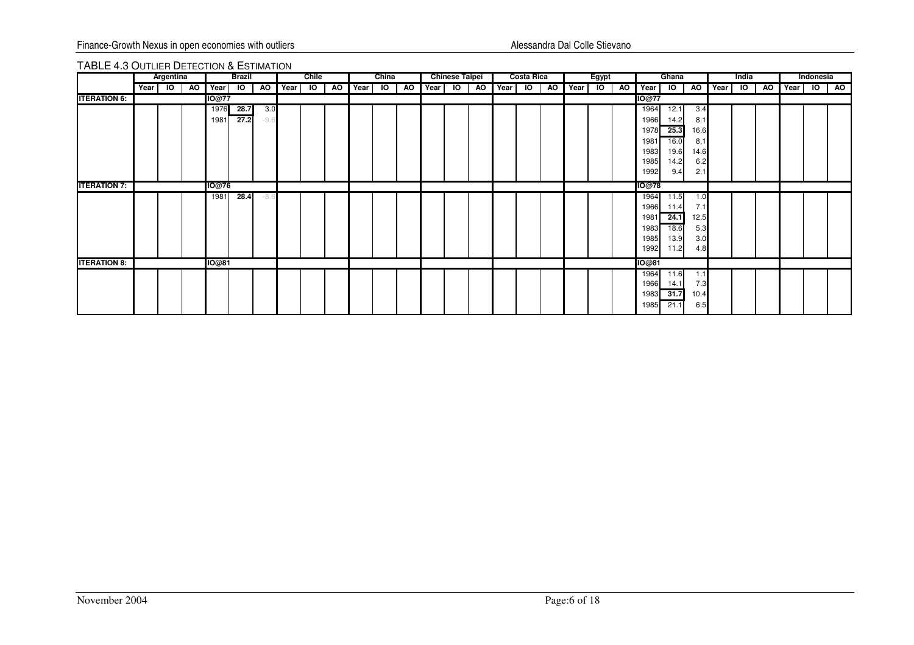TABLE 4.3 OUTLIER DETECTION & ESTIMATION

| | Argentina | | | Brazil | | | Chile | | | China | | | Chinese Taipei | | | Costa Rica | | | Egypt | | | Ghana | | | India | | | Indonesia | | |
|---|---|---|---|---|---|---|---|---|---|---|---|---|---|---|---|---|---|---|---|---|---|---|---|---|---|---|---|---|---|---|
| | Year | IO | AO | Year | IO | AO | Year | IO | AO | Year | IO | AO | Year | IO | AO | Year | IO | AO | Year | IO | AO | Year | IO | AO | Year | IO | AO | Year | IO | AO |
| **ITERATION 6:** | | | | IO@77 | | | | | | | | | | | | | | | | | | IO@77 | | | | | | | | |
| | | | | 1976 | **28.7** | 3.0 | | | | | | | | | | | | | | | | 1964 | 12.1 | 3.4 | | | | | | |
| | | | | 1981 | **27.2** | -9.6 | | | | | | | | | | | | | | | | 1966 | 14.2 | 8.1 | | | | | | |
| | | | | | | | | | | | | | | | | | | | | | | 1978 | **25.3** | 16.6 | | | | | | |
| | | | | | | | | | | | | | | | | | | | | | | 1981 | 16.0 | 8.1 | | | | | | |
| | | | | | | | | | | | | | | | | | | | | | | 1983 | 19.6 | 14.6 | | | | | | |
| | | | | | | | | | | | | | | | | | | | | | | 1985 | 14.2 | 6.2 | | | | | | |
| | | | | | | | | | | | | | | | | | | | | | | 1992 | 9.4 | 2.1 | | | | | | |
| **ITERATION 7:** | | | | IO@76 | | | | | | | | | | | | | | | | | | IO@78 | | | | | | | | |
| | | | | 1981 | **28.4** | -8.6 | | | | | | | | | | | | | | | | 1964 | 11.5 | 1.0 | | | | | | |
| | | | | | | | | | | | | | | | | | | | | | | 1966 | 11.4 | 7.1 | | | | | | |
| | | | | | | | | | | | | | | | | | | | | | | 1981 | **24.1** | 12.5 | | | | | | |
| | | | | | | | | | | | | | | | | | | | | | | 1983 | 18.6 | 5.3 | | | | | | |
| | | | | | | | | | | | | | | | | | | | | | | 1985 | 13.9 | 3.0 | | | | | | |
| | | | | | | | | | | | | | | | | | | | | | | 1992 | 11.2 | 4.8 | | | | | | |
| **ITERATION 8:** | | | | IO@81 | | | | | | | | | | | | | | | | | | IO@81 | | | | | | | | |
| | | | | | | | | | | | | | | | | | | | | | | 1964 | 11.6 | 1.1 | | | | | | |
| | | | | | | | | | | | | | | | | | | | | | | 1966 | 14.1 | 7.3 | | | | | | |
| | | | | | | | | | | | | | | | | | | | | | | 1983 | **31.7** | 10.4 | | | | | | |
| | | | | | | | | | | | | | | | | | | | | | | 1985 | 21.1 | 6.5 | | | | | | |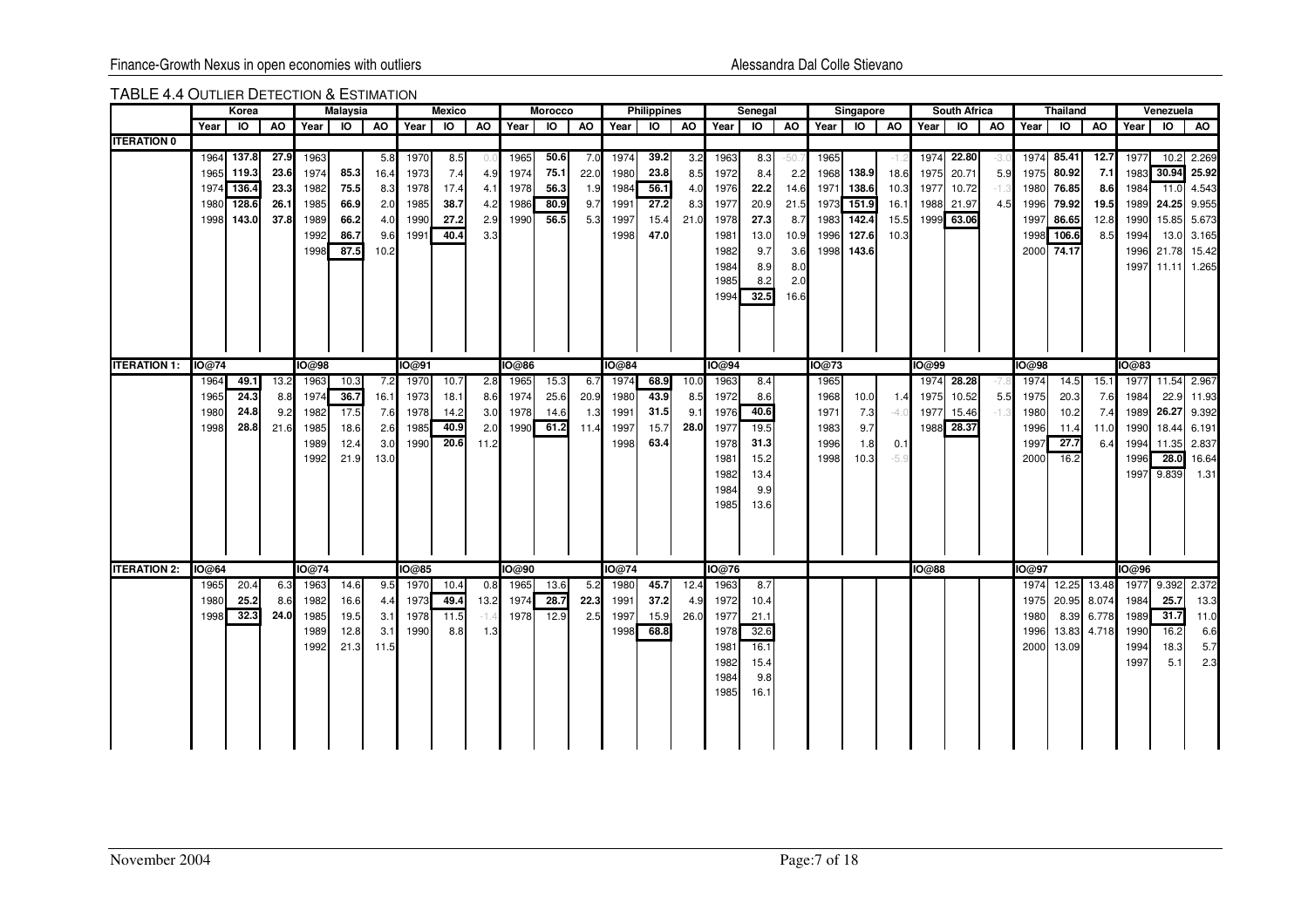TABLE 4.4 OUTLIER DETECTION & ESTIMATION

| | Korea | | | Malaysia | | | Mexico | | | Morocco | | | Philippines | | | Senegal | | | Singapore | | | South Africa | | | Thailand | | | Venezuela | | |
|---|---|---|---|---|---|---|---|---|---|---|---|---|---|---|---|---|---|---|---|---|---|---|---|---|---|---|---|---|---|---|
| | Year | IO | AO | Year | IO | AO | Year | IO | AO | Year | IO | AO | Year | IO | AO | Year | IO | AO | Year | IO | AO | Year | IO | AO | Year | IO | AO | Year | IO | AO |
| ITERATION 0 | | | | | | | | | | | | | | | | | | | | | | | | | | | | | | |
| | 1964 | 137.8 | 27.9 | 1963 | | 5.8 | 1970 | 8.5 | 0.0 | 1965 | 50.6 | 7.0 | 1974 | 39.2 | 3.2 | 1963 | 8.3 | -50.7 | 1965 | | -1.2 | 1974 | 22.80 | -3.0 | 1974 | 85.41 | 12.7 | 1977 | 10.2 | 2.269 |
| | 1965 | 119.3 | 23.6 | 1974 | 85.3 | 16.4 | 1973 | 7.4 | 4.9 | 1974 | 75.1 | 22.0 | 1980 | 23.8 | 8.5 | 1972 | 8.4 | 2.2 | 1968 | 138.9 | 18.6 | 1975 | 20.71 | 5.9 | 1975 | 80.92 | 7.1 | 1983 | 30.94 | 25.92 |
| | 1974 | 136.4 | 23.3 | 1982 | 75.5 | 8.3 | 1978 | 17.4 | 4.1 | 1978 | 56.3 | 1.9 | 1984 | 56.1 | 4.0 | 1976 | 22.2 | 14.6 | 1971 | 138.6 | 10.3 | 1977 | 10.72 | -1.3 | 1980 | 76.85 | 8.6 | 1984 | 11.0 | 4.543 |
| | 1980 | 128.6 | 26.1 | 1985 | 66.9 | 2.0 | 1985 | 38.7 | 4.2 | 1986 | 80.9 | 9.7 | 1991 | 27.2 | 8.3 | 1977 | 20.9 | 21.5 | 1973 | 151.9 | 16.1 | 1988 | 21.97 | 4.5 | 1996 | 79.92 | 19.5 | 1989 | 24.25 | 9.955 |
| | 1998 | 143.0 | 37.8 | 1989 | 66.2 | 4.0 | 1990 | 27.2 | 2.9 | 1990 | 56.5 | 5.3 | 1997 | 15.4 | 21.0 | 1978 | 27.3 | 8.7 | 1983 | 142.4 | 15.5 | 1999 | 63.06 | | 1997 | 86.65 | 12.8 | 1990 | 15.85 | 5.673 |
| | | | | 1992 | 86.7 | 9.6 | 1991 | 40.4 | 3.3 | | | | 1998 | 47.0 | | 1981 | 13.0 | 10.9 | 1996 | 127.6 | 10.3 | | | | 1998 | 106.6 | 8.5 | 1994 | 13.0 | 3.165 |
| | | | | 1998 | 87.5 | 10.2 | | | | | | | | | | 1982 | 9.7 | 3.6 | 1998 | 143.6 | | | | | 2000 | 74.17 | | 1996 | 21.78 | 15.42 |
| | | | | | | | | | | | | | | | | 1984 | 8.9 | 8.0 | | | | | | | | | | 1997 | 11.11 | 1.265 |
| | | | | | | | | | | | | | | | | 1985 | 8.2 | 2.0 | | | | | | | | | | | | |
| | | | | | | | | | | | | | | | | 1994 | 32.5 | 16.6 | | | | | | | | | | | | |
| ITERATION 1: | IO@74 | | | IO@98 | | | IO@91 | | | IO@86 | | | IO@84 | | | IO@94 | | | IO@73 | | | IO@99 | | | IO@98 | | | IO@83 | | |
| | 1964 | 49.1 | 13.2 | 1963 | 10.3 | 7.2 | 1970 | 10.7 | 2.8 | 1965 | 15.3 | 6.7 | 1974 | 68.9 | 10.0 | 1963 | 8.4 | | 1965 | | | 1974 | 28.28 | -7.8 | 1974 | 14.5 | 15.1 | 1977 | 11.54 | 2.967 |
| | 1965 | 24.3 | 8.8 | 1974 | 36.7 | 16.1 | 1973 | 18.1 | 8.6 | 1974 | 25.6 | 20.9 | 1980 | 43.9 | 8.5 | 1972 | 8.6 | | 1968 | 10.0 | 1.4 | 1975 | 10.52 | 5.5 | 1975 | 20.3 | 7.6 | 1984 | 22.9 | 11.93 |
| | 1980 | 24.8 | 9.2 | 1982 | 17.5 | 7.6 | 1978 | 14.2 | 3.0 | 1978 | 14.6 | 1.3 | 1991 | 31.5 | 9.1 | 1976 | 40.6 | | 1971 | 7.3 | -4.0 | 1977 | 15.46 | -1.3 | 1980 | 10.2 | 7.4 | 1989 | 26.27 | 9.392 |
| | 1998 | 28.8 | 21.6 | 1985 | 18.6 | 2.6 | 1985 | 40.9 | 2.0 | 1990 | 61.2 | 11.4 | 1997 | 15.7 | 28.0 | 1977 | 19.5 | | 1983 | 9.7 | | 1988 | 28.37 | | 1996 | 11.4 | 11.0 | 1990 | 18.44 | 6.191 |
| | | | | 1989 | 12.4 | 3.0 | 1990 | 20.6 | 11.2 | | | | 1998 | 63.4 | | 1978 | 31.3 | | 1996 | 1.8 | 0.1 | | | | 1997 | 27.7 | 6.4 | 1994 | 11.35 | 2.837 |
| | | | | 1992 | 21.9 | 13.0 | | | | | | | | | | 1981 | 15.2 | | 1998 | 10.3 | -5.9 | | | | 2000 | 16.2 | | 1996 | 28.0 | 16.64 |
| | | | | | | | | | | | | | | | | 1982 | 13.4 | | | | | | | | | | | 1997 | 9.839 | 1.31 |
| | | | | | | | | | | | | | | | | 1984 | 9.9 | | | | | | | | | | | | | |
| | | | | | | | | | | | | | | | | 1985 | 13.6 | | | | | | | | | | | | | |
| ITERATION 2: | IO@64 | | | IO@74 | | | IO@85 | | | IO@90 | | | IO@74 | | | IO@76 | | | | | | IO@88 | | | IO@97 | | | IO@96 | | |
| | 1965 | 20.4 | 6.3 | 1963 | 14.6 | 9.5 | 1970 | 10.4 | 0.8 | 1965 | 13.6 | 5.2 | 1980 | 45.7 | 12.4 | 1963 | 8.7 | | | | | | | | 1974 | 12.25 | 13.48 | 1977 | 9.392 | 2.372 |
| | 1980 | 25.2 | 8.6 | 1982 | 16.6 | 4.4 | 1973 | 49.4 | 13.2 | 1974 | 28.7 | 22.3 | 1991 | 37.2 | 4.9 | 1972 | 10.4 | | | | | | | | 1975 | 20.95 | 8.074 | 1984 | 25.7 | 13.3 |
| | 1998 | 32.3 | 24.0 | 1985 | 19.5 | 3.1 | 1978 | 11.5 | -1.4 | 1978 | 12.9 | 2.5 | 1997 | 15.9 | 26.0 | 1977 | 21.1 | | | | | | | | 1980 | 8.39 | 6.778 | 1989 | 31.7 | 11.0 |
| | | | | 1989 | 12.8 | 3.1 | 1990 | 8.8 | 1.3 | | | | 1998 | 68.8 | | 1978 | 32.6 | | | | | | | | 1996 | 13.83 | 4.718 | 1990 | 16.2 | 6.6 |
| | | | | 1992 | 21.3 | 11.5 | | | | | | | | | | 1981 | 16.1 | | | | | | | | 2000 | 13.09 | | 1994 | 18.3 | 5.7 |
| | | | | | | | | | | | | | | | | 1982 | 15.4 | | | | | | | | | | | 1997 | 5.1 | 2.3 |
| | | | | | | | | | | | | | | | | 1984 | 9.8 | | | | | | | | | | | | | |
| | | | | | | | | | | | | | | | | 1985 | 16.1 | | | | | | | | | | | | | |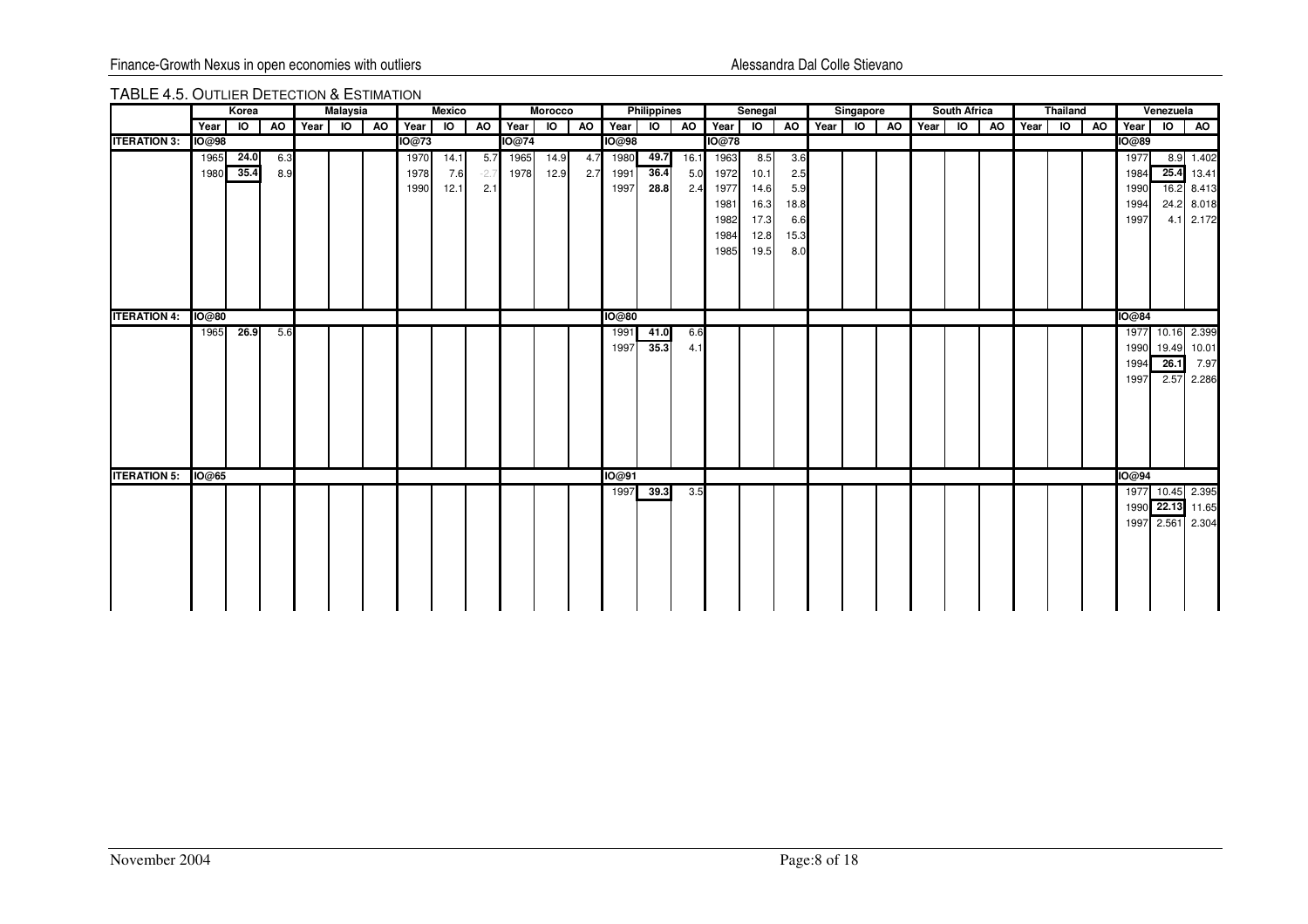TABLE 4.5. OUTLIER DETECTION & ESTIMATION

| | Korea | | | Malaysia | | | Mexico | | | Morocco | | | Philippines | | | Senegal | | | Singapore | | | South Africa | | | Thailand | | | Venezuela | | |
|---|---|---|---|---|---|---|---|---|---|---|---|---|---|---|---|---|---|---|---|---|---|---|---|---|---|---|---|---|---|---|
| | Year | IO | AO | Year | IO | AO | Year | IO | AO | Year | IO | AO | Year | IO | AO | Year | IO | AO | Year | IO | AO | Year | IO | AO | Year | IO | AO | Year | IO | AO |
| **ITERATION 3:** | IO@98 | | | | | | IO@73 | | | IO@74 | | | IO@98 | | | IO@78 | | | | | | | | | | | | IO@89 | | |
| | 1965 | **24.0** | 6.3 | | | | 1970 | 14.1 | 5.7 | 1965 | 14.9 | 4.7 | 1980 | **49.7** | 16.1 | 1963 | 8.5 | 3.6 | | | | | | | | | | 1977 | 8.9 | 1.402 |
| | 1980 | **35.4** | 8.9 | | | | 1978 | 7.6 | -2.7 | 1978 | 12.9 | 2.7 | 1991 | **36.4** | 5.0 | 1972 | 10.1 | 2.5 | | | | | | | | | | 1984 | **25.4** | 13.41 |
| | | | | | | | 1990 | 12.1 | 2.1 | | | | 1997 | **28.8** | 2.4 | 1977 | 14.6 | 5.9 | | | | | | | | | | 1990 | 16.2 | 8.413 |
| | | | | | | | | | | | | | | | | 1981 | 16.3 | 18.8 | | | | | | | | | | 1994 | 24.2 | 8.018 |
| | | | | | | | | | | | | | | | | 1982 | 17.3 | 6.6 | | | | | | | | | | 1997 | 4.1 | 2.172 |
| | | | | | | | | | | | | | | | | 1984 | 12.8 | 15.3 | | | | | | | | | | | | |
| | | | | | | | | | | | | | | | | 1985 | 19.5 | 8.0 | | | | | | | | | | | | |
| **ITERATION 4:** | IO@80 | | | | | | | | | | | | IO@80 | | | | | | | | | | | | | | | IO@84 | | |
| | 1965 | **26.9** | 5.6 | | | | | | | | | | 1991 | **41.0** | 6.6 | | | | | | | | | | | | | 1977 | 10.16 | 2.399 |
| | | | | | | | | | | | | | 1997 | **35.3** | 4.1 | | | | | | | | | | | | | 1990 | 19.49 | 10.01 |
| | | | | | | | | | | | | | | | | | | | | | | | | | | | | 1994 | **26.1** | 7.97 |
| | | | | | | | | | | | | | | | | | | | | | | | | | | | | 1997 | 2.57 | 2.286 |
| **ITERATION 5:** | IO@65 | | | | | | | | | | | | IO@91 | | | | | | | | | | | | | | | IO@94 | | |
| | | | | | | | | | | | | | 1997 | **39.3** | 3.5 | | | | | | | | | | | | | 1977 | 10.45 | 2.395 |
| | | | | | | | | | | | | | | | | | | | | | | | | | | | | 1990 | **22.13** | 11.65 |
| | | | | | | | | | | | | | | | | | | | | | | | | | | | | 1997 | 2.561 | 2.304 |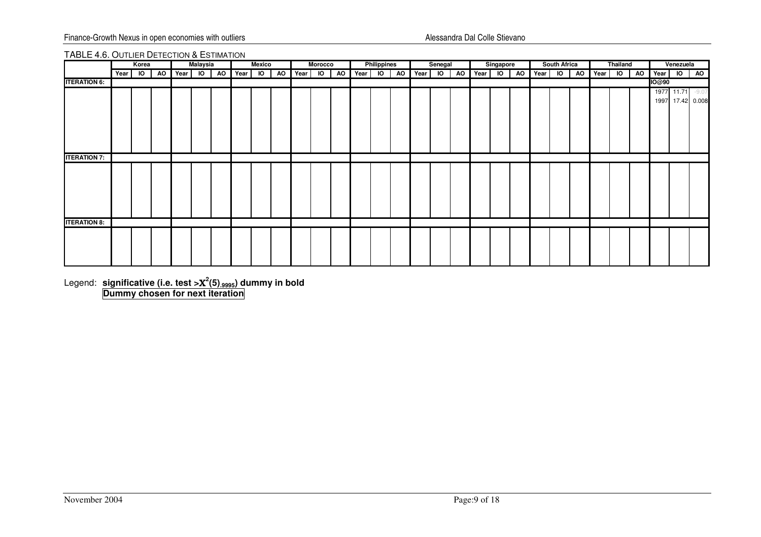TABLE 4.6. OUTLIER DETECTION & ESTIMATION

| | Korea | | | Malaysia | | | Mexico | | | Morocco | | | Philippines | | | Senegal | | | Singapore | | | South Africa | | | Thailand | | | Venezuela | | |
|---|---|---|---|---|---|---|---|---|---|---|---|---|---|---|---|---|---|---|---|---|---|---|---|---|---|---|---|---|---|---|
| | Year | IO | AO | Year | IO | AO | Year | IO | AO | Year | IO | AO | Year | IO | AO | Year | IO | AO | Year | IO | AO | Year | IO | AO | Year | IO | AO | Year | IO | AO |
| **ITERATION 6:** | | | | | | | | | | | | | | | | | | | | | | | | | | | | **IO@90** | | |
| | | | | | | | | | | | | | | | | | | | | | | | | | | | | 1977 | 11.71 | -9.07 |
| | | | | | | | | | | | | | | | | | | | | | | | | | | | | 1997 | 17.42 | 0.008 |
| **ITERATION 7:** | | | | | | | | | | | | | | | | | | | | | | | | | | | | | | |
| | | | | | | | | | | | | | | | | | | | | | | | | | | | | | | |
| **ITERATION 8:** | | | | | | | | | | | | | | | | | | | | | | | | | | | | | | |
| | | | | | | | | | | | | | | | | | | | | | | | | | | | | | | |

Legend: **significative (i.e. test >$\chi^2(5)_{.9995}$) dummy in bold**
**Dummy chosen for next iteration**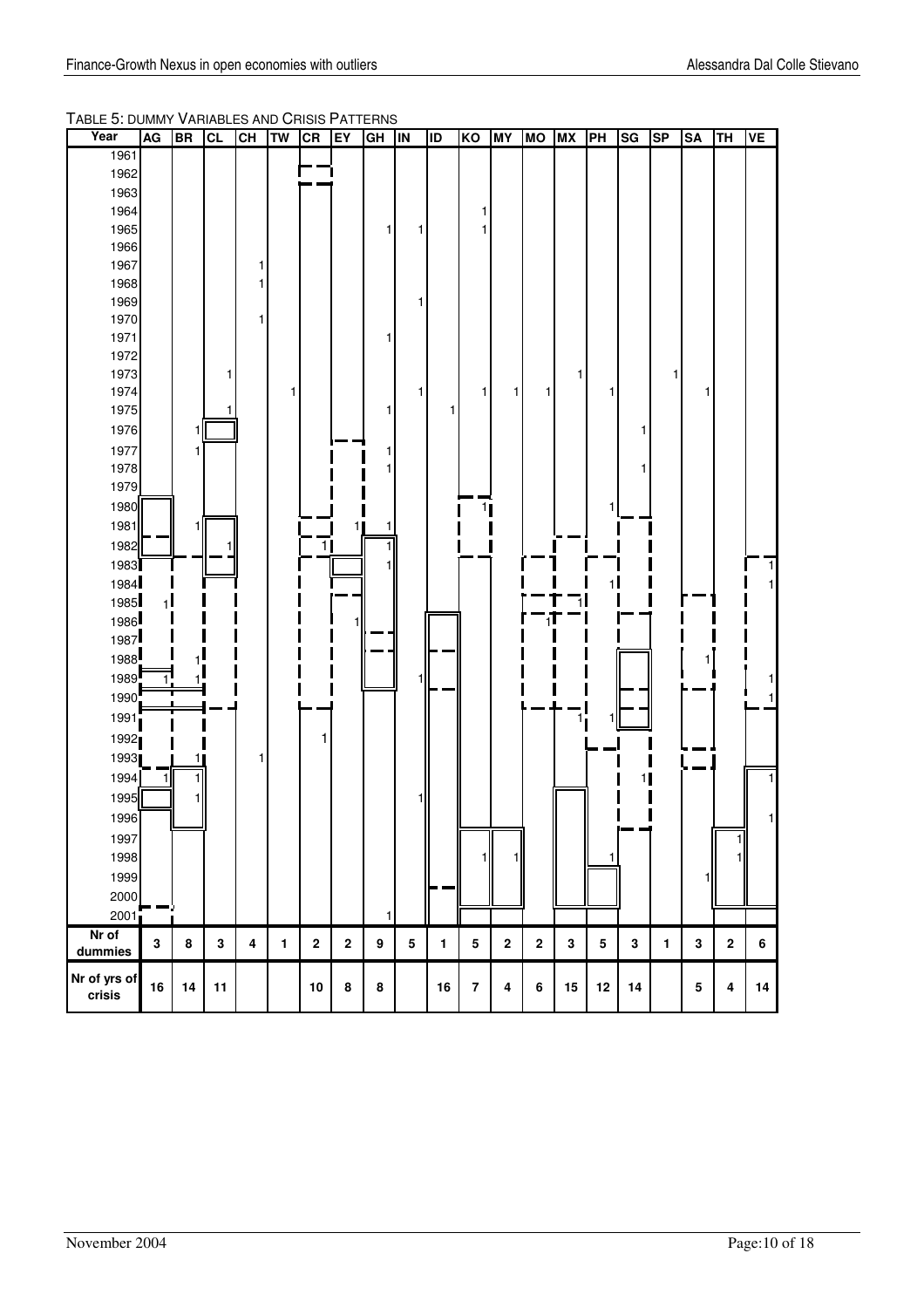TABLE 5: DUMMY VARIABLES AND CRISIS PATTERNS

| Year | AG | BR | CL | CH | TW | CR | EY | GH | IN | ID | KO | MY | MO | MX | PH | SG | SP | SA | TH | VE |
|---|---|---|---|---|---|---|---|---|---|---|---|---|---|---|---|---|---|---|---|---|
| 1961 | | | | | | | | | | | | | | | | | | | | |
| 1962 | | | | | | | | | | | | | | | | | | | | |
| 1963 | | | | | | | | | | | | | | | | | | | | |
| 1964 | | | | | | | | | | | 1 | | | | | | | | | |
| 1965 | | | | | | | | 1 | 1 | | 1 | | | | | | | | | |
| 1966 | | | | | | | | | | | | | | | | | | | | |
| 1967 | | | | 1 | | | | | | | | | | | | | | | | |
| 1968 | | | | 1 | | | | | | | | | | | | | | | | |
| 1969 | | | | | | | | | 1 | | | | | | | | | | | |
| 1970 | | | | 1 | | | | | | | | | | | | | | | | |
| 1971 | | | | | | | | 1 | | | | | | | | | | | | |
| 1972 | | | | | | | | | | | | | | | | | | | | |
| 1973 | | | 1 | | | | | | | | | | | 1 | | | 1 | | | |
| 1974 | | | | | 1 | | | | 1 | | 1 | 1 | 1 | | 1 | | | 1 | | |
| 1975 | | | 1 | | | | | 1 | | 1 | | | | | | | | | | |
| 1976 | | 1 | | | | | | | | | | | | | | 1 | | | | |
| 1977 | | 1 | | | | | | 1 | | | | | | | | | | | | |
| 1978 | | | | | | | | 1 | | | | | | | | 1 | | | | |
| 1979 | | | | | | | | | | | | | | | | | | | | |
| 1980 | | | | | | | | | | | 1 | | | | 1 | | | | | |
| 1981 | | 1 | | | | | 1 | 1 | | | | | | | | | | | | |
| 1982 | | | 1 | | | 1 | | 1 | | | | | | | | | | | | |
| 1983 | | | | | | | | 1 | | | | | | | | | | | | 1 |
| 1984 | | | | | | | | | | | | | | | 1 | | | | | 1 |
| 1985 | 1 | | | | | | | | | | | | | 1 | | | | | | |
| 1986 | | | | | | | 1 | | | | | | 1 | | | | | | | |
| 1987 | | | | | | | | | | | | | | | | | | | | |
| 1988 | | 1 | | | | | | | | | | | | | | | | 1 | | |
| 1989 | 1 | 1 | | | | | | | 1 | | | | | | | | | | | 1 |
| 1990 | | | | | | | | | | | | | | | | | | | | 1 |
| 1991 | | | | | | | | | | | | | | 1 | 1 | | | | | |
| 1992 | | | | | | 1 | | | | | | | | | | | | | | |
| 1993 | | 1 | | 1 | | | | | | | | | | | | | | | | |
| 1994 | 1 | 1 | | | | | | | | | | | | | | 1 | | | | 1 |
| 1995 | | 1 | | | | | | | 1 | | | | | | | | | | | |
| 1996 | | | | | | | | | | | | | | | | | | | | 1 |
| 1997 | | | | | | | | | | | | | | | | | | | 1 | |
| 1998 | | | | | | | | | | | 1 | 1 | | | 1 | | | | 1 | |
| 1999 | | | | | | | | | | | | | | | | | | 1 | | |
| 2000 | | | | | | | | | | | | | | | | | | | | |
| 2001 | | | | | | | | 1 | | | | | | | | | | | | |
| **Nr of dummies** | **3** | **8** | **3** | **4** | **1** | **2** | **2** | **9** | **5** | **1** | **5** | **2** | **2** | **3** | **5** | **3** | **1** | **3** | **2** | **6** |
| **Nr of yrs of crisis** | **16** | **14** | **11** | | | **10** | **8** | **8** | | **16** | **7** | **4** | **6** | **15** | **12** | **14** | | **5** | **4** | **14** |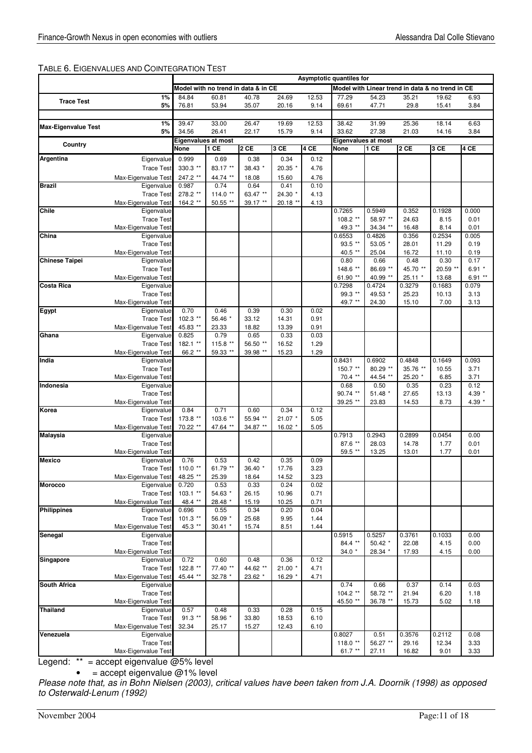TABLE 6. EIGENVALUES AND COINTEGRATION TEST

| | | Asymptotic quantiles for | | | | | | | | | |
|---|---|---|---|---|---|---|---|---|---|---|---|
| | | Model with no trend in data & in CE | | | | | Model with Linear trend in data & no trend in CE | | | | |
| **Trace Test** | 1% | 84.84 | 60.81 | 40.78 | 24.69 | 12.53 | 77.29 | 54.23 | 35.21 | 19.62 | 6.93 |
| | 5% | 76.81 | 53.94 | 35.07 | 20.16 | 9.14 | 69.61 | 47.71 | 29.8 | 15.41 | 3.84 |
| **Max-Eigenvalue Test** | 1% | 39.47 | 33.00 | 26.47 | 19.69 | 12.53 | 38.42 | 31.99 | 25.36 | 18.14 | 6.63 |
| | 5% | 34.56 | 26.41 | 22.17 | 15.79 | 9.14 | 33.62 | 27.38 | 21.03 | 14.16 | 3.84 |
| **Country** | | **Eigenvalues at most** | | | | | **Eigenvalues at most** | | | | |
| | | **None** | **1 CE** | **2 CE** | **3 CE** | **4 CE** | **None** | **1 CE** | **2 CE** | **3 CE** | **4 CE** |
| **Argentina** | Eigenvalue | 0.999 | 0.69 | 0.38 | 0.34 | 0.12 | | | | | |
| | Trace Test | 330.3 ** | 83.17 ** | 38.43 * | 20.35 * | 4.76 | | | | | |
| | Max-Eigenvalue Test | 247.2 ** | 44.74 ** | 18.08 | 15.60 | 4.76 | | | | | |
| **Brazil** | Eigenvalue | 0.987 | 0.74 | 0.64 | 0.41 | 0.10 | | | | | |
| | Trace Test | 278.2 ** | 114.0 ** | 63.47 ** | 24.30 * | 4.13 | | | | | |
| | Max-Eigenvalue Test | 164.2 ** | 50.55 ** | 39.17 ** | 20.18 ** | 4.13 | | | | | |
| **Chile** | Eigenvalue | | | | | | 0.7265 | 0.5949 | 0.352 | 0.1928 | 0.000 |
| | Trace Test | | | | | | 108.2 ** | 58.97 ** | 24.63 | 8.15 | 0.01 |
| | Max-Eigenvalue Test | | | | | | 49.3 ** | 34.34 ** | 16.48 | 8.14 | 0.01 |
| **China** | Eigenvalue | | | | | | 0.6553 | 0.4826 | 0.356 | 0.2534 | 0.005 |
| | Trace Test | | | | | | 93.5 ** | 53.05 * | 28.01 | 11.29 | 0.19 |
| | Max-Eigenvalue Test | | | | | | 40.5 ** | 25.04 | 16.72 | 11.10 | 0.19 |
| **Chinese Taipei** | Eigenvalue | | | | | | 0.80 | 0.66 | 0.48 | 0.30 | 0.17 |
| | Trace Test | | | | | | 148.6 ** | 86.69 ** | 45.70 ** | 20.59 ** | 6.91 * |
| | Max-Eigenvalue Test | | | | | | 61.90 ** | 40.99 ** | 25.11 * | 13.68 | 6.91 ** |
| **Costa Rica** | Eigenvalue | | | | | | 0.7298 | 0.4724 | 0.3279 | 0.1683 | 0.079 |
| | Trace Test | | | | | | 99.3 ** | 49.53 * | 25.23 | 10.13 | 3.13 |
| | Max-Eigenvalue Test | | | | | | 49.7 ** | 24.30 | 15.10 | 7.00 | 3.13 |
| **Egypt** | Eigenvalue | 0.70 | 0.46 | 0.39 | 0.30 | 0.02 | | | | | |
| | Trace Test | 102.3 ** | 56.46 * | 33.12 | 14.31 | 0.91 | | | | | |
| | Max-Eigenvalue Test | 45.83 ** | 23.33 | 18.82 | 13.39 | 0.91 | | | | | |
| **Ghana** | Eigenvalue | 0.825 | 0.79 | 0.65 | 0.33 | 0.03 | | | | | |
| | Trace Test | 182.1 ** | 115.8 ** | 56.50 ** | 16.52 | 1.29 | | | | | |
| | Max-Eigenvalue Test | 66.2 ** | 59.33 ** | 39.98 ** | 15.23 | 1.29 | | | | | |
| **India** | Eigenvalue | | | | | | 0.8431 | 0.6902 | 0.4848 | 0.1649 | 0.093 |
| | Trace Test | | | | | | 150.7 ** | 80.29 ** | 35.76 ** | 10.55 | 3.71 |
| | Max-Eigenvalue Test | | | | | | 70.4 ** | 44.54 ** | 25.20 * | 6.85 | 3.71 |
| **Indonesia** | Eigenvalue | | | | | | 0.68 | 0.50 | 0.35 | 0.23 | 0.12 |
| | Trace Test | | | | | | 90.74 ** | 51.48 * | 27.65 | 13.13 | 4.39 * |
| | Max-Eigenvalue Test | | | | | | 39.25 ** | 23.83 | 14.53 | 8.73 | 4.39 * |
| **Korea** | Eigenvalue | 0.84 | 0.71 | 0.60 | 0.34 | 0.12 | | | | | |
| | Trace Test | 173.8 ** | 103.6 ** | 55.94 ** | 21.07 * | 5.05 | | | | | |
| | Max-Eigenvalue Test | 70.22 ** | 47.64 ** | 34.87 ** | 16.02 * | 5.05 | | | | | |
| **Malaysia** | Eigenvalue | | | | | | 0.7913 | 0.2943 | 0.2899 | 0.0454 | 0.00 |
| | Trace Test | | | | | | 87.6 ** | 28.03 | 14.78 | 1.77 | 0.01 |
| | Max-Eigenvalue Test | | | | | | 59.5 ** | 13.25 | 13.01 | 1.77 | 0.01 |
| **Mexico** | Eigenvalue | 0.76 | 0.53 | 0.42 | 0.35 | 0.09 | | | | | |
| | Trace Test | 110.0 ** | 61.79 ** | 36.40 * | 17.76 | 3.23 | | | | | |
| | Max-Eigenvalue Test | 48.25 ** | 25.39 | 18.64 | 14.52 | 3.23 | | | | | |
| **Morocco** | Eigenvalue | 0.720 | 0.53 | 0.33 | 0.24 | 0.02 | | | | | |
| | Trace Test | 103.1 ** | 54.63 * | 26.15 | 10.96 | 0.71 | | | | | |
| | Max-Eigenvalue Test | 48.4 ** | 28.48 * | 15.19 | 10.25 | 0.71 | | | | | |
| **Philippines** | Eigenvalue | 0.696 | 0.55 | 0.34 | 0.20 | 0.04 | | | | | |
| | Trace Test | 101.3 ** | 56.09 * | 25.68 | 9.95 | 1.44 | | | | | |
| | Max-Eigenvalue Test | 45.3 ** | 30.41 * | 15.74 | 8.51 | 1.44 | | | | | |
| **Senegal** | Eigenvalue | | | | | | 0.5915 | 0.5257 | 0.3761 | 0.1033 | 0.00 |
| | Trace Test | | | | | | 84.4 ** | 50.42 * | 22.08 | 4.15 | 0.00 |
| | Max-Eigenvalue Test | | | | | | 34.0 * | 28.34 * | 17.93 | 4.15 | 0.00 |
| **Singapore** | Eigenvalue | 0.72 | 0.60 | 0.48 | 0.36 | 0.12 | | | | | |
| | Trace Test | 122.8 ** | 77.40 ** | 44.62 ** | 21.00 * | 4.71 | | | | | |
| | Max-Eigenvalue Test | 45.44 ** | 32.78 * | 23.62 * | 16.29 * | 4.71 | | | | | |
| **South Africa** | Eigenvalue | | | | | | 0.74 | 0.66 | 0.37 | 0.14 | 0.03 |
| | Trace Test | | | | | | 104.2 ** | 58.72 ** | 21.94 | 6.20 | 1.18 |
| | Max-Eigenvalue Test | | | | | | 45.50 ** | 36.78 ** | 15.73 | 5.02 | 1.18 |
| **Thailand** | Eigenvalue | 0.57 | 0.48 | 0.33 | 0.28 | 0.15 | | | | | |
| | Trace Test | 91.3 ** | 58.96 * | 33.80 | 18.53 | 6.10 | | | | | |
| | Max-Eigenvalue Test | 32.34 | 25.17 | 15.27 | 12.43 | 6.10 | | | | | |
| **Venezuela** | Eigenvalue | | | | | | 0.8027 | 0.51 | 0.3576 | 0.2112 | 0.08 |
| | Trace Test | | | | | | 118.0 ** | 56.27 ** | 29.16 | 12.34 | 3.33 |
| | Max-Eigenvalue Test | | | | | | 61.7 ** | 27.11 | 16.82 | 9.01 | 3.33 |

Legend: ** = accept eigenvalue @5% level

- = accept eigenvalue @1% level

*Please note that, as in Bohn Nielsen (2003), critical values have been taken from J.A. Doornik (1998) as opposed to Osterwald-Lenum (1992)*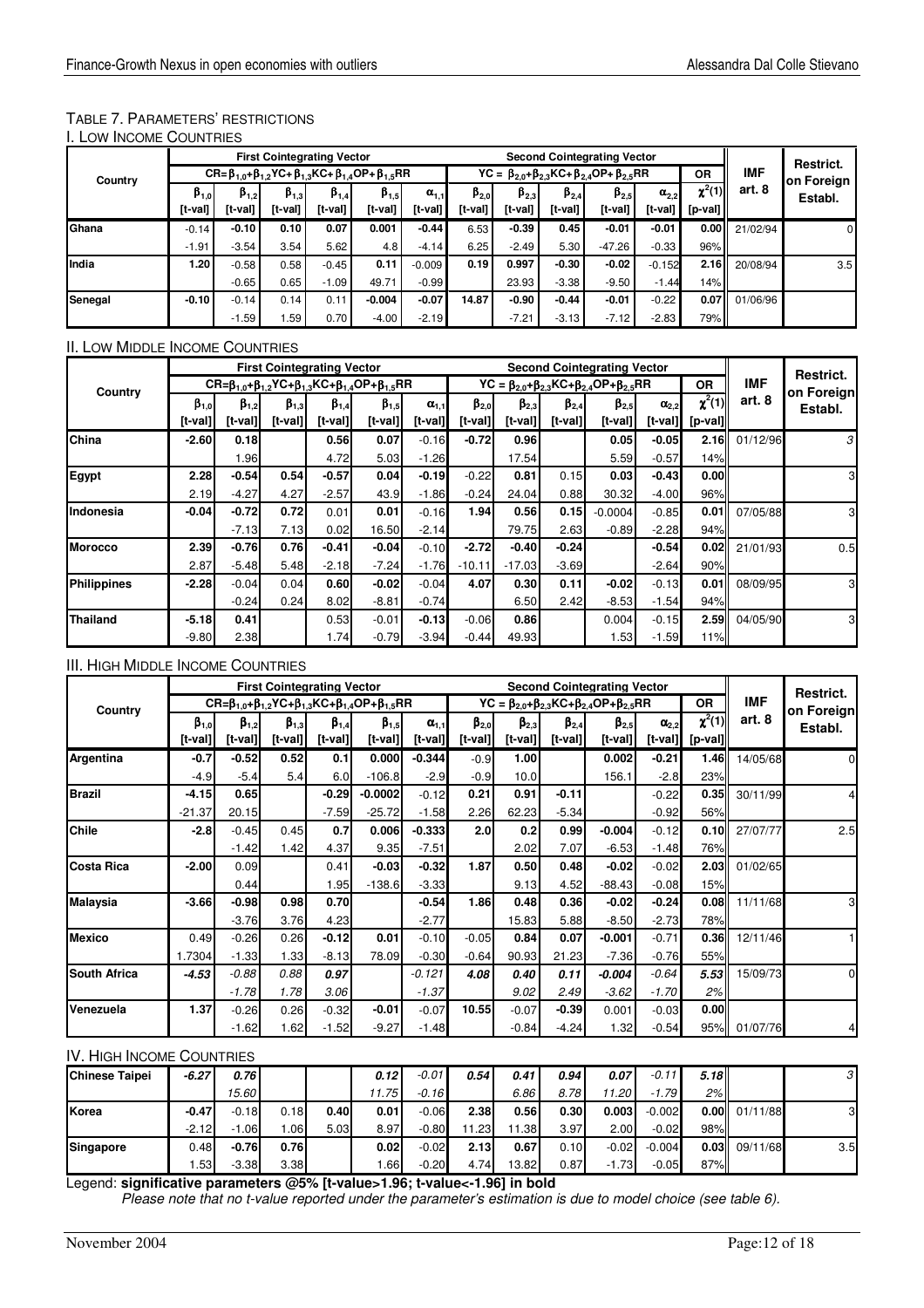### TABLE 7. PARAMETERS' RESTRICTIONS

#### I. LOW INCOME COUNTRIES

| Country | First Cointegrating Vector | | | | | | Second Cointegrating Vector | | | | | OR | IMF art. 8 | Restrict. on Foreign Establ. |
|---|---|---|---|---|---|---|---|---|---|---|---|---|---|---|
| | $CR=\beta_{1,0}+\beta_{1,2}YC+\beta_{1,3}KC+\beta_{1,4}OP+\beta_{1,5}RR$ | | | | | | $YC=\beta_{2,0}+\beta_{2,3}KC+\beta_{2,4}OP+\beta_{2,5}RR$ | | | | | | | |
| | $\beta_{1,0}$ [t-val] | $\beta_{1,2}$ [t-val] | $\beta_{1,3}$ [t-val] | $\beta_{1,4}$ [t-val] | $\beta_{1,5}$ [t-val] | $\alpha_{1,1}$ [t-val] | $\beta_{2,0}$ [t-val] | $\beta_{2,3}$ [t-val] | $\beta_{2,4}$ [t-val] | $\beta_{2,5}$ [t-val] | $\alpha_{2,2}$ [t-val] | $\chi^2(1)$ [p-val] | | |
| **Ghana** | -0.14 | **-0.10** | **0.10** | **0.07** | **0.001** | **-0.44** | 6.53 | **-0.39** | **0.45** | **-0.01** | **-0.01** | **0.00** | 21/02/94 | 0 |
| | -1.91 | -3.54 | 3.54 | 5.62 | 4.8 | -4.14 | 6.25 | -2.49 | 5.30 | -47.26 | -0.33 | 96% | | |
| **India** | **1.20** | -0.58 | 0.58 | -0.45 | **0.11** | -0.009 | **0.19** | **0.997** | **-0.30** | **-0.02** | -0.152 | **2.16** | 20/08/94 | 3.5 |
| | | -0.65 | 0.65 | -1.09 | 49.71 | -0.99 | | 23.93 | -3.38 | -9.50 | -1.44 | 14% | | |
| **Senegal** | **-0.10** | -0.14 | 0.14 | 0.11 | **-0.004** | **-0.07** | **14.87** | **-0.90** | **-0.44** | **-0.01** | -0.22 | **0.07** | 01/06/96 | |
| | | -1.59 | 1.59 | 0.70 | -4.00 | -2.19 | | -7.21 | -3.13 | -7.12 | -2.83 | 79% | | |

#### II. LOW MIDDLE INCOME COUNTRIES

| Country | First Cointegrating Vector | | | | | | Second Cointegrating Vector | | | | | OR | IMF art. 8 | Restrict. on Foreign Establ. |
|---|---|---|---|---|---|---|---|---|---|---|---|---|---|---|
| | $CR=\beta_{1,0}+\beta_{1,2}YC+\beta_{1,3}KC+\beta_{1,4}OP+\beta_{1,5}RR$ | | | | | | $YC=\beta_{2,0}+\beta_{2,3}KC+\beta_{2,4}OP+\beta_{2,5}RR$ | | | | | | | |
| | $\beta_{1,0}$ [t-val] | $\beta_{1,2}$ [t-val] | $\beta_{1,3}$ [t-val] | $\beta_{1,4}$ [t-val] | $\beta_{1,5}$ [t-val] | $\alpha_{1,1}$ [t-val] | $\beta_{2,0}$ [t-val] | $\beta_{2,3}$ [t-val] | $\beta_{2,4}$ [t-val] | $\beta_{2,5}$ [t-val] | $\alpha_{2,2}$ [t-val] | $\chi^2(1)$ [p-val] | | |
| **China** | **-2.60** | **0.18** | | **0.56** | **0.07** | -0.16 | **-0.72** | **0.96** | | **0.05** | -0.05 | **2.16** | 01/12/96 | 3 |
| | | 1.96 | | 4.72 | 5.03 | -1.26 | | 17.54 | | 5.59 | -0.57 | 14% | | |
| **Egypt** | **2.28** | **-0.54** | **0.54** | **-0.57** | **0.04** | **-0.19** | -0.22 | **0.81** | 0.15 | **0.03** | **-0.43** | **0.00** | | 3 |
| | 2.19 | -4.27 | 4.27 | -2.57 | 43.9 | -1.86 | -0.24 | 24.04 | 0.88 | 30.32 | -4.00 | 96% | | |
| **Indonesia** | **-0.04** | **-0.72** | **0.72** | 0.01 | **0.01** | **-0.16** | **1.94** | **0.56** | **0.15** | -0.0004 | **-0.85** | **0.01** | 07/05/88 | 3 |
| | | -7.13 | 7.13 | 0.02 | 16.50 | -2.14 | | 79.75 | 2.63 | -0.89 | -2.28 | 94% | | |
| **Morocco** | **2.39** | **-0.76** | **0.76** | **-0.41** | **-0.04** | -0.10 | **-2.72** | **-0.40** | **-0.24** | | **-0.54** | **0.02** | 21/01/93 | 0.5 |
| | 2.87 | -5.48 | 5.48 | -2.18 | -7.24 | -1.76 | -10.11 | -17.03 | -3.69 | | -2.64 | 90% | | |
| **Philippines** | **-2.28** | -0.04 | 0.04 | **0.60** | **-0.02** | -0.04 | **4.07** | **0.30** | **0.11** | **-0.02** | -0.13 | **0.01** | 08/09/95 | 3 |
| | | -0.24 | 0.24 | 8.02 | -8.81 | -0.74 | | 6.50 | 2.42 | -8.53 | -1.54 | 94% | | |
| **Thailand** | **-5.18** | **0.41** | | 0.53 | -0.01 | **-0.13** | -0.06 | **0.86** | | 0.004 | -0.15 | **2.59** | 04/05/90 | 3 |
| | -9.80 | 2.38 | | 1.74 | -0.79 | -3.94 | -0.44 | 49.93 | | 1.53 | -1.59 | 11% | | |

#### III. HIGH MIDDLE INCOME COUNTRIES

| Country | First Cointegrating Vector | | | | | | Second Cointegrating Vector | | | | | OR | IMF art. 8 | Restrict. on Foreign Establ. |
|---|---|---|---|---|---|---|---|---|---|---|---|---|---|---|
| | $CR=\beta_{1,0}+\beta_{1,2}YC+\beta_{1,3}KC+\beta_{1,4}OP+\beta_{1,5}RR$ | | | | | | $YC=\beta_{2,0}+\beta_{2,3}KC+\beta_{2,4}OP+\beta_{2,5}RR$ | | | | | | | |
| | $\beta_{1,0}$ [t-val] | $\beta_{1,2}$ [t-val] | $\beta_{1,3}$ [t-val] | $\beta_{1,4}$ [t-val] | $\beta_{1,5}$ [t-val] | $\alpha_{1,1}$ [t-val] | $\beta_{2,0}$ [t-val] | $\beta_{2,3}$ [t-val] | $\beta_{2,4}$ [t-val] | $\beta_{2,5}$ [t-val] | $\alpha_{2,2}$ [t-val] | $\chi^2(1)$ [p-val] | | |
| **Argentina** | **-0.7** | **-0.52** | **0.52** | **0.1** | **0.000** | **-0.344** | -0.9 | **1.00** | | **0.002** | **-0.21** | **1.46** | 14/05/68 | 0 |
| | -4.9 | -5.4 | 5.4 | 6.0 | -106.8 | -2.9 | -0.9 | 10.0 | | 156.1 | -2.8 | 23% | | |
| **Brazil** | **-4.15** | **0.65** | | **-0.29** | **-0.0002** | -0.12 | **0.21** | **0.91** | **-0.11** | | -0.22 | **0.35** | 30/11/99 | 4 |
| | -21.37 | 20.15 | | -7.59 | -25.72 | -1.58 | 2.26 | 62.23 | -5.34 | | -0.92 | 56% | | |
| **Chile** | **-2.8** | -0.45 | 0.45 | **0.7** | **0.006** | **-0.333** | **2.0** | **0.2** | **0.99** | **-0.004** | -0.12 | **0.10** | 27/07/77 | 2.5 |
| | | -1.42 | 1.42 | 4.37 | 9.35 | -7.51 | | 2.02 | 7.07 | -6.53 | -1.48 | 76% | | |
| **Costa Rica** | **-2.00** | 0.09 | | 0.41 | **-0.03** | **-0.32** | **1.87** | **0.50** | **0.48** | **-0.02** | -0.02 | **2.03** | 01/02/65 | |
| | | 0.44 | | 1.95 | -138.6 | -3.33 | | 9.13 | 4.52 | -88.43 | -0.08 | 15% | | |
| **Malaysia** | **-3.66** | **-0.98** | **0.98** | **0.70** | | **-0.54** | **1.86** | **0.48** | **0.36** | **-0.02** | **-0.24** | **0.08** | 11/11/68 | 3 |
| | | -3.76 | 3.76 | 4.23 | | -2.77 | | 15.83 | 5.88 | -8.50 | -2.73 | 78% | | |
| **Mexico** | 0.49 | -0.26 | 0.26 | **-0.12** | **0.01** | -0.10 | -0.05 | **0.84** | **0.07** | **-0.001** | -0.71 | **0.36** | 12/11/46 | 1 |
| | 1.7304 | -1.33 | 1.33 | -8.13 | 78.09 | -0.30 | -0.64 | 90.93 | 21.23 | -7.36 | -0.76 | 55% | | |
| **South Africa** | ***-4.53*** | *-0.88* | *0.88* | ***0.97*** | | *-0.121* | ***4.08*** | ***0.40*** | ***0.11*** | ***-0.004*** | *-0.64* | ***5.53*** | 15/09/73 | 0 |
| | | *-1.78* | *1.78* | *3.06* | | *-1.37* | | *9.02* | *2.49* | *-3.62* | *-1.70* | *2%* | | |
| **Venezuela** | **1.37** | -0.26 | 0.26 | -0.32 | **-0.01** | -0.07 | **10.55** | -0.07 | **-0.39** | 0.001 | -0.03 | **0.00** | | |
| | | -1.62 | 1.62 | -1.52 | -9.27 | -1.48 | | -0.84 | -4.24 | 1.32 | -0.54 | 95% | 01/07/76 | 4 |

#### IV. HIGH INCOME COUNTRIES

| Country | $\beta_{1,0}$ | $\beta_{1,2}$ | $\beta_{1,3}$ | $\beta_{1,4}$ | $\beta_{1,5}$ | $\alpha_{1,1}$ | $\beta_{2,0}$ | $\beta_{2,3}$ | $\beta_{2,4}$ | $\beta_{2,5}$ | $\alpha_{2,2}$ | $\chi^2(1)$ | IMF art. 8 | Restrict. on Foreign Establ. |
|---|---|---|---|---|---|---|---|---|---|---|---|---|---|---|
| **Chinese Taipei** | ***-6.27*** | ***0.76*** | | | ***0.12*** | *-0.01* | ***0.54*** | ***0.41*** | ***0.94*** | ***0.07*** | *-0.11* | ***5.18*** | | *3* |
| | | *15.60* | | | *11.75* | *-0.16* | | *6.86* | *8.78* | *11.20* | *-1.79* | *2%* | | |
| **Korea** | **-0.47** | -0.18 | 0.18 | **0.40** | **0.01** | -0.06 | **2.38** | **0.56** | **0.30** | **0.003** | -0.002 | **0.00** | 01/11/88 | 3 |
| | -2.12 | -1.06 | 1.06 | 5.03 | 8.97 | -0.80 | 11.23 | 11.38 | 3.97 | 2.00 | -0.02 | 98% | | |
| **Singapore** | 0.48 | **-0.76** | **0.76** | | **0.02** | -0.02 | **2.13** | **0.67** | 0.10 | -0.02 | -0.004 | **0.03** | 09/11/68 | 3.5 |
| | 1.53 | -3.38 | 3.38 | | 1.66 | -0.20 | 4.74 | 13.82 | 0.87 | -1.73 | -0.05 | 87% | | |

Legend: **significative parameters @5% [t-value>1.96; t-value<-1.96] in bold**

*Please note that no t-value reported under the parameter's estimation is due to model choice (see table 6).*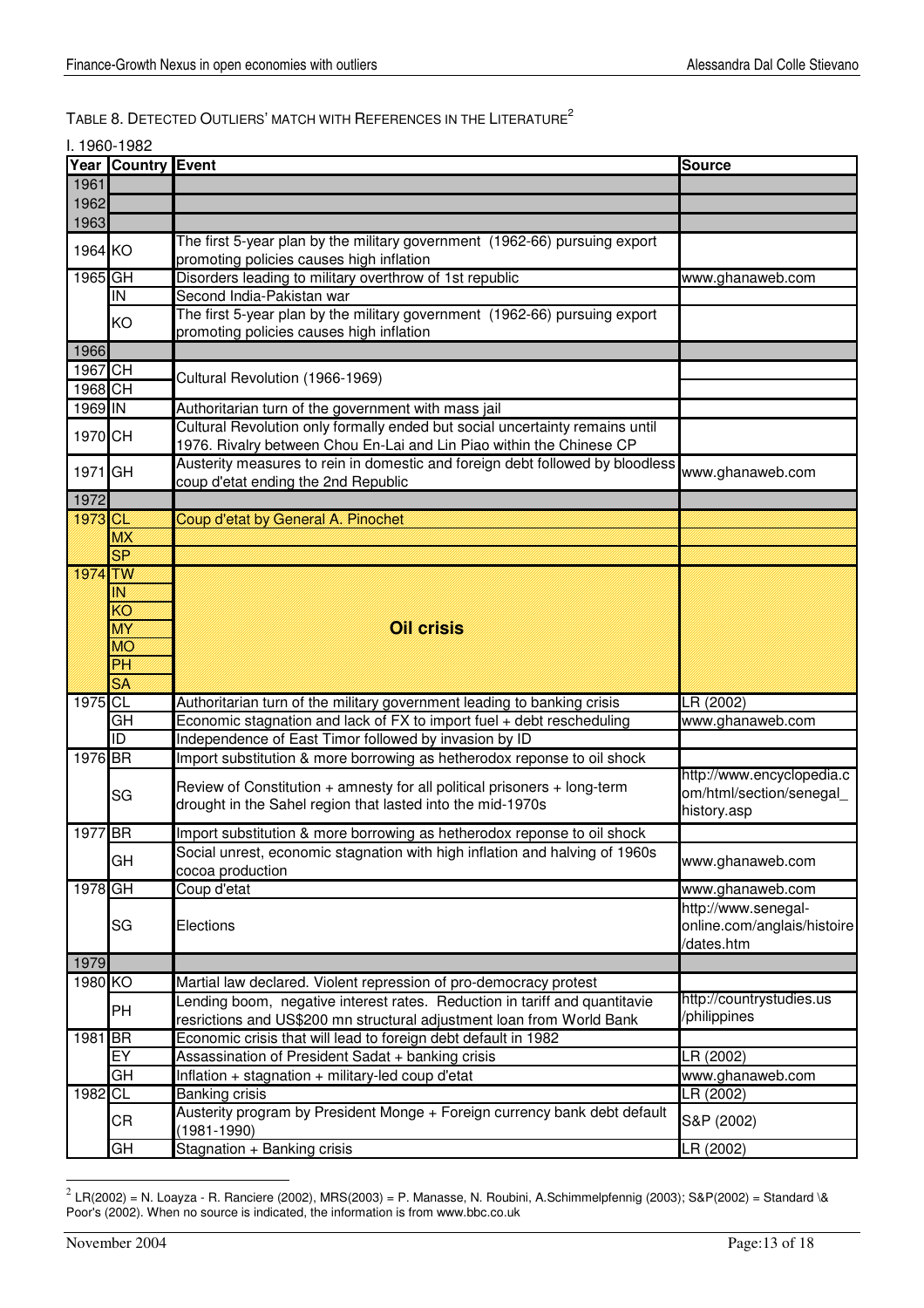TABLE 8. DETECTED OUTLIERS' MATCH WITH REFERENCES IN THE LITERATURE[2]

I. 1960-1982

| Year | Country | Event | Source |
|---|---|---|---|
| 1961 | | | |
| 1962 | | | |
| 1963 | | | |
| 1964 | KO | The first 5-year plan by the military government (1962-66) pursuing export promoting policies causes high inflation | |
| 1965 | GH | Disorders leading to military overthrow of 1st republic | www.ghanaweb.com |
| | IN | Second India-Pakistan war | |
| | KO | The first 5-year plan by the military government (1962-66) pursuing export promoting policies causes high inflation | |
| 1966 | | | |
| 1967 | CH | Cultural Revolution (1966-1969) | |
| 1968 | CH | | |
| 1969 | IN | Authoritarian turn of the government with mass jail | |
| 1970 | CH | Cultural Revolution only formally ended but social uncertainty remains until 1976. Rivalry between Chou En-Lai and Lin Piao within the Chinese CP | |
| 1971 | GH | Austerity measures to rein in domestic and foreign debt followed by bloodless coup d'etat ending the 2nd Republic | www.ghanaweb.com |
| 1972 | | | |
| 1973 | CL | Coup d'etat by General A. Pinochet | |
| | MX | | |
| | SP | | |
| 1974 | TW | **Oil crisis** | |
| | IN | | |
| | KO | | |
| | MY | | |
| | MO | | |
| | PH | | |
| | SA | | |
| 1975 | CL | Authoritarian turn of the military government leading to banking crisis | LR (2002) |
| | GH | Economic stagnation and lack of FX to import fuel + debt rescheduling | www.ghanaweb.com |
| | ID | Independence of East Timor followed by invasion by ID | |
| 1976 | BR | Import substitution & more borrowing as hetherodox reponse to oil shock | |
| | SG | Review of Constitution + amnesty for all political prisoners + long-term drought in the Sahel region that lasted into the mid-1970s | http://www.encyclopedia.com/html/section/senegal_history.asp |
| 1977 | BR | Import substitution & more borrowing as hetherodox reponse to oil shock | |
| | GH | Social unrest, economic stagnation with high inflation and halving of 1960s cocoa production | www.ghanaweb.com |
| 1978 | GH | Coup d'etat | www.ghanaweb.com |
| | SG | Elections | http://www.senegal-online.com/anglais/histoire/dates.htm |
| 1979 | | | |
| 1980 | KO | Martial law declared. Violent repression of pro-democracy protest | |
| | PH | Lending boom, negative interest rates. Reduction in tariff and quantitavie resrictions and US$200 mn structural adjustment loan from World Bank | http://countrystudies.us/philippines |
| 1981 | BR | Economic crisis that will lead to foreign debt default in 1982 | |
| | EY | Assassination of President Sadat + banking crisis | LR (2002) |
| | GH | Inflation + stagnation + military-led coup d'etat | www.ghanaweb.com |
| 1982 | CL | Banking crisis | LR (2002) |
| | CR | Austerity program by President Monge + Foreign currency bank debt default (1981-1990) | S&P (2002) |
| | GH | Stagnation + Banking crisis | LR (2002) |

[2] LR(2002) = N. Loayza - R. Ranciere (2002), MRS(2003) = P. Manasse, N. Roubini, A.Schimmelpfennig (2003); S&P(2002) = Standard \& Poor's (2002). When no source is indicated, the information is from www.bbc.co.uk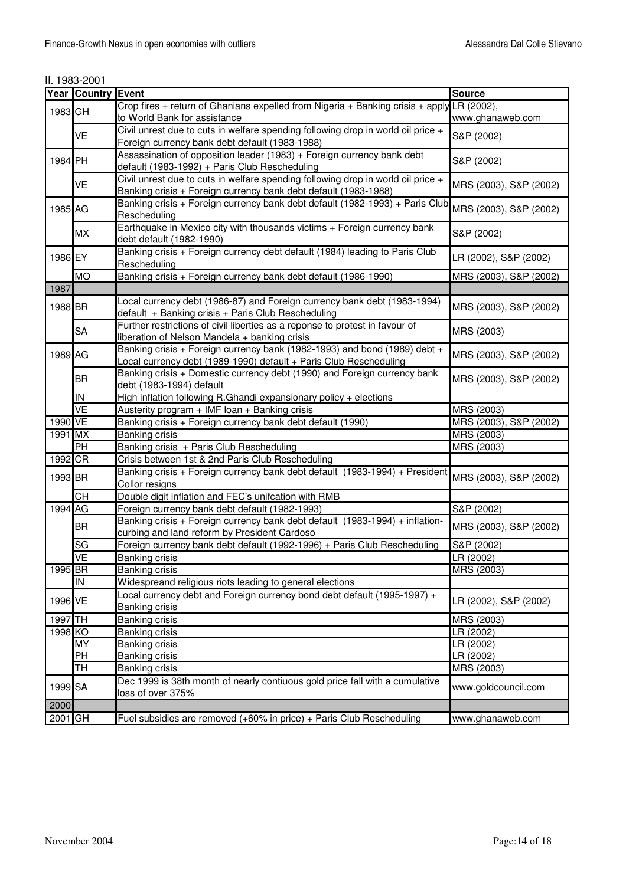II. 1983-2001

| Year | Country | Event | Source |
|---|---|---|---|
| 1983 | GH | Crop fires + return of Ghanians expelled from Nigeria + Banking crisis + apply to World Bank for assistance | LR (2002), www.ghanaweb.com |
| | VE | Civil unrest due to cuts in welfare spending following drop in world oil price + Foreign currency bank debt default (1983-1988) | S&P (2002) |
| 1984 | PH | Assassination of opposition leader (1983) + Foreign currency bank debt default (1983-1992) + Paris Club Rescheduling | S&P (2002) |
| | VE | Civil unrest due to cuts in welfare spending following drop in world oil price + Banking crisis + Foreign currency bank debt default (1983-1988) | MRS (2003), S&P (2002) |
| 1985 | AG | Banking crisis + Foreign currency bank debt default (1982-1993) + Paris Club Rescheduling | MRS (2003), S&P (2002) |
| | MX | Earthquake in Mexico city with thousands victims + Foreign currency bank debt default (1982-1990) | S&P (2002) |
| 1986 | EY | Banking crisis + Foreign currency debt default (1984) leading to Paris Club Rescheduling | LR (2002), S&P (2002) |
| | MO | Banking crisis + Foreign currency bank debt default (1986-1990) | MRS (2003), S&P (2002) |
| 1987 | | | |
| 1988 | BR | Local currency debt (1986-87) and Foreign currency bank debt (1983-1994) default + Banking crisis + Paris Club Rescheduling | MRS (2003), S&P (2002) |
| | SA | Further restrictions of civil liberties as a reponse to protest in favour of liberation of Nelson Mandela + banking crisis | MRS (2003) |
| 1989 | AG | Banking crisis + Foreign currency bank (1982-1993) and bond (1989) debt + Local currency debt (1989-1990) default + Paris Club Rescheduling | MRS (2003), S&P (2002) |
| | BR | Banking crisis + Domestic currency debt (1990) and Foreign currency bank debt (1983-1994) default | MRS (2003), S&P (2002) |
| | IN | High inflation following R.Ghandi expansionary policy + elections | |
| | VE | Austerity program + IMF loan + Banking crisis | MRS (2003) |
| 1990 | VE | Banking crisis + Foreign currency bank debt default (1990) | MRS (2003), S&P (2002) |
| 1991 | MX | Banking crisis | MRS (2003) |
| | PH | Banking crisis + Paris Club Rescheduling | MRS (2003) |
| 1992 | CR | Crisis between 1st & 2nd Paris Club Rescheduling | |
| 1993 | BR | Banking crisis + Foreign currency bank debt default (1983-1994) + President Collor resigns | MRS (2003), S&P (2002) |
| | CH | Double digit inflation and FEC's unifcation with RMB | |
| 1994 | AG | Foreign currency bank debt default (1982-1993) | S&P (2002) |
| | BR | Banking crisis + Foreign currency bank debt default (1983-1994) + inflation-curbing and land reform by President Cardoso | MRS (2003), S&P (2002) |
| | SG | Foreign currency bank debt default (1992-1996) + Paris Club Rescheduling | S&P (2002) |
| | VE | Banking crisis | LR (2002) |
| 1995 | BR | Banking crisis | MRS (2003) |
| | IN | Widespreand religious riots leading to general elections | |
| 1996 | VE | Local currency debt and Foreign currency bond debt default (1995-1997) + Banking crisis | LR (2002), S&P (2002) |
| 1997 | TH | Banking crisis | MRS (2003) |
| 1998 | KO | Banking crisis | LR (2002) |
| | MY | Banking crisis | LR (2002) |
| | PH | Banking crisis | LR (2002) |
| | TH | Banking crisis | MRS (2003) |
| 1999 | SA | Dec 1999 is 38th month of nearly contiuous gold price fall with a cumulative loss of over 375% | www.goldcouncil.com |
| 2000 | | | |
| 2001 | GH | Fuel subsidies are removed (+60% in price) + Paris Club Rescheduling | www.ghanaweb.com |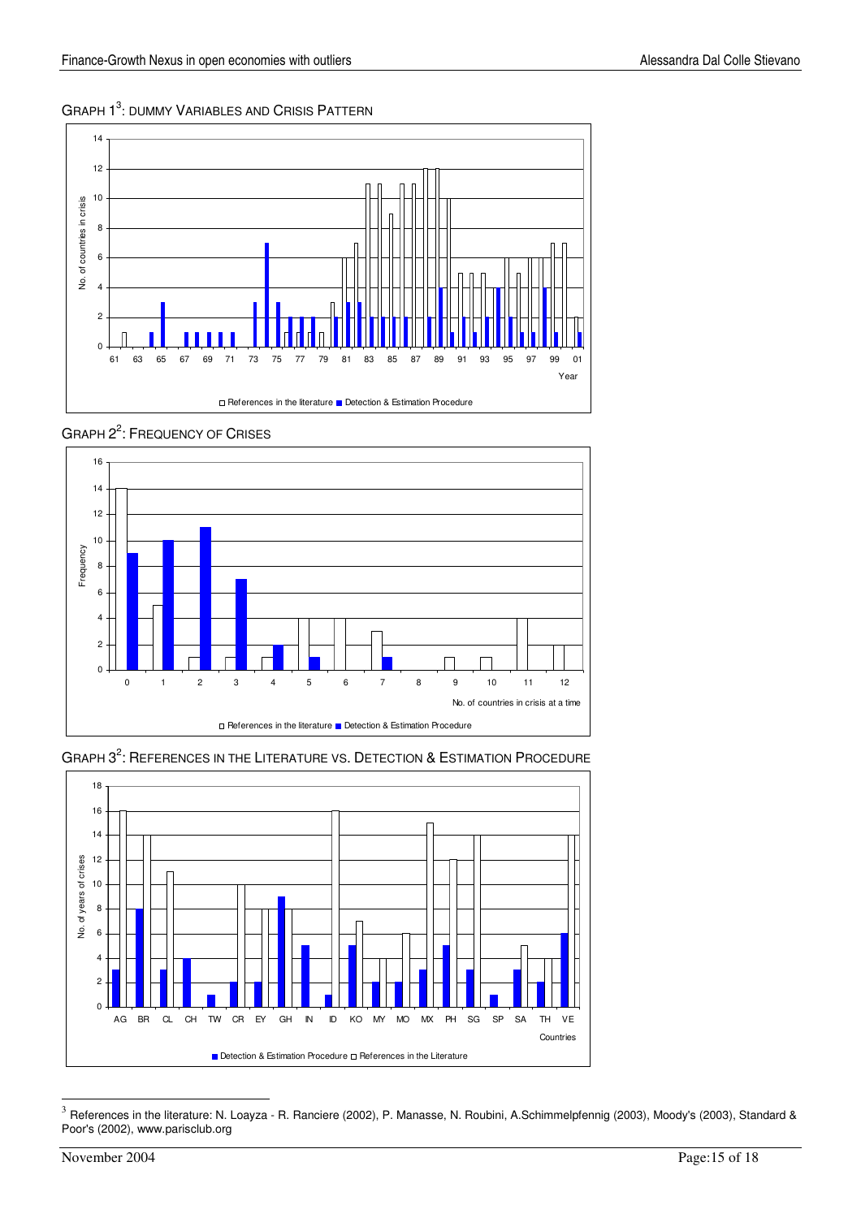GRAPH 1[3]: DUMMY VARIABLES AND CRISIS PATTERN

GRAPH 2[2]: FREQUENCY OF CRISES

GRAPH 3[2]: REFERENCES IN THE LITERATURE VS. DETECTION & ESTIMATION PROCEDURE

[3] References in the literature: N. Loayza - R. Ranciere (2002), P. Manasse, N. Roubini, A.Schimmelpfennig (2003), Moody's (2003), Standard & Poor's (2002), www.parisclub.org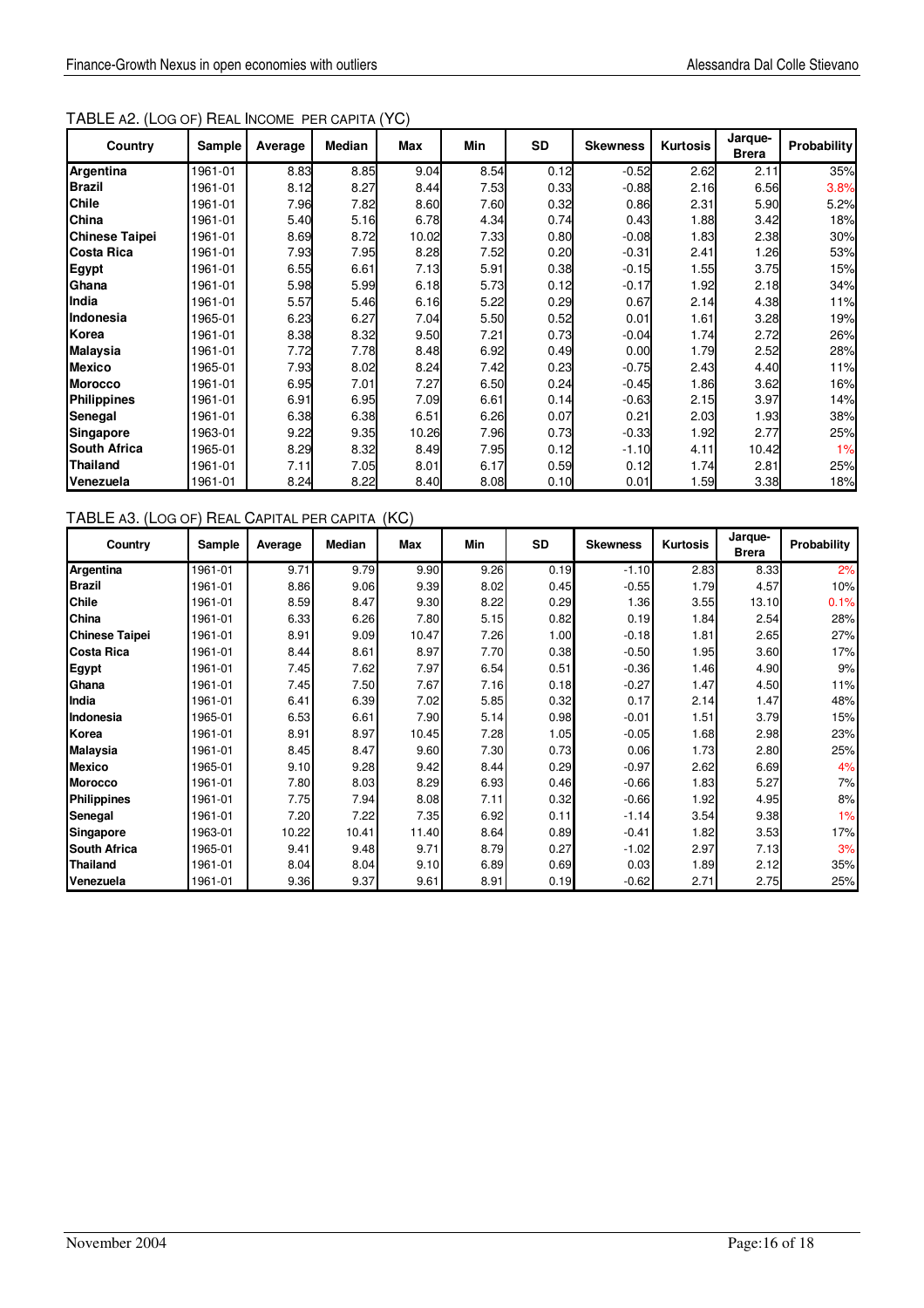TABLE A2. (LOG OF) REAL INCOME PER CAPITA (YC)

| Country | Sample | Average | Median | Max | Min | SD | Skewness | Kurtosis | Jarque-Brera | Probability |
|---|---|---|---|---|---|---|---|---|---|---|
| Argentina | 1961-01 | 8.83 | 8.85 | 9.04 | 8.54 | 0.12 | -0.52 | 2.62 | 2.11 | 35% |
| Brazil | 1961-01 | 8.12 | 8.27 | 8.44 | 7.53 | 0.33 | -0.88 | 2.16 | 6.56 | 3.8% |
| Chile | 1961-01 | 7.96 | 7.82 | 8.60 | 7.60 | 0.32 | 0.86 | 2.31 | 5.90 | 5.2% |
| China | 1961-01 | 5.40 | 5.16 | 6.78 | 4.34 | 0.74 | 0.43 | 1.88 | 3.42 | 18% |
| Chinese Taipei | 1961-01 | 8.69 | 8.72 | 10.02 | 7.33 | 0.80 | -0.08 | 1.83 | 2.38 | 30% |
| Costa Rica | 1961-01 | 7.93 | 7.95 | 8.28 | 7.52 | 0.20 | -0.31 | 2.41 | 1.26 | 53% |
| Egypt | 1961-01 | 6.55 | 6.61 | 7.13 | 5.91 | 0.38 | -0.15 | 1.55 | 3.75 | 15% |
| Ghana | 1961-01 | 5.98 | 5.99 | 6.18 | 5.73 | 0.12 | -0.17 | 1.92 | 2.18 | 34% |
| India | 1961-01 | 5.57 | 5.46 | 6.16 | 5.22 | 0.29 | 0.67 | 2.14 | 4.38 | 11% |
| Indonesia | 1965-01 | 6.23 | 6.27 | 7.04 | 5.50 | 0.52 | 0.01 | 1.61 | 3.28 | 19% |
| Korea | 1961-01 | 8.38 | 8.32 | 9.50 | 7.21 | 0.73 | -0.04 | 1.74 | 2.72 | 26% |
| Malaysia | 1961-01 | 7.72 | 7.78 | 8.48 | 6.92 | 0.49 | 0.00 | 1.79 | 2.52 | 28% |
| Mexico | 1965-01 | 7.93 | 8.02 | 8.24 | 7.42 | 0.23 | -0.75 | 2.43 | 4.40 | 11% |
| Morocco | 1961-01 | 6.95 | 7.01 | 7.27 | 6.50 | 0.24 | -0.45 | 1.86 | 3.62 | 16% |
| Philippines | 1961-01 | 6.91 | 6.95 | 7.09 | 6.61 | 0.14 | -0.63 | 2.15 | 3.97 | 14% |
| Senegal | 1961-01 | 6.38 | 6.38 | 6.51 | 6.26 | 0.07 | 0.21 | 2.03 | 1.93 | 38% |
| Singapore | 1963-01 | 9.22 | 9.35 | 10.26 | 7.96 | 0.73 | -0.33 | 1.92 | 2.77 | 25% |
| South Africa | 1965-01 | 8.29 | 8.32 | 8.49 | 7.95 | 0.12 | -1.10 | 4.11 | 10.42 | 1% |
| Thailand | 1961-01 | 7.11 | 7.05 | 8.01 | 6.17 | 0.59 | 0.12 | 1.74 | 2.81 | 25% |
| Venezuela | 1961-01 | 8.24 | 8.22 | 8.40 | 8.08 | 0.10 | 0.01 | 1.59 | 3.38 | 18% |

TABLE A3. (LOG OF) REAL CAPITAL PER CAPITA (KC)

| Country | Sample | Average | Median | Max | Min | SD | Skewness | Kurtosis | Jarque-Brera | Probability |
|---|---|---|---|---|---|---|---|---|---|---|
| Argentina | 1961-01 | 9.71 | 9.79 | 9.90 | 9.26 | 0.19 | -1.10 | 2.83 | 8.33 | 2% |
| Brazil | 1961-01 | 8.86 | 9.06 | 9.39 | 8.02 | 0.45 | -0.55 | 1.79 | 4.57 | 10% |
| Chile | 1961-01 | 8.59 | 8.47 | 9.30 | 8.22 | 0.29 | 1.36 | 3.55 | 13.10 | 0.1% |
| China | 1961-01 | 6.33 | 6.26 | 7.80 | 5.15 | 0.82 | 0.19 | 1.84 | 2.54 | 28% |
| Chinese Taipei | 1961-01 | 8.91 | 9.09 | 10.47 | 7.26 | 1.00 | -0.18 | 1.81 | 2.65 | 27% |
| Costa Rica | 1961-01 | 8.44 | 8.61 | 8.97 | 7.70 | 0.38 | -0.50 | 1.95 | 3.60 | 17% |
| Egypt | 1961-01 | 7.45 | 7.62 | 7.97 | 6.54 | 0.51 | -0.36 | 1.46 | 4.90 | 9% |
| Ghana | 1961-01 | 7.45 | 7.50 | 7.67 | 7.16 | 0.18 | -0.27 | 1.47 | 4.50 | 11% |
| India | 1961-01 | 6.41 | 6.39 | 7.02 | 5.85 | 0.32 | 0.17 | 2.14 | 1.47 | 48% |
| Indonesia | 1965-01 | 6.53 | 6.61 | 7.90 | 5.14 | 0.98 | -0.01 | 1.51 | 3.79 | 15% |
| Korea | 1961-01 | 8.91 | 8.97 | 10.45 | 7.28 | 1.05 | -0.05 | 1.68 | 2.98 | 23% |
| Malaysia | 1961-01 | 8.45 | 8.47 | 9.60 | 7.30 | 0.73 | 0.06 | 1.73 | 2.80 | 25% |
| Mexico | 1965-01 | 9.10 | 9.28 | 9.42 | 8.44 | 0.29 | -0.97 | 2.62 | 6.69 | 4% |
| Morocco | 1961-01 | 7.80 | 8.03 | 8.29 | 6.93 | 0.46 | -0.66 | 1.83 | 5.27 | 7% |
| Philippines | 1961-01 | 7.75 | 7.94 | 8.08 | 7.11 | 0.32 | -0.66 | 1.92 | 4.95 | 8% |
| Senegal | 1961-01 | 7.20 | 7.22 | 7.35 | 6.92 | 0.11 | -1.14 | 3.54 | 9.38 | 1% |
| Singapore | 1963-01 | 10.22 | 10.41 | 11.40 | 8.64 | 0.89 | -0.41 | 1.82 | 3.53 | 17% |
| South Africa | 1965-01 | 9.41 | 9.48 | 9.71 | 8.79 | 0.27 | -1.02 | 2.97 | 7.13 | 3% |
| Thailand | 1961-01 | 8.04 | 8.04 | 9.10 | 6.89 | 0.69 | 0.03 | 1.89 | 2.12 | 35% |
| Venezuela | 1961-01 | 9.36 | 9.37 | 9.61 | 8.91 | 0.19 | -0.62 | 2.71 | 2.75 | 25% |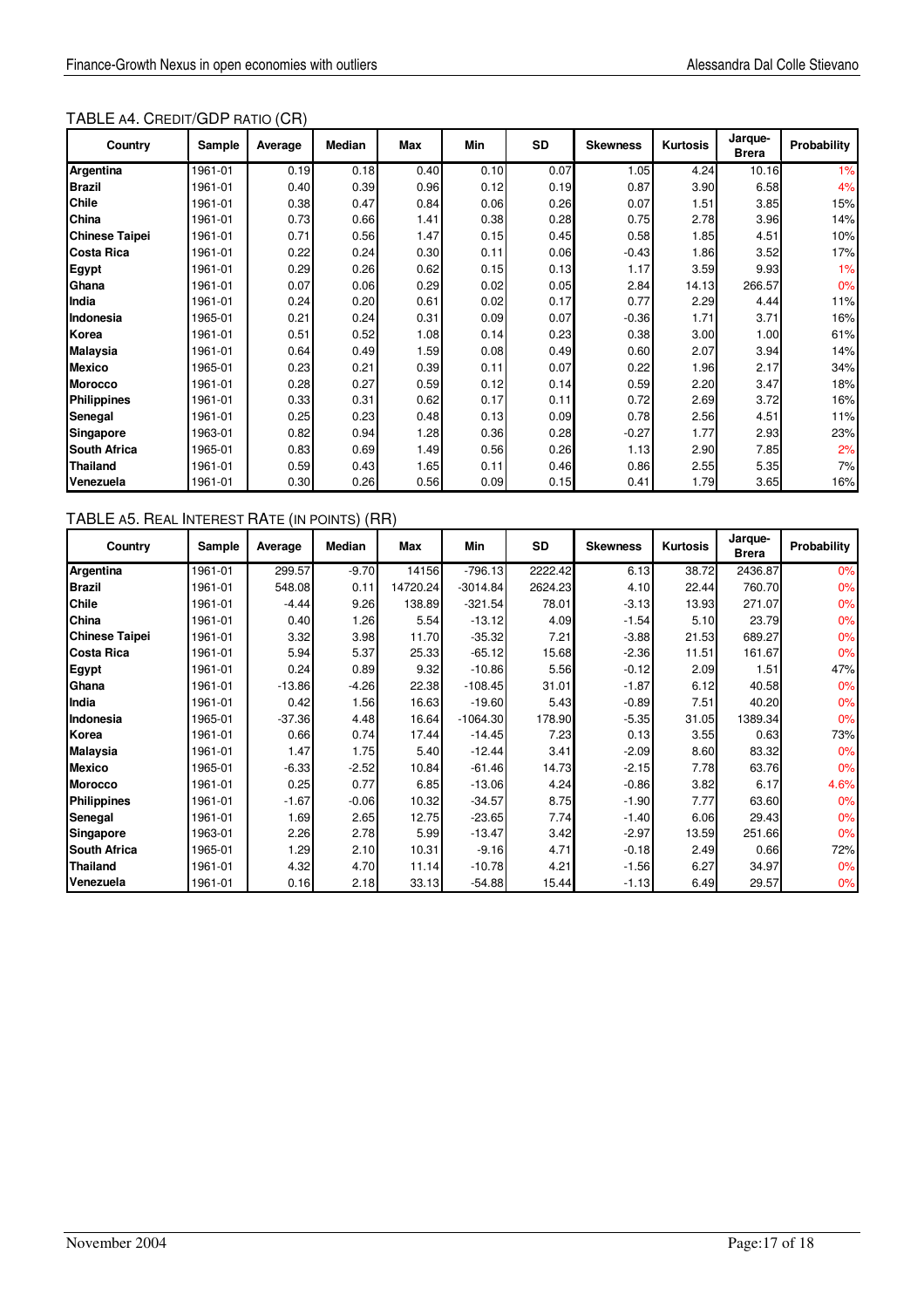TABLE A4. CREDIT/GDP RATIO (CR)

| Country | Sample | Average | Median | Max | Min | SD | Skewness | Kurtosis | Jarque-Brera | Probability |
|---|---|---|---|---|---|---|---|---|---|---|
| Argentina | 1961-01 | 0.19 | 0.18 | 0.40 | 0.10 | 0.07 | 1.05 | 4.24 | 10.16 | 1% |
| Brazil | 1961-01 | 0.40 | 0.39 | 0.96 | 0.12 | 0.19 | 0.87 | 3.90 | 6.58 | 4% |
| Chile | 1961-01 | 0.38 | 0.47 | 0.84 | 0.06 | 0.26 | 0.07 | 1.51 | 3.85 | 15% |
| China | 1961-01 | 0.73 | 0.66 | 1.41 | 0.38 | 0.28 | 0.75 | 2.78 | 3.96 | 14% |
| Chinese Taipei | 1961-01 | 0.71 | 0.56 | 1.47 | 0.15 | 0.45 | 0.58 | 1.85 | 4.51 | 10% |
| Costa Rica | 1961-01 | 0.22 | 0.24 | 0.30 | 0.11 | 0.06 | -0.43 | 1.86 | 3.52 | 17% |
| Egypt | 1961-01 | 0.29 | 0.26 | 0.62 | 0.15 | 0.13 | 1.17 | 3.59 | 9.93 | 1% |
| Ghana | 1961-01 | 0.07 | 0.06 | 0.29 | 0.02 | 0.05 | 2.84 | 14.13 | 266.57 | 0% |
| India | 1961-01 | 0.24 | 0.20 | 0.61 | 0.02 | 0.17 | 0.77 | 2.29 | 4.44 | 11% |
| Indonesia | 1965-01 | 0.21 | 0.24 | 0.31 | 0.09 | 0.07 | -0.36 | 1.71 | 3.71 | 16% |
| Korea | 1961-01 | 0.51 | 0.52 | 1.08 | 0.14 | 0.23 | 0.38 | 3.00 | 1.00 | 61% |
| Malaysia | 1961-01 | 0.64 | 0.49 | 1.59 | 0.08 | 0.49 | 0.60 | 2.07 | 3.94 | 14% |
| Mexico | 1965-01 | 0.23 | 0.21 | 0.39 | 0.11 | 0.07 | 0.22 | 1.96 | 2.17 | 34% |
| Morocco | 1961-01 | 0.28 | 0.27 | 0.59 | 0.12 | 0.14 | 0.59 | 2.20 | 3.47 | 18% |
| Philippines | 1961-01 | 0.33 | 0.31 | 0.62 | 0.17 | 0.11 | 0.72 | 2.69 | 3.72 | 16% |
| Senegal | 1961-01 | 0.25 | 0.23 | 0.48 | 0.13 | 0.09 | 0.78 | 2.56 | 4.51 | 11% |
| Singapore | 1963-01 | 0.82 | 0.94 | 1.28 | 0.36 | 0.28 | -0.27 | 1.77 | 2.93 | 23% |
| South Africa | 1965-01 | 0.83 | 0.69 | 1.49 | 0.56 | 0.26 | 1.13 | 2.90 | 7.85 | 2% |
| Thailand | 1961-01 | 0.59 | 0.43 | 1.65 | 0.11 | 0.46 | 0.86 | 2.55 | 5.35 | 7% |
| Venezuela | 1961-01 | 0.30 | 0.26 | 0.56 | 0.09 | 0.15 | 0.41 | 1.79 | 3.65 | 16% |

TABLE A5. REAL INTEREST RATE (IN POINTS) (RR)

| Country | Sample | Average | Median | Max | Min | SD | Skewness | Kurtosis | Jarque-Brera | Probability |
|---|---|---|---|---|---|---|---|---|---|---|
| Argentina | 1961-01 | 299.57 | -9.70 | 14156 | -796.13 | 2222.42 | 6.13 | 38.72 | 2436.87 | 0% |
| Brazil | 1961-01 | 548.08 | 0.11 | 14720.24 | -3014.84 | 2624.23 | 4.10 | 22.44 | 760.70 | 0% |
| Chile | 1961-01 | -4.44 | 9.26 | 138.89 | -321.54 | 78.01 | -3.13 | 13.93 | 271.07 | 0% |
| China | 1961-01 | 0.40 | 1.26 | 5.54 | -13.12 | 4.09 | -1.54 | 5.10 | 23.79 | 0% |
| Chinese Taipei | 1961-01 | 3.32 | 3.98 | 11.70 | -35.32 | 7.21 | -3.88 | 21.53 | 689.27 | 0% |
| Costa Rica | 1961-01 | 5.94 | 5.37 | 25.33 | -65.12 | 15.68 | -2.36 | 11.51 | 161.67 | 0% |
| Egypt | 1961-01 | 0.24 | 0.89 | 9.32 | -10.86 | 5.56 | -0.12 | 2.09 | 1.51 | 47% |
| Ghana | 1961-01 | -13.86 | -4.26 | 22.38 | -108.45 | 31.01 | -1.87 | 6.12 | 40.58 | 0% |
| India | 1961-01 | 0.42 | 1.56 | 16.63 | -19.60 | 5.43 | -0.89 | 7.51 | 40.20 | 0% |
| Indonesia | 1965-01 | -37.36 | 4.48 | 16.64 | -1064.30 | 178.90 | -5.35 | 31.05 | 1389.34 | 0% |
| Korea | 1961-01 | 0.66 | 0.74 | 17.44 | -14.45 | 7.23 | 0.13 | 3.55 | 0.63 | 73% |
| Malaysia | 1961-01 | 1.47 | 1.75 | 5.40 | -12.44 | 3.41 | -2.09 | 8.60 | 83.32 | 0% |
| Mexico | 1965-01 | -6.33 | -2.52 | 10.84 | -61.46 | 14.73 | -2.15 | 7.78 | 63.76 | 0% |
| Morocco | 1961-01 | 0.25 | 0.77 | 6.85 | -13.06 | 4.24 | -0.86 | 3.82 | 6.17 | 4.6% |
| Philippines | 1961-01 | -1.67 | -0.06 | 10.32 | -34.57 | 8.75 | -1.90 | 7.77 | 63.60 | 0% |
| Senegal | 1961-01 | 1.69 | 2.65 | 12.75 | -23.65 | 7.74 | -1.40 | 6.06 | 29.43 | 0% |
| Singapore | 1963-01 | 2.26 | 2.78 | 5.99 | -13.47 | 3.42 | -2.97 | 13.59 | 251.66 | 0% |
| South Africa | 1965-01 | 1.29 | 2.10 | 10.31 | -9.16 | 4.71 | -0.18 | 2.49 | 0.66 | 72% |
| Thailand | 1961-01 | 4.32 | 4.70 | 11.14 | -10.78 | 4.21 | -1.56 | 6.27 | 34.97 | 0% |
| Venezuela | 1961-01 | 0.16 | 2.18 | 33.13 | -54.88 | 15.44 | -1.13 | 6.49 | 29.57 | 0% |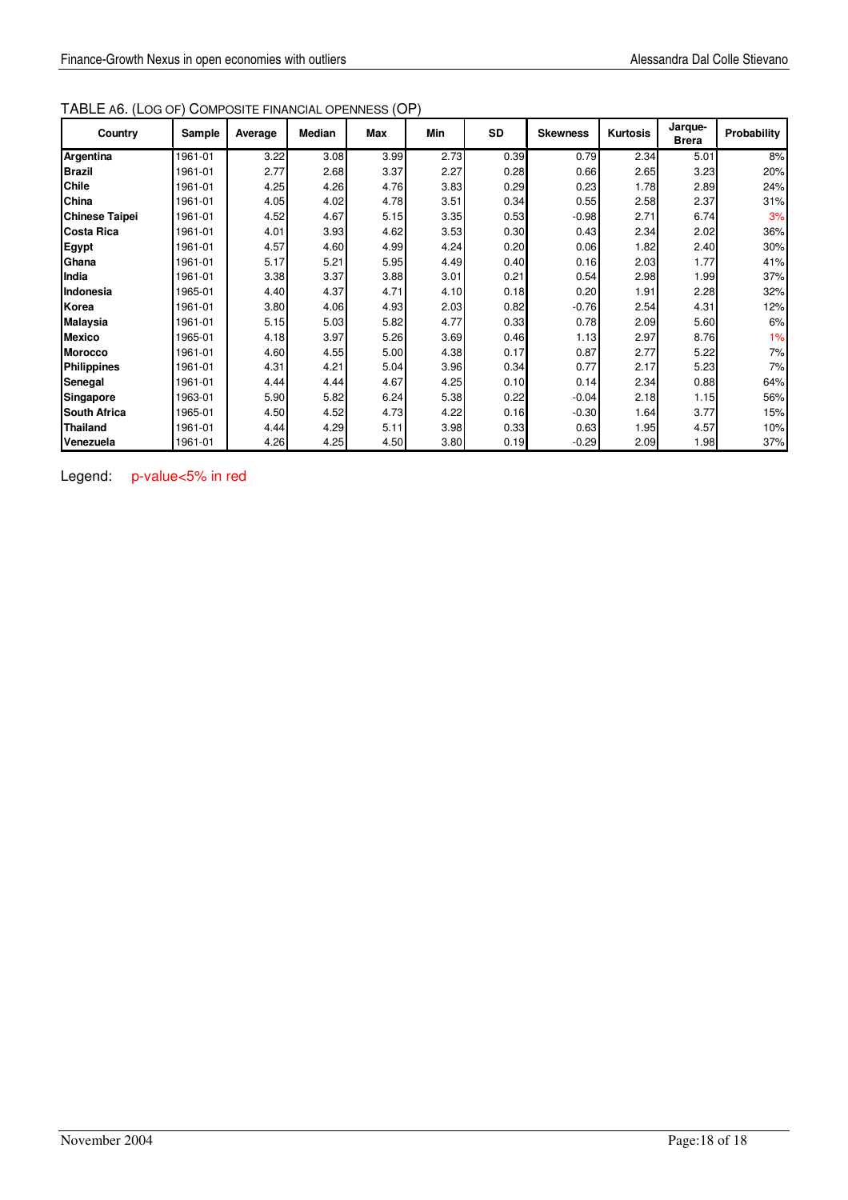TABLE A6. (LOG OF) COMPOSITE FINANCIAL OPENNESS (OP)

| Country | Sample | Average | Median | Max | Min | SD | Skewness | Kurtosis | Jarque-Brera | Probability |
|---|---|---|---|---|---|---|---|---|---|---|
| **Argentina** | 1961-01 | 3.22 | 3.08 | 3.99 | 2.73 | 0.39 | 0.79 | 2.34 | 5.01 | 8% |
| **Brazil** | 1961-01 | 2.77 | 2.68 | 3.37 | 2.27 | 0.28 | 0.66 | 2.65 | 3.23 | 20% |
| **Chile** | 1961-01 | 4.25 | 4.26 | 4.76 | 3.83 | 0.29 | 0.23 | 1.78 | 2.89 | 24% |
| **China** | 1961-01 | 4.05 | 4.02 | 4.78 | 3.51 | 0.34 | 0.55 | 2.58 | 2.37 | 31% |
| **Chinese Taipei** | 1961-01 | 4.52 | 4.67 | 5.15 | 3.35 | 0.53 | -0.98 | 2.71 | 6.74 | 3% |
| **Costa Rica** | 1961-01 | 4.01 | 3.93 | 4.62 | 3.53 | 0.30 | 0.43 | 2.34 | 2.02 | 36% |
| **Egypt** | 1961-01 | 4.57 | 4.60 | 4.99 | 4.24 | 0.20 | 0.06 | 1.82 | 2.40 | 30% |
| **Ghana** | 1961-01 | 5.17 | 5.21 | 5.95 | 4.49 | 0.40 | 0.16 | 2.03 | 1.77 | 41% |
| **India** | 1961-01 | 3.38 | 3.37 | 3.88 | 3.01 | 0.21 | 0.54 | 2.98 | 1.99 | 37% |
| **Indonesia** | 1965-01 | 4.40 | 4.37 | 4.71 | 4.10 | 0.18 | 0.20 | 1.91 | 2.28 | 32% |
| **Korea** | 1961-01 | 3.80 | 4.06 | 4.93 | 2.03 | 0.82 | -0.76 | 2.54 | 4.31 | 12% |
| **Malaysia** | 1961-01 | 5.15 | 5.03 | 5.82 | 4.77 | 0.33 | 0.78 | 2.09 | 5.60 | 6% |
| **Mexico** | 1965-01 | 4.18 | 3.97 | 5.26 | 3.69 | 0.46 | 1.13 | 2.97 | 8.76 | 1% |
| **Morocco** | 1961-01 | 4.60 | 4.55 | 5.00 | 4.38 | 0.17 | 0.87 | 2.77 | 5.22 | 7% |
| **Philippines** | 1961-01 | 4.31 | 4.21 | 5.04 | 3.96 | 0.34 | 0.77 | 2.17 | 5.23 | 7% |
| **Senegal** | 1961-01 | 4.44 | 4.44 | 4.67 | 4.25 | 0.10 | 0.14 | 2.34 | 0.88 | 64% |
| **Singapore** | 1963-01 | 5.90 | 5.82 | 6.24 | 5.38 | 0.22 | -0.04 | 2.18 | 1.15 | 56% |
| **South Africa** | 1965-01 | 4.50 | 4.52 | 4.73 | 4.22 | 0.16 | -0.30 | 1.64 | 3.77 | 15% |
| **Thailand** | 1961-01 | 4.44 | 4.29 | 5.11 | 3.98 | 0.33 | 0.63 | 1.95 | 4.57 | 10% |
| **Venezuela** | 1961-01 | 4.26 | 4.25 | 4.50 | 3.80 | 0.19 | -0.29 | 2.09 | 1.98 | 37% |

Legend: p-value<5% in red